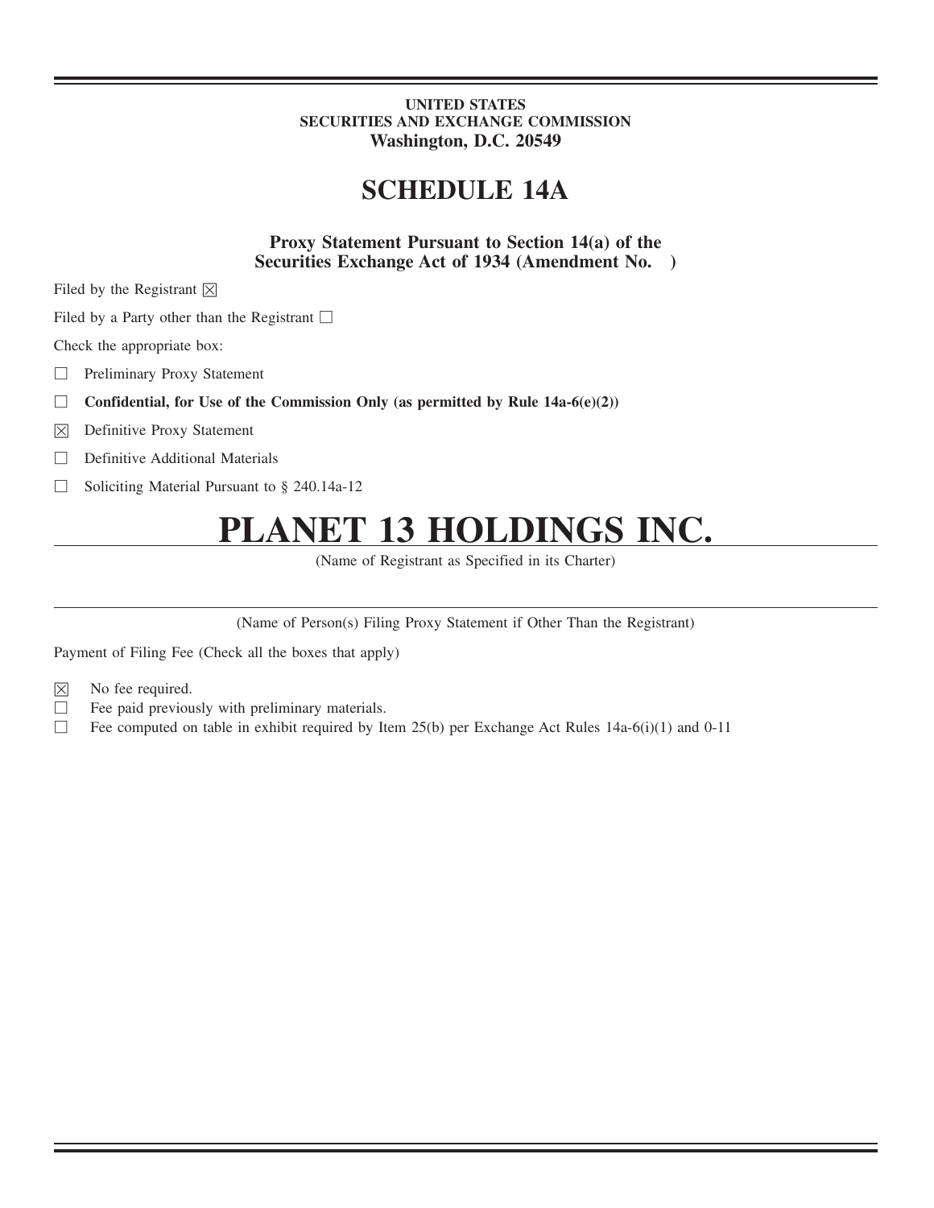**UNITED STATES**
**SECURITIES AND EXCHANGE COMMISSION**
**Washington, D.C. 20549**

# SCHEDULE 14A

**Proxy Statement Pursuant to Section 14(a) of the Securities Exchange Act of 1934 (Amendment No. )**

Filed by the Registrant ☒

Filed by a Party other than the Registrant ☐

Check the appropriate box:

☐ Preliminary Proxy Statement

☐ **Confidential, for Use of the Commission Only (as permitted by Rule 14a-6(e)(2))**

☒ Definitive Proxy Statement

☐ Definitive Additional Materials

☐ Soliciting Material Pursuant to § 240.14a-12

# PLANET 13 HOLDINGS INC.

(Name of Registrant as Specified in its Charter)

(Name of Person(s) Filing Proxy Statement if Other Than the Registrant)

Payment of Filing Fee (Check all the boxes that apply)

☒ No fee required.

☐ Fee paid previously with preliminary materials.

☐ Fee computed on table in exhibit required by Item 25(b) per Exchange Act Rules 14a-6(i)(1) and 0-11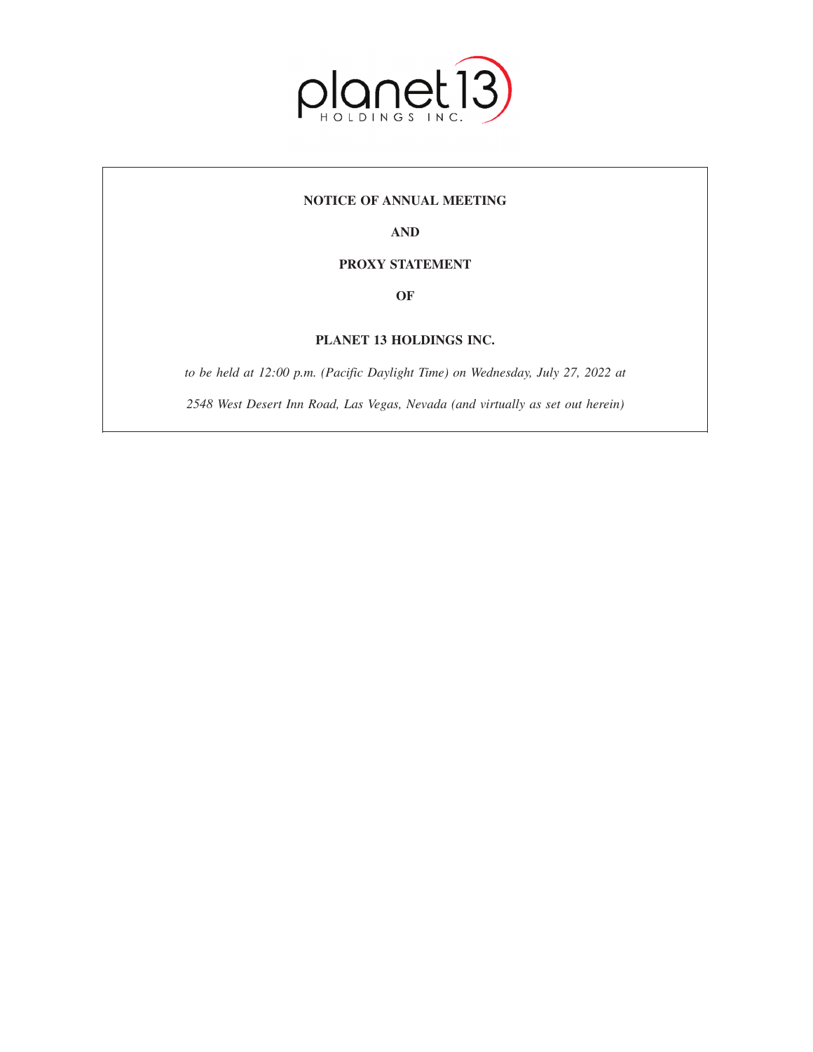**NOTICE OF ANNUAL MEETING**

**AND**

**PROXY STATEMENT**

**OF**

**PLANET 13 HOLDINGS INC.**

*to be held at 12:00 p.m. (Pacific Daylight Time) on Wednesday, July 27, 2022 at*

*2548 West Desert Inn Road, Las Vegas, Nevada (and virtually as set out herein)*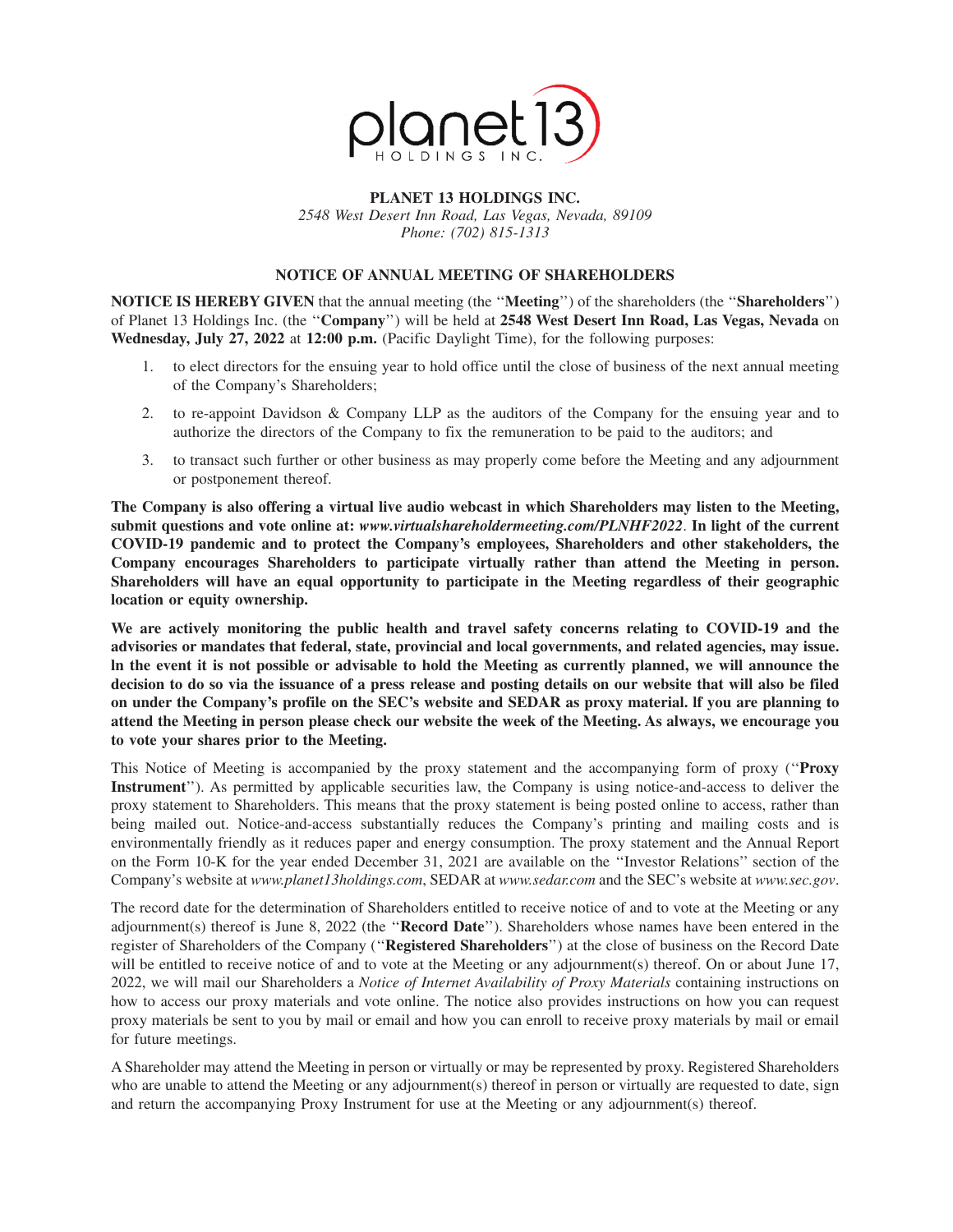**PLANET 13 HOLDINGS INC.**
*2548 West Desert Inn Road, Las Vegas, Nevada, 89109*
*Phone: (702) 815-1313*

## NOTICE OF ANNUAL MEETING OF SHAREHOLDERS

**NOTICE IS HEREBY GIVEN** that the annual meeting (the "**Meeting**") of the shareholders (the "**Shareholders**") of Planet 13 Holdings Inc. (the "**Company**") will be held at **2548 West Desert Inn Road, Las Vegas, Nevada** on **Wednesday, July 27, 2022** at **12:00 p.m.** (Pacific Daylight Time), for the following purposes:

1. to elect directors for the ensuing year to hold office until the close of business of the next annual meeting of the Company's Shareholders;
2. to re-appoint Davidson & Company LLP as the auditors of the Company for the ensuing year and to authorize the directors of the Company to fix the remuneration to be paid to the auditors; and
3. to transact such further or other business as may properly come before the Meeting and any adjournment or postponement thereof.

**The Company is also offering a virtual live audio webcast in which Shareholders may listen to the Meeting, submit questions and vote online at: *www.virtualshareholdermeeting.com/PLNHF2022*. In light of the current COVID-19 pandemic and to protect the Company's employees, Shareholders and other stakeholders, the Company encourages Shareholders to participate virtually rather than attend the Meeting in person. Shareholders will have an equal opportunity to participate in the Meeting regardless of their geographic location or equity ownership.**

**We are actively monitoring the public health and travel safety concerns relating to COVID-19 and the advisories or mandates that federal, state, provincial and local governments, and related agencies, may issue. In the event it is not possible or advisable to hold the Meeting as currently planned, we will announce the decision to do so via the issuance of a press release and posting details on our website that will also be filed on under the Company's profile on the SEC's website and SEDAR as proxy material. If you are planning to attend the Meeting in person please check our website the week of the Meeting. As always, we encourage you to vote your shares prior to the Meeting.**

This Notice of Meeting is accompanied by the proxy statement and the accompanying form of proxy ("**Proxy Instrument**"). As permitted by applicable securities law, the Company is using notice-and-access to deliver the proxy statement to Shareholders. This means that the proxy statement is being posted online to access, rather than being mailed out. Notice-and-access substantially reduces the Company's printing and mailing costs and is environmentally friendly as it reduces paper and energy consumption. The proxy statement and the Annual Report on the Form 10-K for the year ended December 31, 2021 are available on the "Investor Relations" section of the Company's website at *www.planet13holdings.com*, SEDAR at *www.sedar.com* and the SEC's website at *www.sec.gov*.

The record date for the determination of Shareholders entitled to receive notice of and to vote at the Meeting or any adjournment(s) thereof is June 8, 2022 (the "**Record Date**"). Shareholders whose names have been entered in the register of Shareholders of the Company ("**Registered Shareholders**") at the close of business on the Record Date will be entitled to receive notice of and to vote at the Meeting or any adjournment(s) thereof. On or about June 17, 2022, we will mail our Shareholders a *Notice of Internet Availability of Proxy Materials* containing instructions on how to access our proxy materials and vote online. The notice also provides instructions on how you can request proxy materials be sent to you by mail or email and how you can enroll to receive proxy materials by mail or email for future meetings.

A Shareholder may attend the Meeting in person or virtually or may be represented by proxy. Registered Shareholders who are unable to attend the Meeting or any adjournment(s) thereof in person or virtually are requested to date, sign and return the accompanying Proxy Instrument for use at the Meeting or any adjournment(s) thereof.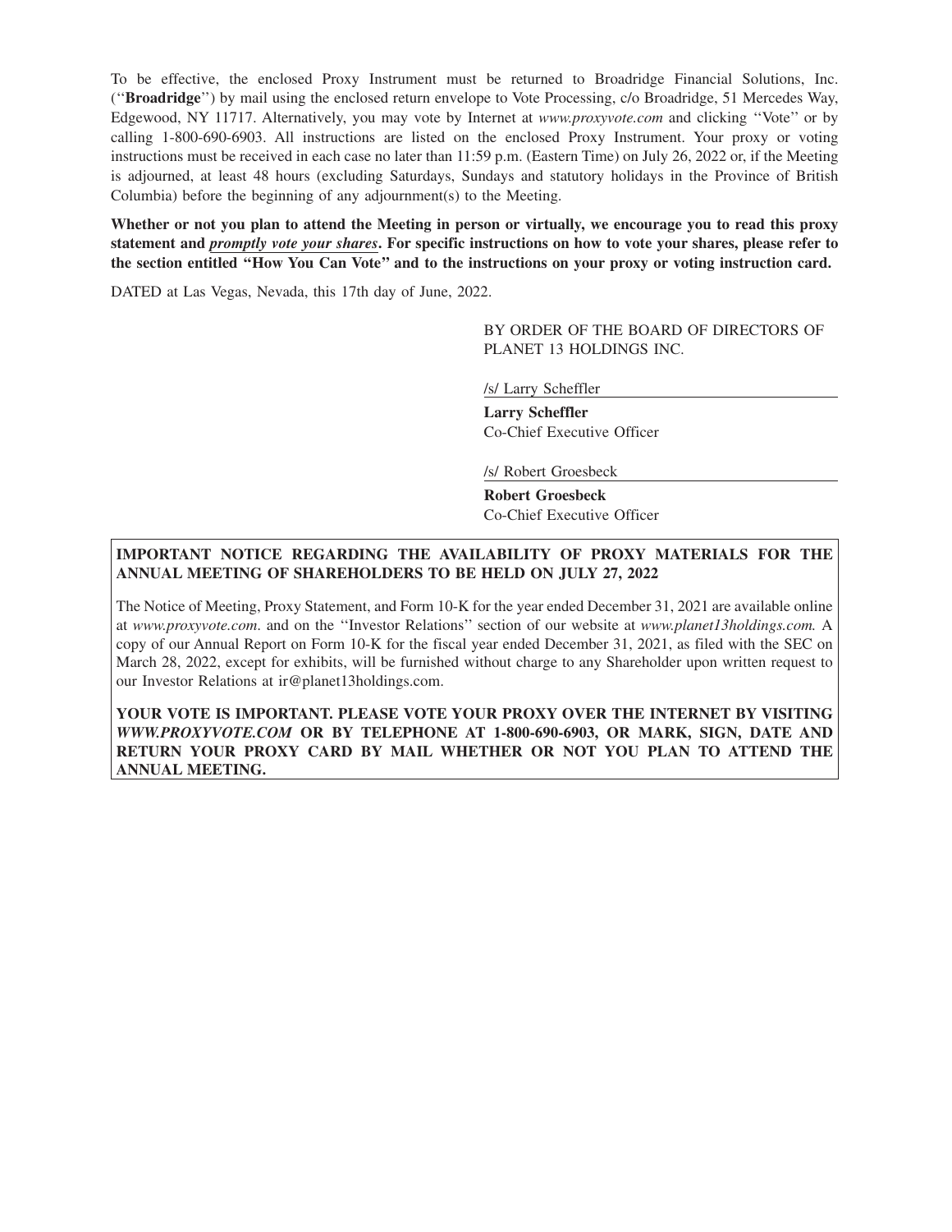To be effective, the enclosed Proxy Instrument must be returned to Broadridge Financial Solutions, Inc. (''**Broadridge**'') by mail using the enclosed return envelope to Vote Processing, c/o Broadridge, 51 Mercedes Way, Edgewood, NY 11717. Alternatively, you may vote by Internet at *www.proxyvote.com* and clicking ''Vote'' or by calling 1-800-690-6903. All instructions are listed on the enclosed Proxy Instrument. Your proxy or voting instructions must be received in each case no later than 11:59 p.m. (Eastern Time) on July 26, 2022 or, if the Meeting is adjourned, at least 48 hours (excluding Saturdays, Sundays and statutory holidays in the Province of British Columbia) before the beginning of any adjournment(s) to the Meeting.

**Whether or not you plan to attend the Meeting in person or virtually, we encourage you to read this proxy statement and *promptly vote your shares*. For specific instructions on how to vote your shares, please refer to the section entitled "How You Can Vote" and to the instructions on your proxy or voting instruction card.**

DATED at Las Vegas, Nevada, this 17th day of June, 2022.

BY ORDER OF THE BOARD OF DIRECTORS OF PLANET 13 HOLDINGS INC.

/s/ Larry Scheffler

**Larry Scheffler**
Co-Chief Executive Officer

/s/ Robert Groesbeck

**Robert Groesbeck**
Co-Chief Executive Officer

**IMPORTANT NOTICE REGARDING THE AVAILABILITY OF PROXY MATERIALS FOR THE ANNUAL MEETING OF SHAREHOLDERS TO BE HELD ON JULY 27, 2022**

The Notice of Meeting, Proxy Statement, and Form 10-K for the year ended December 31, 2021 are available online at *www.proxyvote.com*. and on the ''Investor Relations'' section of our website at *www.planet13holdings.com.* A copy of our Annual Report on Form 10-K for the fiscal year ended December 31, 2021, as filed with the SEC on March 28, 2022, except for exhibits, will be furnished without charge to any Shareholder upon written request to our Investor Relations at ir@planet13holdings.com.

**YOUR VOTE IS IMPORTANT. PLEASE VOTE YOUR PROXY OVER THE INTERNET BY VISITING *WWW.PROXYVOTE.COM* OR BY TELEPHONE AT 1-800-690-6903, OR MARK, SIGN, DATE AND RETURN YOUR PROXY CARD BY MAIL WHETHER OR NOT YOU PLAN TO ATTEND THE ANNUAL MEETING.**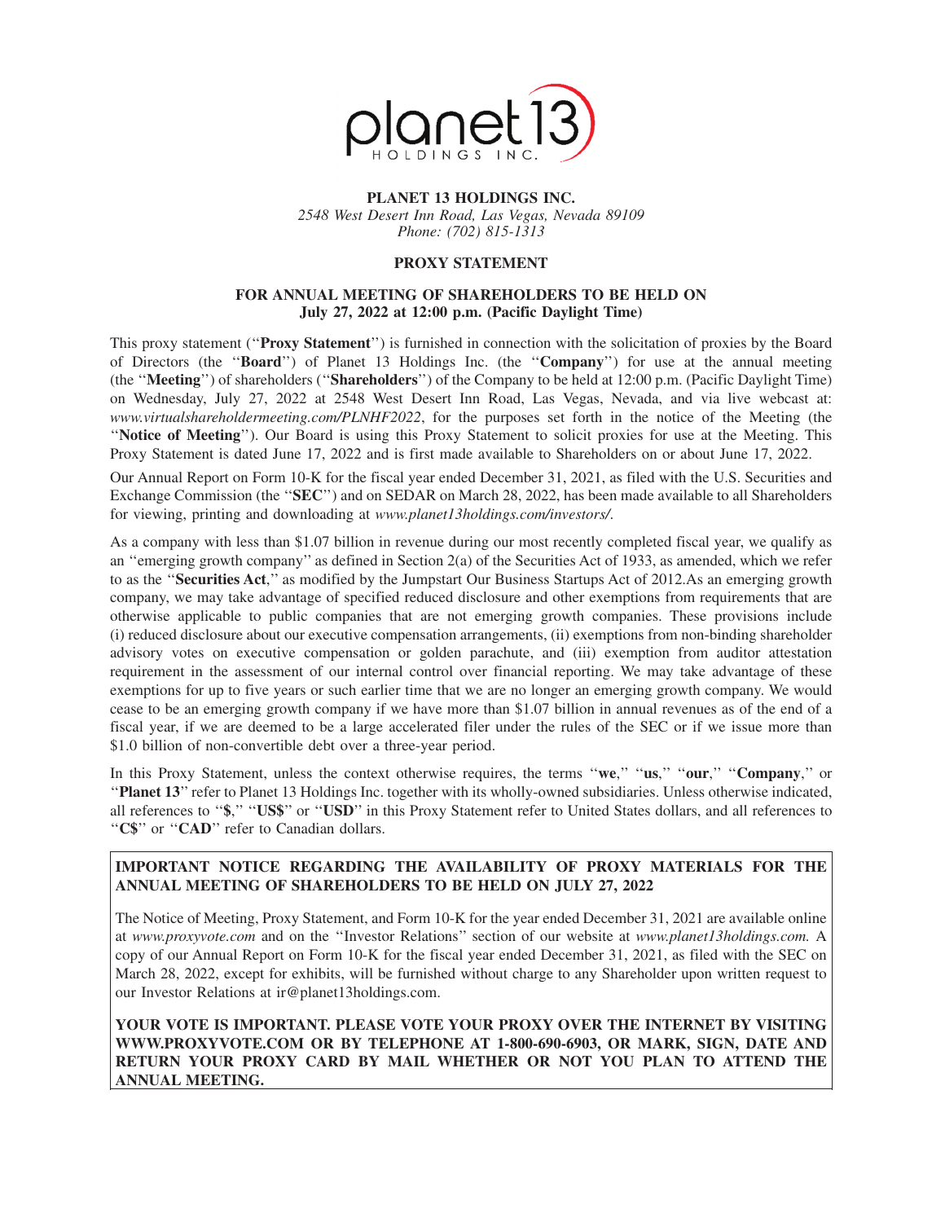**PLANET 13 HOLDINGS INC.**
*2548 West Desert Inn Road, Las Vegas, Nevada 89109*
*Phone: (702) 815-1313*

# PROXY STATEMENT

## FOR ANNUAL MEETING OF SHAREHOLDERS TO BE HELD ON July 27, 2022 at 12:00 p.m. (Pacific Daylight Time)

This proxy statement (''**Proxy Statement**'') is furnished in connection with the solicitation of proxies by the Board of Directors (the ''**Board**'') of Planet 13 Holdings Inc. (the ''**Company**'') for use at the annual meeting (the ''**Meeting**'') of shareholders (''**Shareholders**'') of the Company to be held at 12:00 p.m. (Pacific Daylight Time) on Wednesday, July 27, 2022 at 2548 West Desert Inn Road, Las Vegas, Nevada, and via live webcast at: *www.virtualshareholdermeeting.com/PLNHF2022*, for the purposes set forth in the notice of the Meeting (the ''**Notice of Meeting**''). Our Board is using this Proxy Statement to solicit proxies for use at the Meeting. This Proxy Statement is dated June 17, 2022 and is first made available to Shareholders on or about June 17, 2022.

Our Annual Report on Form 10-K for the fiscal year ended December 31, 2021, as filed with the U.S. Securities and Exchange Commission (the ''**SEC**'') and on SEDAR on March 28, 2022, has been made available to all Shareholders for viewing, printing and downloading at *www.planet13holdings.com/investors/*.

As a company with less than $1.07 billion in revenue during our most recently completed fiscal year, we qualify as an ''emerging growth company'' as defined in Section 2(a) of the Securities Act of 1933, as amended, which we refer to as the ''**Securities Act**,'' as modified by the Jumpstart Our Business Startups Act of 2012.As an emerging growth company, we may take advantage of specified reduced disclosure and other exemptions from requirements that are otherwise applicable to public companies that are not emerging growth companies. These provisions include (i) reduced disclosure about our executive compensation arrangements, (ii) exemptions from non-binding shareholder advisory votes on executive compensation or golden parachute, and (iii) exemption from auditor attestation requirement in the assessment of our internal control over financial reporting. We may take advantage of these exemptions for up to five years or such earlier time that we are no longer an emerging growth company. We would cease to be an emerging growth company if we have more than $1.07 billion in annual revenues as of the end of a fiscal year, if we are deemed to be a large accelerated filer under the rules of the SEC or if we issue more than $1.0 billion of non-convertible debt over a three-year period.

In this Proxy Statement, unless the context otherwise requires, the terms ''**we**,'' ''**us**,'' ''**our**,'' ''**Company**,'' or ''**Planet 13**'' refer to Planet 13 Holdings Inc. together with its wholly-owned subsidiaries. Unless otherwise indicated, all references to ''**$**,'' ''**US$**'' or ''**USD**'' in this Proxy Statement refer to United States dollars, and all references to ''**C$**'' or ''**CAD**'' refer to Canadian dollars.

**IMPORTANT NOTICE REGARDING THE AVAILABILITY OF PROXY MATERIALS FOR THE ANNUAL MEETING OF SHAREHOLDERS TO BE HELD ON JULY 27, 2022**

The Notice of Meeting, Proxy Statement, and Form 10-K for the year ended December 31, 2021 are available online at *www.proxyvote.com* and on the ''Investor Relations'' section of our website at *www.planet13holdings.com.* A copy of our Annual Report on Form 10-K for the fiscal year ended December 31, 2021, as filed with the SEC on March 28, 2022, except for exhibits, will be furnished without charge to any Shareholder upon written request to our Investor Relations at ir@planet13holdings.com.

**YOUR VOTE IS IMPORTANT. PLEASE VOTE YOUR PROXY OVER THE INTERNET BY VISITING WWW.PROXYVOTE.COM OR BY TELEPHONE AT 1-800-690-6903, OR MARK, SIGN, DATE AND RETURN YOUR PROXY CARD BY MAIL WHETHER OR NOT YOU PLAN TO ATTEND THE ANNUAL MEETING.**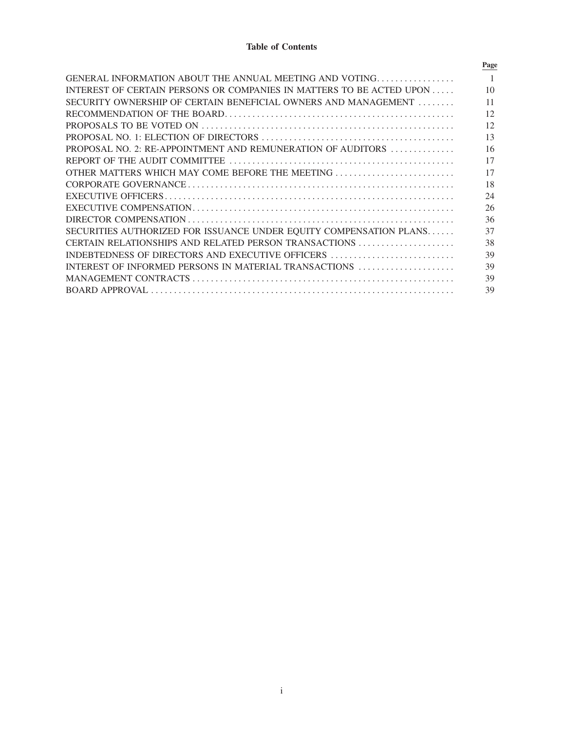## Table of Contents

| | Page |
|---|---|
| GENERAL INFORMATION ABOUT THE ANNUAL MEETING AND VOTING | 1 |
| INTEREST OF CERTAIN PERSONS OR COMPANIES IN MATTERS TO BE ACTED UPON | 10 |
| SECURITY OWNERSHIP OF CERTAIN BENEFICIAL OWNERS AND MANAGEMENT | 11 |
| RECOMMENDATION OF THE BOARD | 12 |
| PROPOSALS TO BE VOTED ON | 12 |
| PROPOSAL NO. 1: ELECTION OF DIRECTORS | 13 |
| PROPOSAL NO. 2: RE-APPOINTMENT AND REMUNERATION OF AUDITORS | 16 |
| REPORT OF THE AUDIT COMMITTEE | 17 |
| OTHER MATTERS WHICH MAY COME BEFORE THE MEETING | 17 |
| CORPORATE GOVERNANCE | 18 |
| EXECUTIVE OFFICERS | 24 |
| EXECUTIVE COMPENSATION | 26 |
| DIRECTOR COMPENSATION | 36 |
| SECURITIES AUTHORIZED FOR ISSUANCE UNDER EQUITY COMPENSATION PLANS | 37 |
| CERTAIN RELATIONSHIPS AND RELATED PERSON TRANSACTIONS | 38 |
| INDEBTEDNESS OF DIRECTORS AND EXECUTIVE OFFICERS | 39 |
| INTEREST OF INFORMED PERSONS IN MATERIAL TRANSACTIONS | 39 |
| MANAGEMENT CONTRACTS | 39 |
| BOARD APPROVAL | 39 |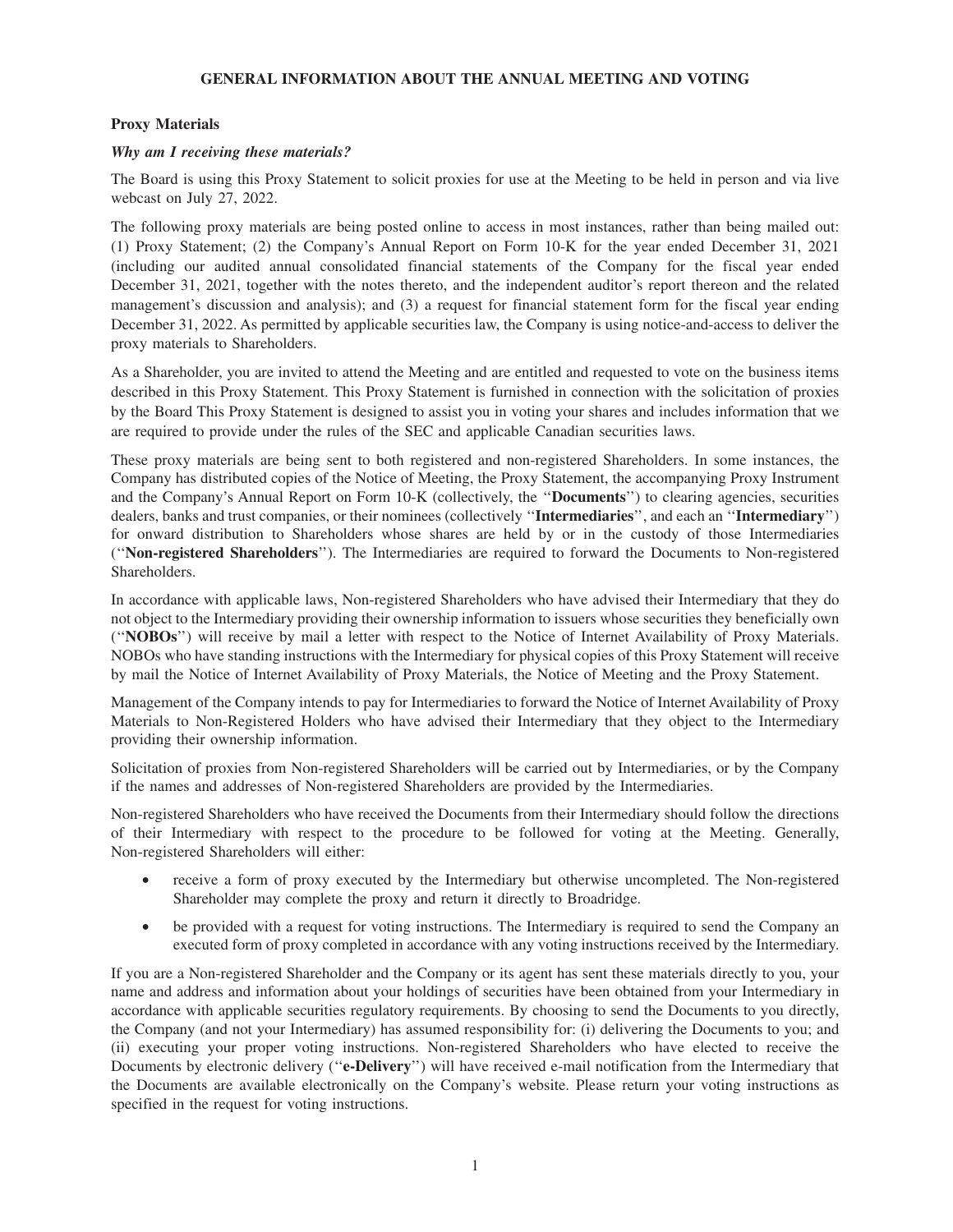## GENERAL INFORMATION ABOUT THE ANNUAL MEETING AND VOTING

### Proxy Materials

***Why am I receiving these materials?***

The Board is using this Proxy Statement to solicit proxies for use at the Meeting to be held in person and via live webcast on July 27, 2022.

The following proxy materials are being posted online to access in most instances, rather than being mailed out: (1) Proxy Statement; (2) the Company's Annual Report on Form 10-K for the year ended December 31, 2021 (including our audited annual consolidated financial statements of the Company for the fiscal year ended December 31, 2021, together with the notes thereto, and the independent auditor's report thereon and the related management's discussion and analysis); and (3) a request for financial statement form for the fiscal year ending December 31, 2022. As permitted by applicable securities law, the Company is using notice-and-access to deliver the proxy materials to Shareholders.

As a Shareholder, you are invited to attend the Meeting and are entitled and requested to vote on the business items described in this Proxy Statement. This Proxy Statement is furnished in connection with the solicitation of proxies by the Board This Proxy Statement is designed to assist you in voting your shares and includes information that we are required to provide under the rules of the SEC and applicable Canadian securities laws.

These proxy materials are being sent to both registered and non-registered Shareholders. In some instances, the Company has distributed copies of the Notice of Meeting, the Proxy Statement, the accompanying Proxy Instrument and the Company's Annual Report on Form 10-K (collectively, the "**Documents**") to clearing agencies, securities dealers, banks and trust companies, or their nominees (collectively "**Intermediaries**", and each an "**Intermediary**") for onward distribution to Shareholders whose shares are held by or in the custody of those Intermediaries ("**Non-registered Shareholders**"). The Intermediaries are required to forward the Documents to Non-registered Shareholders.

In accordance with applicable laws, Non-registered Shareholders who have advised their Intermediary that they do not object to the Intermediary providing their ownership information to issuers whose securities they beneficially own ("**NOBOs**") will receive by mail a letter with respect to the Notice of Internet Availability of Proxy Materials. NOBOs who have standing instructions with the Intermediary for physical copies of this Proxy Statement will receive by mail the Notice of Internet Availability of Proxy Materials, the Notice of Meeting and the Proxy Statement.

Management of the Company intends to pay for Intermediaries to forward the Notice of Internet Availability of Proxy Materials to Non-Registered Holders who have advised their Intermediary that they object to the Intermediary providing their ownership information.

Solicitation of proxies from Non-registered Shareholders will be carried out by Intermediaries, or by the Company if the names and addresses of Non-registered Shareholders are provided by the Intermediaries.

Non-registered Shareholders who have received the Documents from their Intermediary should follow the directions of their Intermediary with respect to the procedure to be followed for voting at the Meeting. Generally, Non-registered Shareholders will either:

- receive a form of proxy executed by the Intermediary but otherwise uncompleted. The Non-registered Shareholder may complete the proxy and return it directly to Broadridge.
- be provided with a request for voting instructions. The Intermediary is required to send the Company an executed form of proxy completed in accordance with any voting instructions received by the Intermediary.

If you are a Non-registered Shareholder and the Company or its agent has sent these materials directly to you, your name and address and information about your holdings of securities have been obtained from your Intermediary in accordance with applicable securities regulatory requirements. By choosing to send the Documents to you directly, the Company (and not your Intermediary) has assumed responsibility for: (i) delivering the Documents to you; and (ii) executing your proper voting instructions. Non-registered Shareholders who have elected to receive the Documents by electronic delivery ("**e-Delivery**") will have received e-mail notification from the Intermediary that the Documents are available electronically on the Company's website. Please return your voting instructions as specified in the request for voting instructions.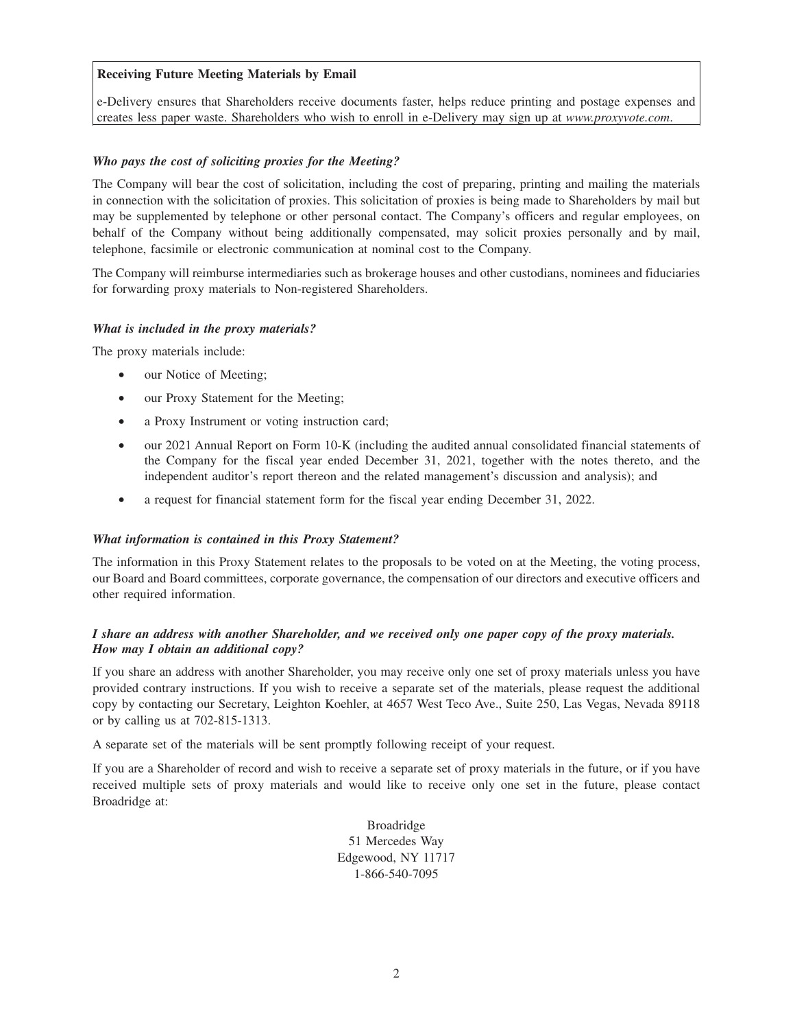**Receiving Future Meeting Materials by Email**

e-Delivery ensures that Shareholders receive documents faster, helps reduce printing and postage expenses and creates less paper waste. Shareholders who wish to enroll in e-Delivery may sign up at *www.proxyvote.com*.

***Who pays the cost of soliciting proxies for the Meeting?***

The Company will bear the cost of solicitation, including the cost of preparing, printing and mailing the materials in connection with the solicitation of proxies. This solicitation of proxies is being made to Shareholders by mail but may be supplemented by telephone or other personal contact. The Company's officers and regular employees, on behalf of the Company without being additionally compensated, may solicit proxies personally and by mail, telephone, facsimile or electronic communication at nominal cost to the Company.

The Company will reimburse intermediaries such as brokerage houses and other custodians, nominees and fiduciaries for forwarding proxy materials to Non-registered Shareholders.

***What is included in the proxy materials?***

The proxy materials include:

- our Notice of Meeting;
- our Proxy Statement for the Meeting;
- a Proxy Instrument or voting instruction card;
- our 2021 Annual Report on Form 10-K (including the audited annual consolidated financial statements of the Company for the fiscal year ended December 31, 2021, together with the notes thereto, and the independent auditor's report thereon and the related management's discussion and analysis); and
- a request for financial statement form for the fiscal year ending December 31, 2022.

***What information is contained in this Proxy Statement?***

The information in this Proxy Statement relates to the proposals to be voted on at the Meeting, the voting process, our Board and Board committees, corporate governance, the compensation of our directors and executive officers and other required information.

***I share an address with another Shareholder, and we received only one paper copy of the proxy materials. How may I obtain an additional copy?***

If you share an address with another Shareholder, you may receive only one set of proxy materials unless you have provided contrary instructions. If you wish to receive a separate set of the materials, please request the additional copy by contacting our Secretary, Leighton Koehler, at 4657 West Teco Ave., Suite 250, Las Vegas, Nevada 89118 or by calling us at 702-815-1313.

A separate set of the materials will be sent promptly following receipt of your request.

If you are a Shareholder of record and wish to receive a separate set of proxy materials in the future, or if you have received multiple sets of proxy materials and would like to receive only one set in the future, please contact Broadridge at:

Broadridge
51 Mercedes Way
Edgewood, NY 11717
1-866-540-7095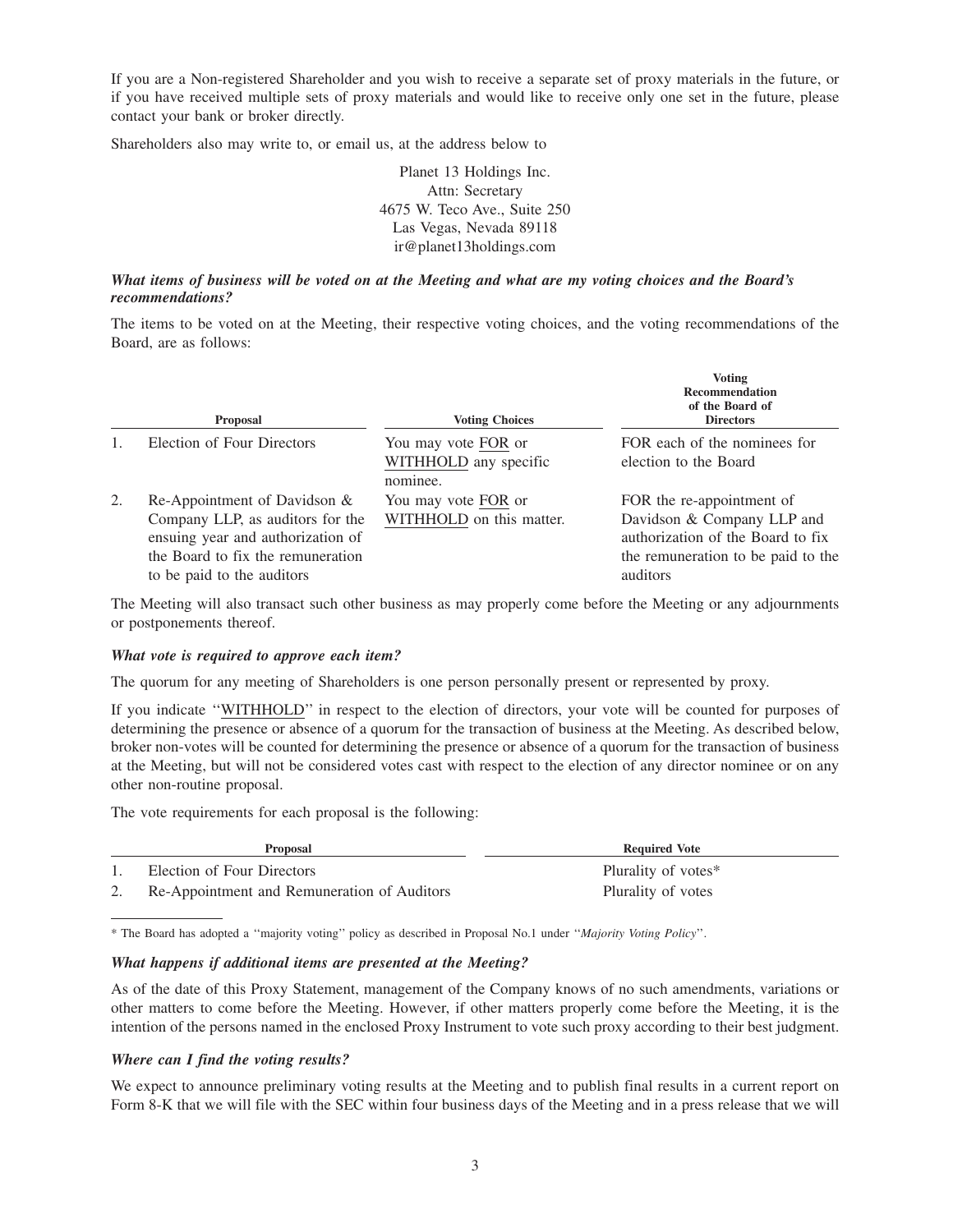If you are a Non-registered Shareholder and you wish to receive a separate set of proxy materials in the future, or if you have received multiple sets of proxy materials and would like to receive only one set in the future, please contact your bank or broker directly.

Shareholders also may write to, or email us, at the address below to

Planet 13 Holdings Inc.
Attn: Secretary
4675 W. Teco Ave., Suite 250
Las Vegas, Nevada 89118
ir@planet13holdings.com

### *What items of business will be voted on at the Meeting and what are my voting choices and the Board's recommendations?*

The items to be voted on at the Meeting, their respective voting choices, and the voting recommendations of the Board, are as follows:

| | Proposal | Voting Choices | Voting Recommendation of the Board of Directors |
|---|---|---|---|
| 1. | Election of Four Directors | You may vote FOR or WITHHOLD any specific nominee. | FOR each of the nominees for election to the Board |
| 2. | Re-Appointment of Davidson & Company LLP, as auditors for the ensuing year and authorization of the Board to fix the remuneration to be paid to the auditors | You may vote FOR or WITHHOLD on this matter. | FOR the re-appointment of Davidson & Company LLP and authorization of the Board to fix the remuneration to be paid to the auditors |

The Meeting will also transact such other business as may properly come before the Meeting or any adjournments or postponements thereof.

### *What vote is required to approve each item?*

The quorum for any meeting of Shareholders is one person personally present or represented by proxy.

If you indicate ''WITHHOLD'' in respect to the election of directors, your vote will be counted for purposes of determining the presence or absence of a quorum for the transaction of business at the Meeting. As described below, broker non-votes will be counted for determining the presence or absence of a quorum for the transaction of business at the Meeting, but will not be considered votes cast with respect to the election of any director nominee or on any other non-routine proposal.

The vote requirements for each proposal is the following:

| | Proposal | Required Vote |
|---|---|---|
| 1. | Election of Four Directors | Plurality of votes* |
| 2. | Re-Appointment and Remuneration of Auditors | Plurality of votes |

\* The Board has adopted a ''majority voting'' policy as described in Proposal No.1 under ''*Majority Voting Policy*''.

### *What happens if additional items are presented at the Meeting?*

As of the date of this Proxy Statement, management of the Company knows of no such amendments, variations or other matters to come before the Meeting. However, if other matters properly come before the Meeting, it is the intention of the persons named in the enclosed Proxy Instrument to vote such proxy according to their best judgment.

### *Where can I find the voting results?*

We expect to announce preliminary voting results at the Meeting and to publish final results in a current report on Form 8-K that we will file with the SEC within four business days of the Meeting and in a press release that we will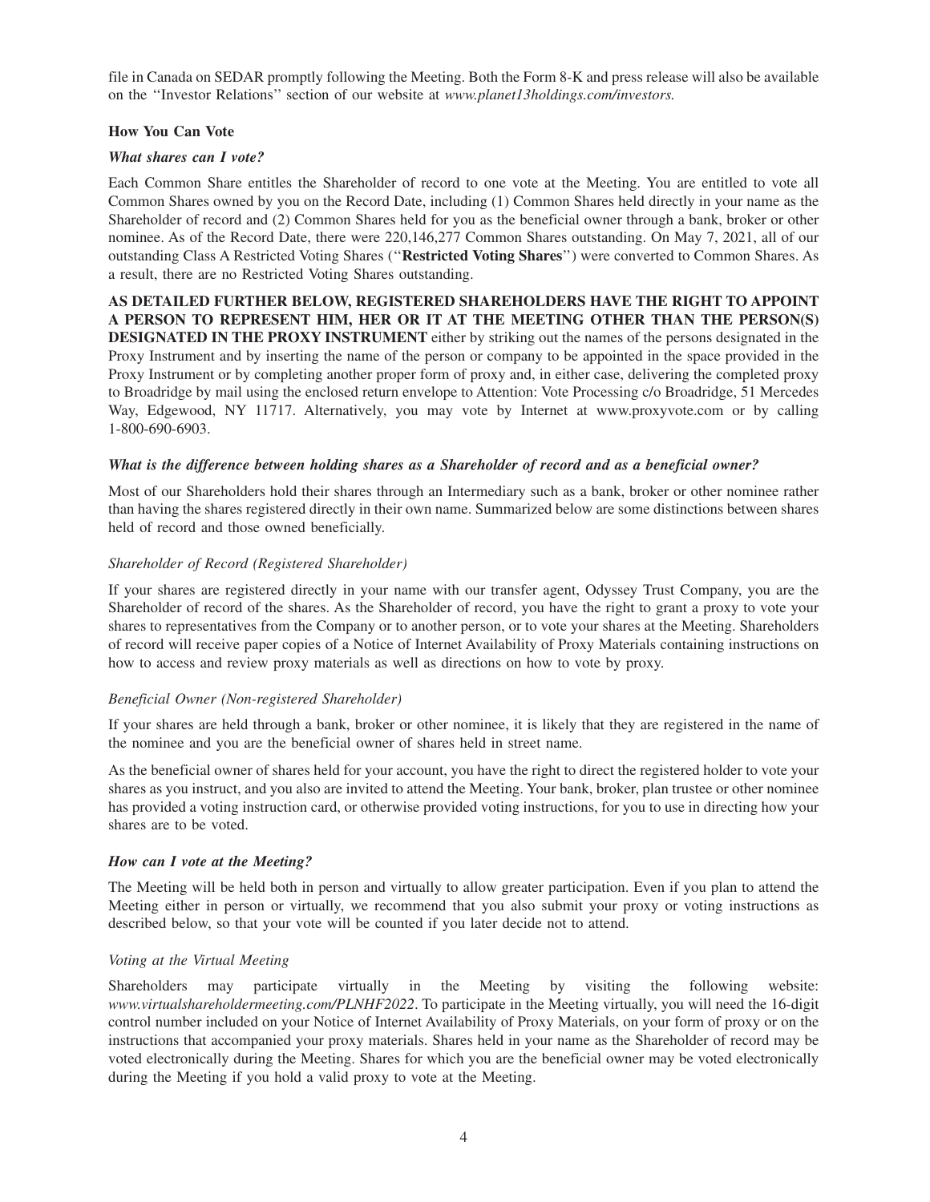file in Canada on SEDAR promptly following the Meeting. Both the Form 8-K and press release will also be available on the "Investor Relations" section of our website at *www.planet13holdings.com/investors.*

### How You Can Vote

***What shares can I vote?***

Each Common Share entitles the Shareholder of record to one vote at the Meeting. You are entitled to vote all Common Shares owned by you on the Record Date, including (1) Common Shares held directly in your name as the Shareholder of record and (2) Common Shares held for you as the beneficial owner through a bank, broker or other nominee. As of the Record Date, there were 220,146,277 Common Shares outstanding. On May 7, 2021, all of our outstanding Class A Restricted Voting Shares ("**Restricted Voting Shares**") were converted to Common Shares. As a result, there are no Restricted Voting Shares outstanding.

**AS DETAILED FURTHER BELOW, REGISTERED SHAREHOLDERS HAVE THE RIGHT TO APPOINT A PERSON TO REPRESENT HIM, HER OR IT AT THE MEETING OTHER THAN THE PERSON(S) DESIGNATED IN THE PROXY INSTRUMENT** either by striking out the names of the persons designated in the Proxy Instrument and by inserting the name of the person or company to be appointed in the space provided in the Proxy Instrument or by completing another proper form of proxy and, in either case, delivering the completed proxy to Broadridge by mail using the enclosed return envelope to Attention: Vote Processing c/o Broadridge, 51 Mercedes Way, Edgewood, NY 11717. Alternatively, you may vote by Internet at www.proxyvote.com or by calling 1-800-690-6903.

***What is the difference between holding shares as a Shareholder of record and as a beneficial owner?***

Most of our Shareholders hold their shares through an Intermediary such as a bank, broker or other nominee rather than having the shares registered directly in their own name. Summarized below are some distinctions between shares held of record and those owned beneficially.

*Shareholder of Record (Registered Shareholder)*

If your shares are registered directly in your name with our transfer agent, Odyssey Trust Company, you are the Shareholder of record of the shares. As the Shareholder of record, you have the right to grant a proxy to vote your shares to representatives from the Company or to another person, or to vote your shares at the Meeting. Shareholders of record will receive paper copies of a Notice of Internet Availability of Proxy Materials containing instructions on how to access and review proxy materials as well as directions on how to vote by proxy.

*Beneficial Owner (Non-registered Shareholder)*

If your shares are held through a bank, broker or other nominee, it is likely that they are registered in the name of the nominee and you are the beneficial owner of shares held in street name.

As the beneficial owner of shares held for your account, you have the right to direct the registered holder to vote your shares as you instruct, and you also are invited to attend the Meeting. Your bank, broker, plan trustee or other nominee has provided a voting instruction card, or otherwise provided voting instructions, for you to use in directing how your shares are to be voted.

***How can I vote at the Meeting?***

The Meeting will be held both in person and virtually to allow greater participation. Even if you plan to attend the Meeting either in person or virtually, we recommend that you also submit your proxy or voting instructions as described below, so that your vote will be counted if you later decide not to attend.

*Voting at the Virtual Meeting*

Shareholders may participate virtually in the Meeting by visiting the following website: *www.virtualshareholdermeeting.com/PLNHF2022*. To participate in the Meeting virtually, you will need the 16-digit control number included on your Notice of Internet Availability of Proxy Materials, on your form of proxy or on the instructions that accompanied your proxy materials. Shares held in your name as the Shareholder of record may be voted electronically during the Meeting. Shares for which you are the beneficial owner may be voted electronically during the Meeting if you hold a valid proxy to vote at the Meeting.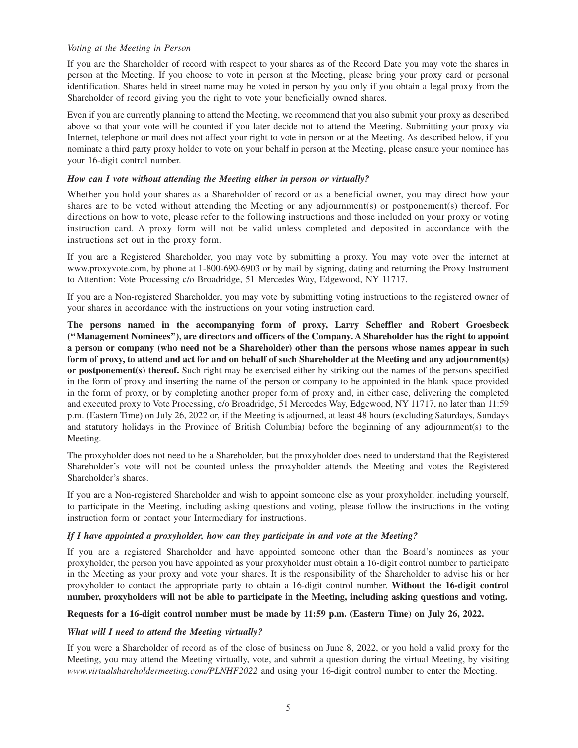*Voting at the Meeting in Person*

If you are the Shareholder of record with respect to your shares as of the Record Date you may vote the shares in person at the Meeting. If you choose to vote in person at the Meeting, please bring your proxy card or personal identification. Shares held in street name may be voted in person by you only if you obtain a legal proxy from the Shareholder of record giving you the right to vote your beneficially owned shares.

Even if you are currently planning to attend the Meeting, we recommend that you also submit your proxy as described above so that your vote will be counted if you later decide not to attend the Meeting. Submitting your proxy via Internet, telephone or mail does not affect your right to vote in person or at the Meeting. As described below, if you nominate a third party proxy holder to vote on your behalf in person at the Meeting, please ensure your nominee has your 16-digit control number.

***How can I vote without attending the Meeting either in person or virtually?***

Whether you hold your shares as a Shareholder of record or as a beneficial owner, you may direct how your shares are to be voted without attending the Meeting or any adjournment(s) or postponement(s) thereof. For directions on how to vote, please refer to the following instructions and those included on your proxy or voting instruction card. A proxy form will not be valid unless completed and deposited in accordance with the instructions set out in the proxy form.

If you are a Registered Shareholder, you may vote by submitting a proxy. You may vote over the internet at www.proxyvote.com, by phone at 1-800-690-6903 or by mail by signing, dating and returning the Proxy Instrument to Attention: Vote Processing c/o Broadridge, 51 Mercedes Way, Edgewood, NY 11717.

If you are a Non-registered Shareholder, you may vote by submitting voting instructions to the registered owner of your shares in accordance with the instructions on your voting instruction card.

**The persons named in the accompanying form of proxy, Larry Scheffler and Robert Groesbeck ("Management Nominees"), are directors and officers of the Company. A Shareholder has the right to appoint a person or company (who need not be a Shareholder) other than the persons whose names appear in such form of proxy, to attend and act for and on behalf of such Shareholder at the Meeting and any adjournment(s) or postponement(s) thereof.** Such right may be exercised either by striking out the names of the persons specified in the form of proxy and inserting the name of the person or company to be appointed in the blank space provided in the form of proxy, or by completing another proper form of proxy and, in either case, delivering the completed and executed proxy to Vote Processing, c/o Broadridge, 51 Mercedes Way, Edgewood, NY 11717, no later than 11:59 p.m. (Eastern Time) on July 26, 2022 or, if the Meeting is adjourned, at least 48 hours (excluding Saturdays, Sundays and statutory holidays in the Province of British Columbia) before the beginning of any adjournment(s) to the Meeting.

The proxyholder does not need to be a Shareholder, but the proxyholder does need to understand that the Registered Shareholder's vote will not be counted unless the proxyholder attends the Meeting and votes the Registered Shareholder's shares.

If you are a Non-registered Shareholder and wish to appoint someone else as your proxyholder, including yourself, to participate in the Meeting, including asking questions and voting, please follow the instructions in the voting instruction form or contact your Intermediary for instructions.

***If I have appointed a proxyholder, how can they participate in and vote at the Meeting?***

If you are a registered Shareholder and have appointed someone other than the Board's nominees as your proxyholder, the person you have appointed as your proxyholder must obtain a 16-digit control number to participate in the Meeting as your proxy and vote your shares. It is the responsibility of the Shareholder to advise his or her proxyholder to contact the appropriate party to obtain a 16-digit control number. **Without the 16-digit control number, proxyholders will not be able to participate in the Meeting, including asking questions and voting.**

**Requests for a 16-digit control number must be made by 11:59 p.m. (Eastern Time) on July 26, 2022.**

***What will I need to attend the Meeting virtually?***

If you were a Shareholder of record as of the close of business on June 8, 2022, or you hold a valid proxy for the Meeting, you may attend the Meeting virtually, vote, and submit a question during the virtual Meeting, by visiting *www.virtualshareholdermeeting.com/PLNHF2022* and using your 16-digit control number to enter the Meeting.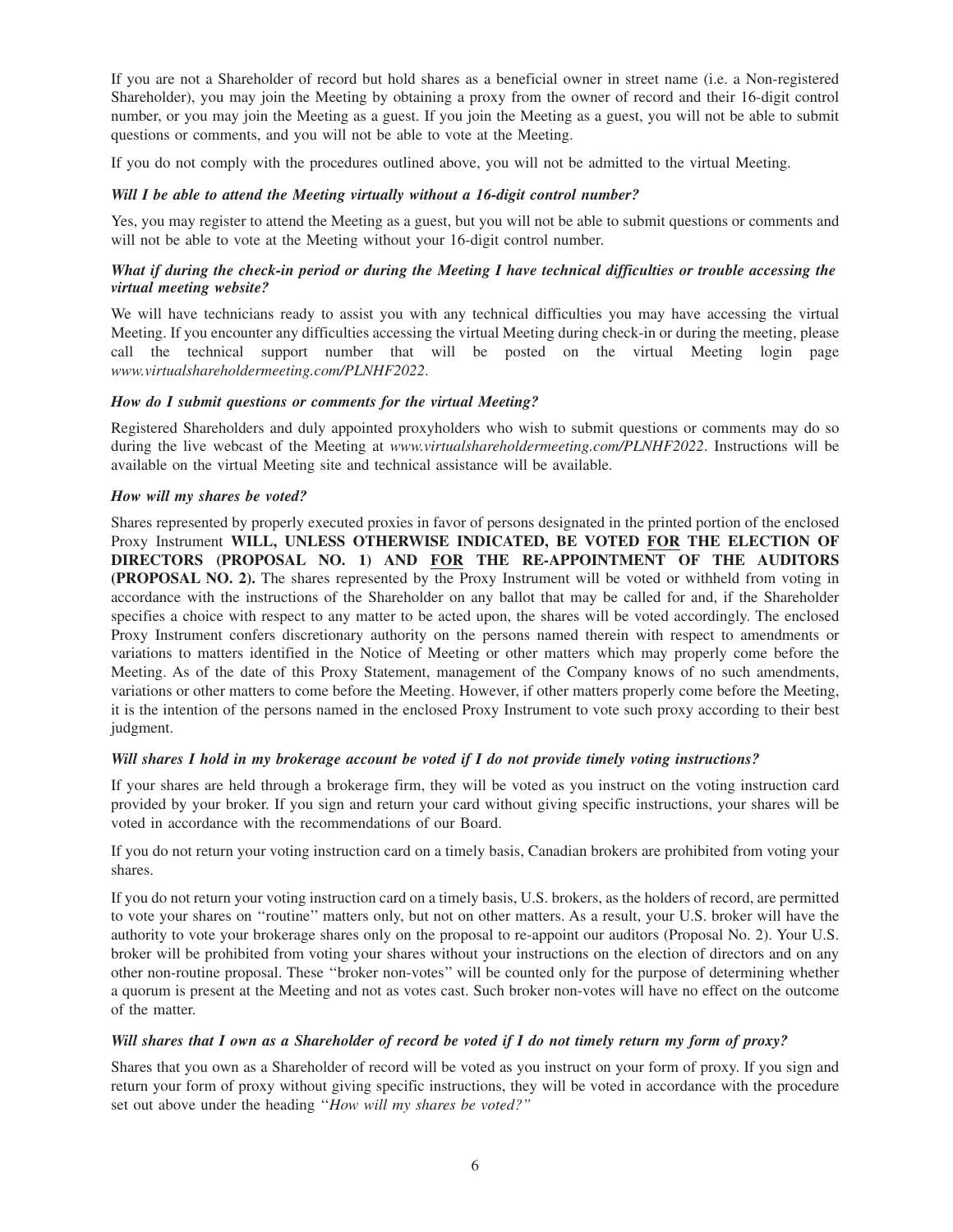If you are not a Shareholder of record but hold shares as a beneficial owner in street name (i.e. a Non-registered Shareholder), you may join the Meeting by obtaining a proxy from the owner of record and their 16-digit control number, or you may join the Meeting as a guest. If you join the Meeting as a guest, you will not be able to submit questions or comments, and you will not be able to vote at the Meeting.

If you do not comply with the procedures outlined above, you will not be admitted to the virtual Meeting.

***Will I be able to attend the Meeting virtually without a 16-digit control number?***

Yes, you may register to attend the Meeting as a guest, but you will not be able to submit questions or comments and will not be able to vote at the Meeting without your 16-digit control number.

***What if during the check-in period or during the Meeting I have technical difficulties or trouble accessing the virtual meeting website?***

We will have technicians ready to assist you with any technical difficulties you may have accessing the virtual Meeting. If you encounter any difficulties accessing the virtual Meeting during check-in or during the meeting, please call the technical support number that will be posted on the virtual Meeting login page *www.virtualshareholdermeeting.com/PLNHF2022*.

***How do I submit questions or comments for the virtual Meeting?***

Registered Shareholders and duly appointed proxyholders who wish to submit questions or comments may do so during the live webcast of the Meeting at *www.virtualshareholdermeeting.com/PLNHF2022*. Instructions will be available on the virtual Meeting site and technical assistance will be available.

***How will my shares be voted?***

Shares represented by properly executed proxies in favor of persons designated in the printed portion of the enclosed Proxy Instrument **WILL, UNLESS OTHERWISE INDICATED, BE VOTED FOR THE ELECTION OF DIRECTORS (PROPOSAL NO. 1) AND FOR THE RE-APPOINTMENT OF THE AUDITORS (PROPOSAL NO. 2).** The shares represented by the Proxy Instrument will be voted or withheld from voting in accordance with the instructions of the Shareholder on any ballot that may be called for and, if the Shareholder specifies a choice with respect to any matter to be acted upon, the shares will be voted accordingly. The enclosed Proxy Instrument confers discretionary authority on the persons named therein with respect to amendments or variations to matters identified in the Notice of Meeting or other matters which may properly come before the Meeting. As of the date of this Proxy Statement, management of the Company knows of no such amendments, variations or other matters to come before the Meeting. However, if other matters properly come before the Meeting, it is the intention of the persons named in the enclosed Proxy Instrument to vote such proxy according to their best judgment.

***Will shares I hold in my brokerage account be voted if I do not provide timely voting instructions?***

If your shares are held through a brokerage firm, they will be voted as you instruct on the voting instruction card provided by your broker. If you sign and return your card without giving specific instructions, your shares will be voted in accordance with the recommendations of our Board.

If you do not return your voting instruction card on a timely basis, Canadian brokers are prohibited from voting your shares.

If you do not return your voting instruction card on a timely basis, U.S. brokers, as the holders of record, are permitted to vote your shares on ''routine'' matters only, but not on other matters. As a result, your U.S. broker will have the authority to vote your brokerage shares only on the proposal to re-appoint our auditors (Proposal No. 2). Your U.S. broker will be prohibited from voting your shares without your instructions on the election of directors and on any other non-routine proposal. These ''broker non-votes'' will be counted only for the purpose of determining whether a quorum is present at the Meeting and not as votes cast. Such broker non-votes will have no effect on the outcome of the matter.

***Will shares that I own as a Shareholder of record be voted if I do not timely return my form of proxy?***

Shares that you own as a Shareholder of record will be voted as you instruct on your form of proxy. If you sign and return your form of proxy without giving specific instructions, they will be voted in accordance with the procedure set out above under the heading ''*How will my shares be voted?*''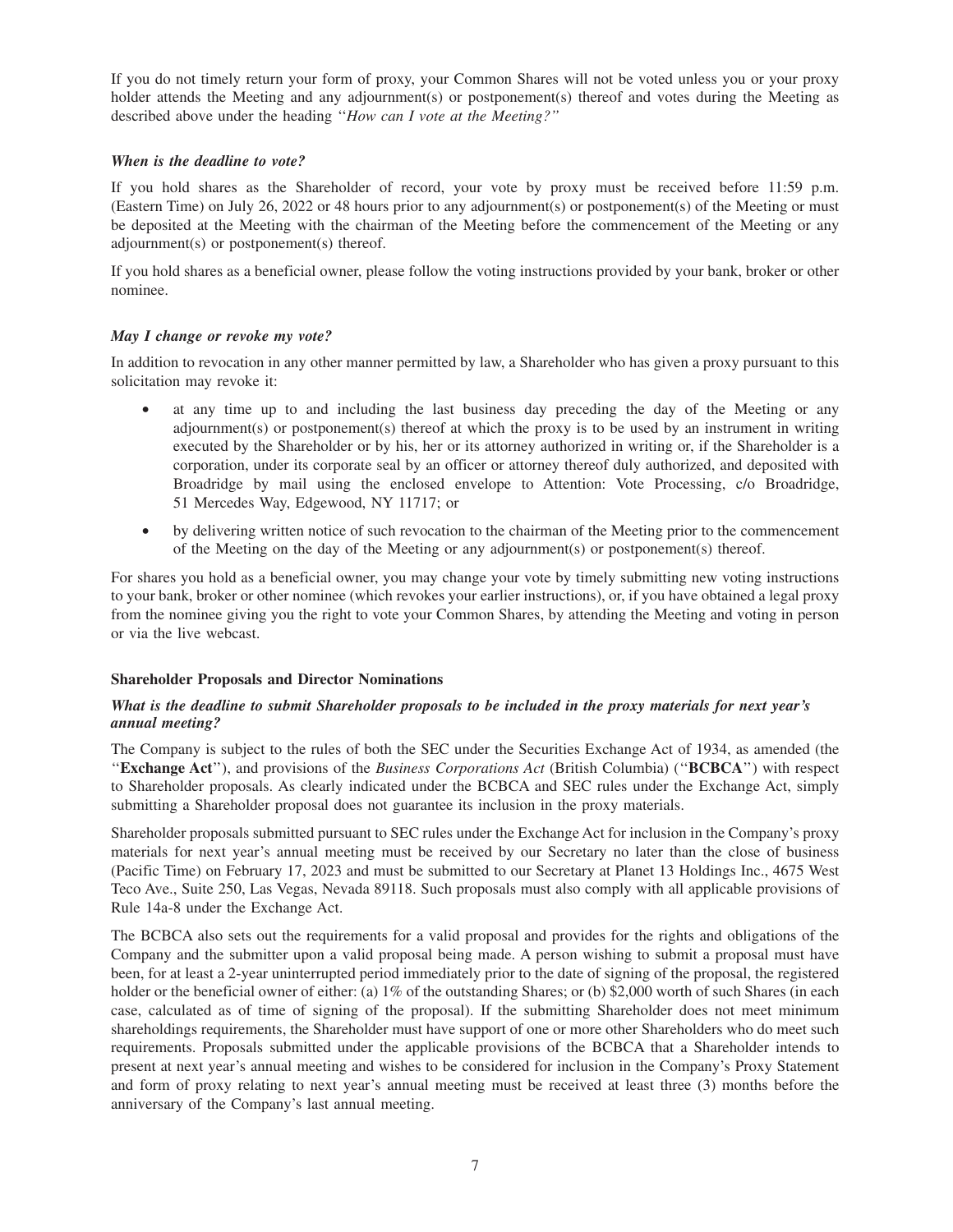If you do not timely return your form of proxy, your Common Shares will not be voted unless you or your proxy holder attends the Meeting and any adjournment(s) or postponement(s) thereof and votes during the Meeting as described above under the heading "*How can I vote at the Meeting?"*

***When is the deadline to vote?***

If you hold shares as the Shareholder of record, your vote by proxy must be received before 11:59 p.m. (Eastern Time) on July 26, 2022 or 48 hours prior to any adjournment(s) or postponement(s) of the Meeting or must be deposited at the Meeting with the chairman of the Meeting before the commencement of the Meeting or any adjournment(s) or postponement(s) thereof.

If you hold shares as a beneficial owner, please follow the voting instructions provided by your bank, broker or other nominee.

***May I change or revoke my vote?***

In addition to revocation in any other manner permitted by law, a Shareholder who has given a proxy pursuant to this solicitation may revoke it:

- at any time up to and including the last business day preceding the day of the Meeting or any adjournment(s) or postponement(s) thereof at which the proxy is to be used by an instrument in writing executed by the Shareholder or by his, her or its attorney authorized in writing or, if the Shareholder is a corporation, under its corporate seal by an officer or attorney thereof duly authorized, and deposited with Broadridge by mail using the enclosed envelope to Attention: Vote Processing, c/o Broadridge, 51 Mercedes Way, Edgewood, NY 11717; or
- by delivering written notice of such revocation to the chairman of the Meeting prior to the commencement of the Meeting on the day of the Meeting or any adjournment(s) or postponement(s) thereof.

For shares you hold as a beneficial owner, you may change your vote by timely submitting new voting instructions to your bank, broker or other nominee (which revokes your earlier instructions), or, if you have obtained a legal proxy from the nominee giving you the right to vote your Common Shares, by attending the Meeting and voting in person or via the live webcast.

**Shareholder Proposals and Director Nominations**

***What is the deadline to submit Shareholder proposals to be included in the proxy materials for next year's annual meeting?***

The Company is subject to the rules of both the SEC under the Securities Exchange Act of 1934, as amended (the "**Exchange Act**"), and provisions of the *Business Corporations Act* (British Columbia) ("**BCBCA**") with respect to Shareholder proposals. As clearly indicated under the BCBCA and SEC rules under the Exchange Act, simply submitting a Shareholder proposal does not guarantee its inclusion in the proxy materials.

Shareholder proposals submitted pursuant to SEC rules under the Exchange Act for inclusion in the Company's proxy materials for next year's annual meeting must be received by our Secretary no later than the close of business (Pacific Time) on February 17, 2023 and must be submitted to our Secretary at Planet 13 Holdings Inc., 4675 West Teco Ave., Suite 250, Las Vegas, Nevada 89118. Such proposals must also comply with all applicable provisions of Rule 14a-8 under the Exchange Act.

The BCBCA also sets out the requirements for a valid proposal and provides for the rights and obligations of the Company and the submitter upon a valid proposal being made. A person wishing to submit a proposal must have been, for at least a 2-year uninterrupted period immediately prior to the date of signing of the proposal, the registered holder or the beneficial owner of either: (a) 1% of the outstanding Shares; or (b) $2,000 worth of such Shares (in each case, calculated as of time of signing of the proposal). If the submitting Shareholder does not meet minimum shareholdings requirements, the Shareholder must have support of one or more other Shareholders who do meet such requirements. Proposals submitted under the applicable provisions of the BCBCA that a Shareholder intends to present at next year's annual meeting and wishes to be considered for inclusion in the Company's Proxy Statement and form of proxy relating to next year's annual meeting must be received at least three (3) months before the anniversary of the Company's last annual meeting.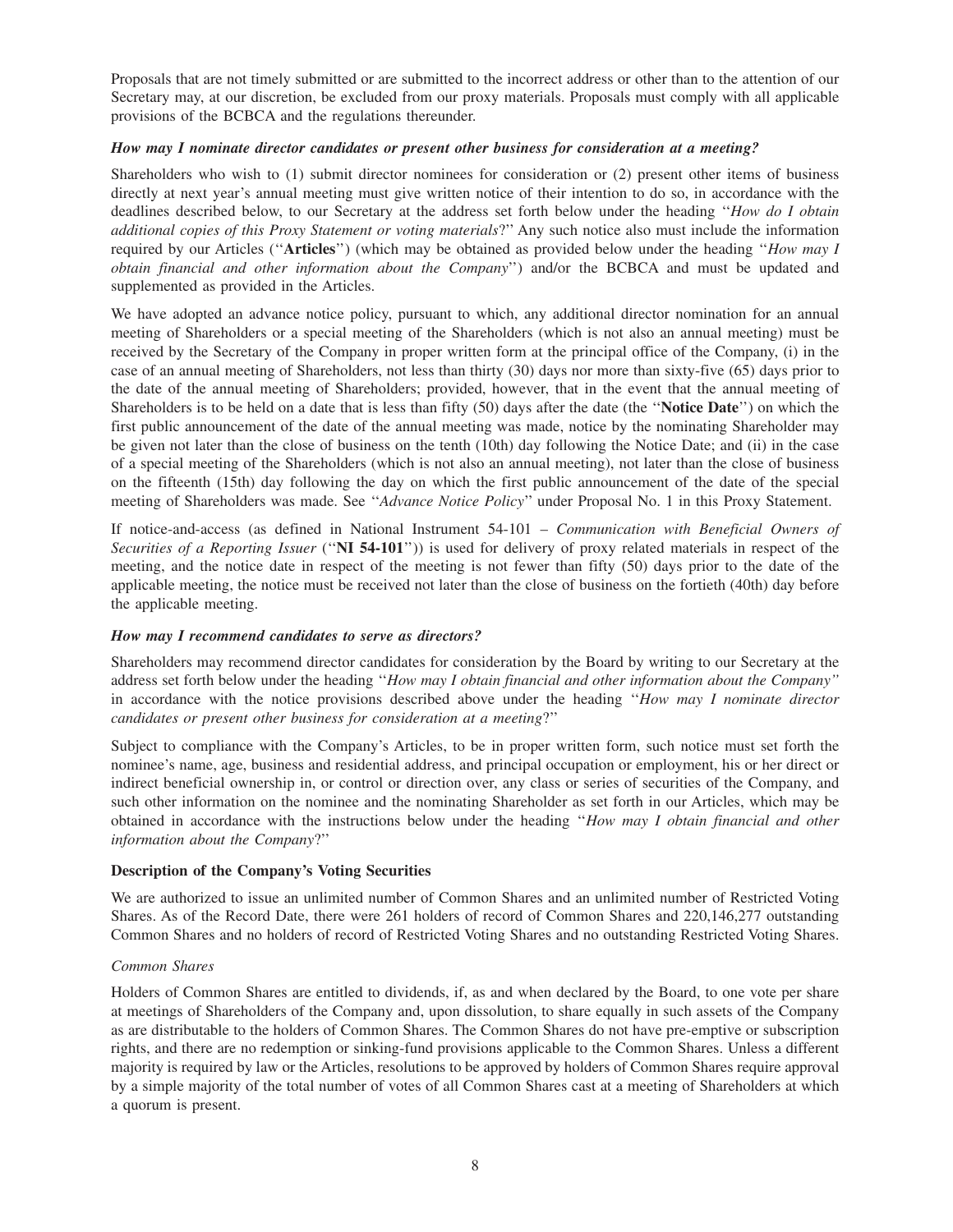Proposals that are not timely submitted or are submitted to the incorrect address or other than to the attention of our Secretary may, at our discretion, be excluded from our proxy materials. Proposals must comply with all applicable provisions of the BCBCA and the regulations thereunder.

### *How may I nominate director candidates or present other business for consideration at a meeting?*

Shareholders who wish to (1) submit director nominees for consideration or (2) present other items of business directly at next year's annual meeting must give written notice of their intention to do so, in accordance with the deadlines described below, to our Secretary at the address set forth below under the heading "*How do I obtain additional copies of this Proxy Statement or voting materials*?" Any such notice also must include the information required by our Articles ("**Articles**") (which may be obtained as provided below under the heading "*How may I obtain financial and other information about the Company*") and/or the BCBCA and must be updated and supplemented as provided in the Articles.

We have adopted an advance notice policy, pursuant to which, any additional director nomination for an annual meeting of Shareholders or a special meeting of the Shareholders (which is not also an annual meeting) must be received by the Secretary of the Company in proper written form at the principal office of the Company, (i) in the case of an annual meeting of Shareholders, not less than thirty (30) days nor more than sixty-five (65) days prior to the date of the annual meeting of Shareholders; provided, however, that in the event that the annual meeting of Shareholders is to be held on a date that is less than fifty (50) days after the date (the "**Notice Date**") on which the first public announcement of the date of the annual meeting was made, notice by the nominating Shareholder may be given not later than the close of business on the tenth (10th) day following the Notice Date; and (ii) in the case of a special meeting of the Shareholders (which is not also an annual meeting), not later than the close of business on the fifteenth (15th) day following the day on which the first public announcement of the date of the special meeting of Shareholders was made. See "*Advance Notice Policy*" under Proposal No. 1 in this Proxy Statement.

If notice-and-access (as defined in National Instrument 54-101 – *Communication with Beneficial Owners of Securities of a Reporting Issuer* ("**NI 54-101**")) is used for delivery of proxy related materials in respect of the meeting, and the notice date in respect of the meeting is not fewer than fifty (50) days prior to the date of the applicable meeting, the notice must be received not later than the close of business on the fortieth (40th) day before the applicable meeting.

### *How may I recommend candidates to serve as directors?*

Shareholders may recommend director candidates for consideration by the Board by writing to our Secretary at the address set forth below under the heading "*How may I obtain financial and other information about the Company"* in accordance with the notice provisions described above under the heading "*How may I nominate director candidates or present other business for consideration at a meeting*?"

Subject to compliance with the Company's Articles, to be in proper written form, such notice must set forth the nominee's name, age, business and residential address, and principal occupation or employment, his or her direct or indirect beneficial ownership in, or control or direction over, any class or series of securities of the Company, and such other information on the nominee and the nominating Shareholder as set forth in our Articles, which may be obtained in accordance with the instructions below under the heading "*How may I obtain financial and other information about the Company*?"

## Description of the Company's Voting Securities

We are authorized to issue an unlimited number of Common Shares and an unlimited number of Restricted Voting Shares. As of the Record Date, there were 261 holders of record of Common Shares and 220,146,277 outstanding Common Shares and no holders of record of Restricted Voting Shares and no outstanding Restricted Voting Shares.

### *Common Shares*

Holders of Common Shares are entitled to dividends, if, as and when declared by the Board, to one vote per share at meetings of Shareholders of the Company and, upon dissolution, to share equally in such assets of the Company as are distributable to the holders of Common Shares. The Common Shares do not have pre-emptive or subscription rights, and there are no redemption or sinking-fund provisions applicable to the Common Shares. Unless a different majority is required by law or the Articles, resolutions to be approved by holders of Common Shares require approval by a simple majority of the total number of votes of all Common Shares cast at a meeting of Shareholders at which a quorum is present.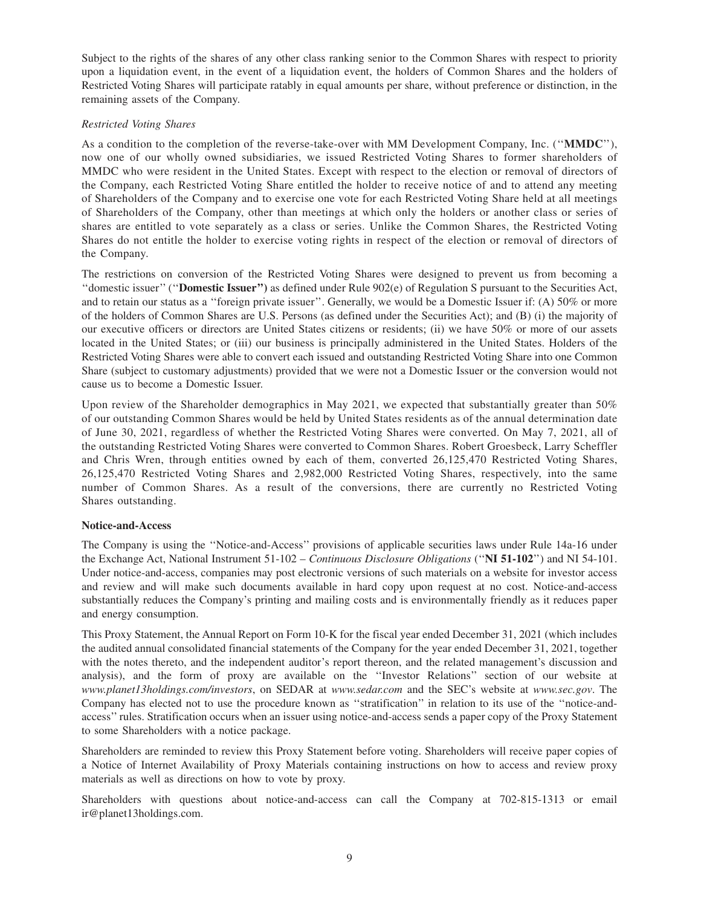Subject to the rights of the shares of any other class ranking senior to the Common Shares with respect to priority upon a liquidation event, in the event of a liquidation event, the holders of Common Shares and the holders of Restricted Voting Shares will participate ratably in equal amounts per share, without preference or distinction, in the remaining assets of the Company.

*Restricted Voting Shares*

As a condition to the completion of the reverse-take-over with MM Development Company, Inc. (''**MMDC**''), now one of our wholly owned subsidiaries, we issued Restricted Voting Shares to former shareholders of MMDC who were resident in the United States. Except with respect to the election or removal of directors of the Company, each Restricted Voting Share entitled the holder to receive notice of and to attend any meeting of Shareholders of the Company and to exercise one vote for each Restricted Voting Share held at all meetings of Shareholders of the Company, other than meetings at which only the holders or another class or series of shares are entitled to vote separately as a class or series. Unlike the Common Shares, the Restricted Voting Shares do not entitle the holder to exercise voting rights in respect of the election or removal of directors of the Company.

The restrictions on conversion of the Restricted Voting Shares were designed to prevent us from becoming a ''domestic issuer'' (''**Domestic Issuer'')** as defined under Rule 902(e) of Regulation S pursuant to the Securities Act, and to retain our status as a ''foreign private issuer''. Generally, we would be a Domestic Issuer if: (A) 50% or more of the holders of Common Shares are U.S. Persons (as defined under the Securities Act); and (B) (i) the majority of our executive officers or directors are United States citizens or residents; (ii) we have 50% or more of our assets located in the United States; or (iii) our business is principally administered in the United States. Holders of the Restricted Voting Shares were able to convert each issued and outstanding Restricted Voting Share into one Common Share (subject to customary adjustments) provided that we were not a Domestic Issuer or the conversion would not cause us to become a Domestic Issuer.

Upon review of the Shareholder demographics in May 2021, we expected that substantially greater than 50% of our outstanding Common Shares would be held by United States residents as of the annual determination date of June 30, 2021, regardless of whether the Restricted Voting Shares were converted. On May 7, 2021, all of the outstanding Restricted Voting Shares were converted to Common Shares. Robert Groesbeck, Larry Scheffler and Chris Wren, through entities owned by each of them, converted 26,125,470 Restricted Voting Shares, 26,125,470 Restricted Voting Shares and 2,982,000 Restricted Voting Shares, respectively, into the same number of Common Shares. As a result of the conversions, there are currently no Restricted Voting Shares outstanding.

**Notice-and-Access**

The Company is using the ''Notice-and-Access'' provisions of applicable securities laws under Rule 14a-16 under the Exchange Act, National Instrument 51-102 – *Continuous Disclosure Obligations* (''**NI 51-102**'') and NI 54-101. Under notice-and-access, companies may post electronic versions of such materials on a website for investor access and review and will make such documents available in hard copy upon request at no cost. Notice-and-access substantially reduces the Company's printing and mailing costs and is environmentally friendly as it reduces paper and energy consumption.

This Proxy Statement, the Annual Report on Form 10-K for the fiscal year ended December 31, 2021 (which includes the audited annual consolidated financial statements of the Company for the year ended December 31, 2021, together with the notes thereto, and the independent auditor's report thereon, and the related management's discussion and analysis), and the form of proxy are available on the ''Investor Relations'' section of our website at *www.planet13holdings.com/investors*, on SEDAR at *www.sedar.com* and the SEC's website at *www.sec.gov*. The Company has elected not to use the procedure known as ''stratification'' in relation to its use of the ''notice-and-access'' rules. Stratification occurs when an issuer using notice-and-access sends a paper copy of the Proxy Statement to some Shareholders with a notice package.

Shareholders are reminded to review this Proxy Statement before voting. Shareholders will receive paper copies of a Notice of Internet Availability of Proxy Materials containing instructions on how to access and review proxy materials as well as directions on how to vote by proxy.

Shareholders with questions about notice-and-access can call the Company at 702-815-1313 or email ir@planet13holdings.com.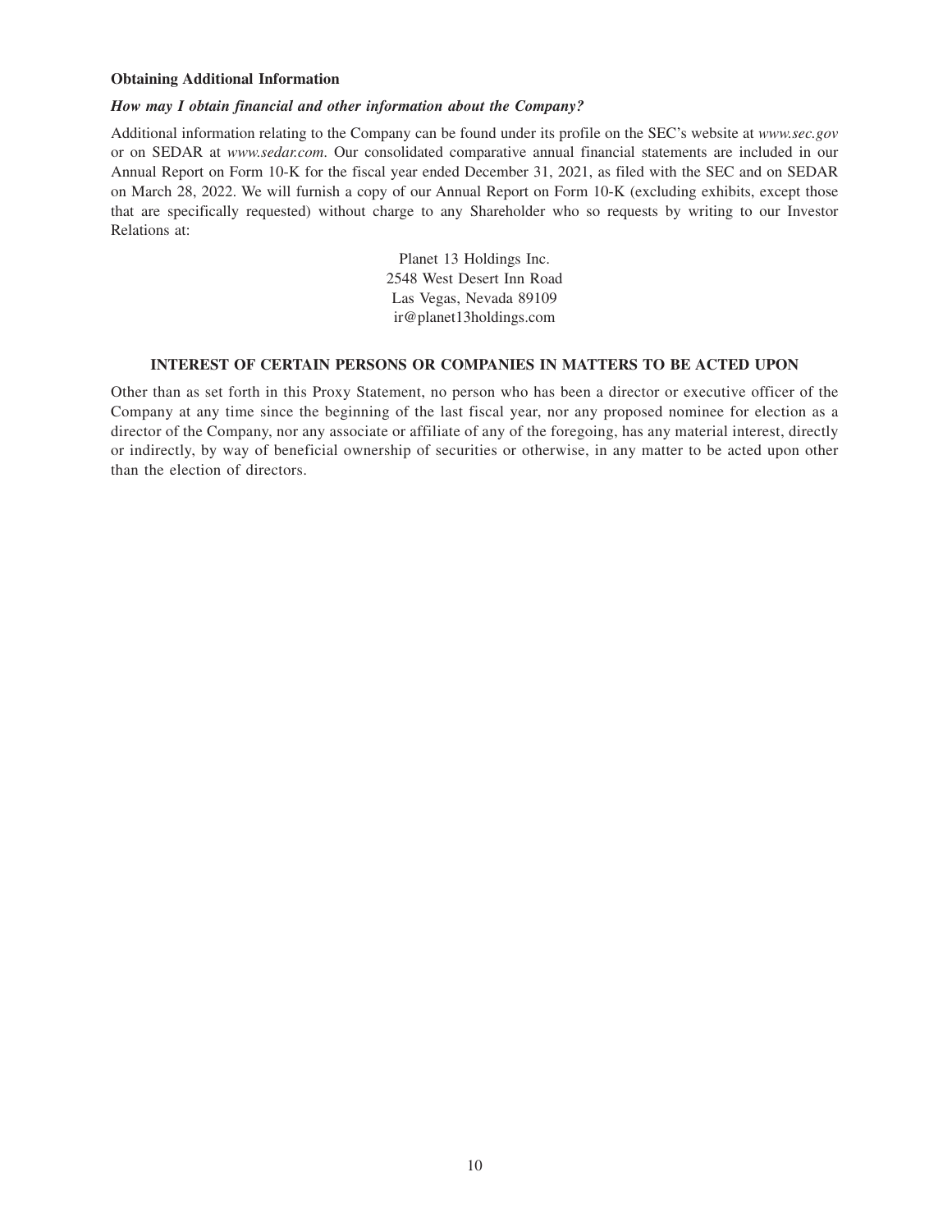**Obtaining Additional Information**

***How may I obtain financial and other information about the Company?***

Additional information relating to the Company can be found under its profile on the SEC's website at *www.sec.gov* or on SEDAR at *www.sedar.com*. Our consolidated comparative annual financial statements are included in our Annual Report on Form 10-K for the fiscal year ended December 31, 2021, as filed with the SEC and on SEDAR on March 28, 2022. We will furnish a copy of our Annual Report on Form 10-K (excluding exhibits, except those that are specifically requested) without charge to any Shareholder who so requests by writing to our Investor Relations at:

Planet 13 Holdings Inc.
2548 West Desert Inn Road
Las Vegas, Nevada 89109
ir@planet13holdings.com

## INTEREST OF CERTAIN PERSONS OR COMPANIES IN MATTERS TO BE ACTED UPON

Other than as set forth in this Proxy Statement, no person who has been a director or executive officer of the Company at any time since the beginning of the last fiscal year, nor any proposed nominee for election as a director of the Company, nor any associate or affiliate of any of the foregoing, has any material interest, directly or indirectly, by way of beneficial ownership of securities or otherwise, in any matter to be acted upon other than the election of directors.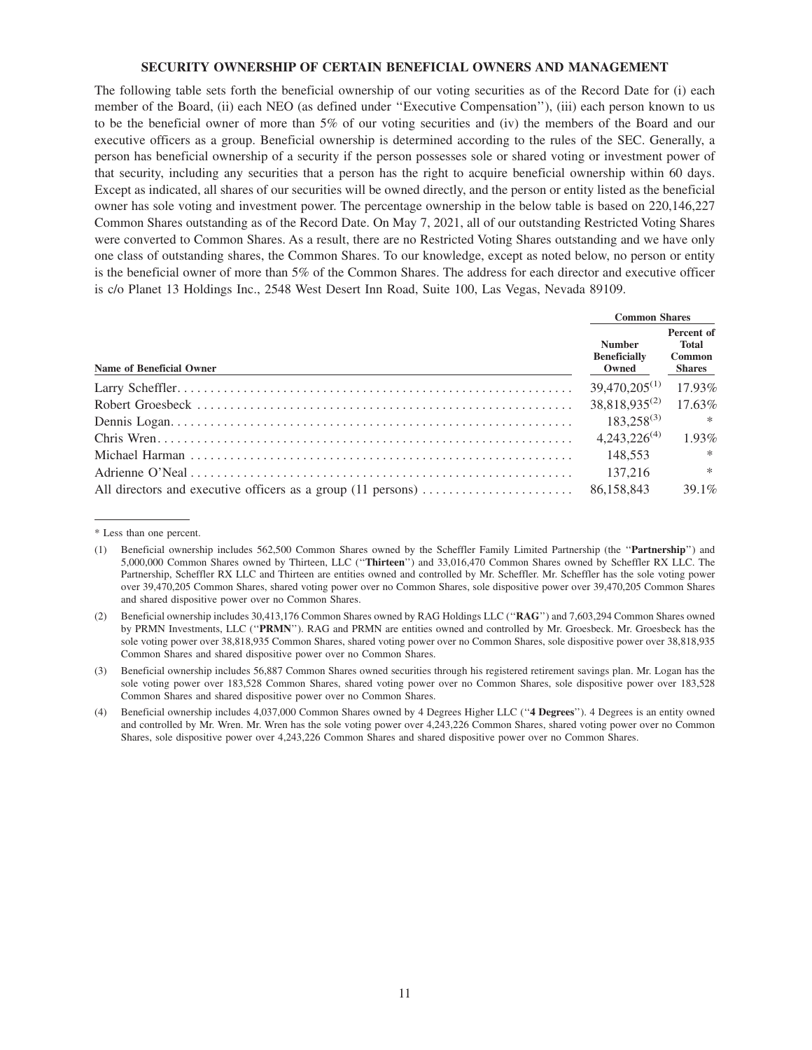## SECURITY OWNERSHIP OF CERTAIN BENEFICIAL OWNERS AND MANAGEMENT

The following table sets forth the beneficial ownership of our voting securities as of the Record Date for (i) each member of the Board, (ii) each NEO (as defined under ''Executive Compensation''), (iii) each person known to us to be the beneficial owner of more than 5% of our voting securities and (iv) the members of the Board and our executive officers as a group. Beneficial ownership is determined according to the rules of the SEC. Generally, a person has beneficial ownership of a security if the person possesses sole or shared voting or investment power of that security, including any securities that a person has the right to acquire beneficial ownership within 60 days. Except as indicated, all shares of our securities will be owned directly, and the person or entity listed as the beneficial owner has sole voting and investment power. The percentage ownership in the below table is based on 220,146,227 Common Shares outstanding as of the Record Date. On May 7, 2021, all of our outstanding Restricted Voting Shares were converted to Common Shares. As a result, there are no Restricted Voting Shares outstanding and we have only one class of outstanding shares, the Common Shares. To our knowledge, except as noted below, no person or entity is the beneficial owner of more than 5% of the Common Shares. The address for each director and executive officer is c/o Planet 13 Holdings Inc., 2548 West Desert Inn Road, Suite 100, Las Vegas, Nevada 89109.

| | Common Shares | |
|---|---|---|
| **Name of Beneficial Owner** | **Number Beneficially Owned** | **Percent of Total Common Shares** |
| Larry Scheffler | 39,470,205[(1)] | 17.93% |
| Robert Groesbeck | 38,818,935[(2)] | 17.63% |
| Dennis Logan | 183,258[(3)] | * |
| Chris Wren | 4,243,226[(4)] | 1.93% |
| Michael Harman | 148,553 | * |
| Adrienne O'Neal | 137,216 | * |
| All directors and executive officers as a group (11 persons) | 86,158,843 | 39.1% |

\* Less than one percent.

(1) Beneficial ownership includes 562,500 Common Shares owned by the Scheffler Family Limited Partnership (the ''**Partnership**'') and 5,000,000 Common Shares owned by Thirteen, LLC (''**Thirteen**'') and 33,016,470 Common Shares owned by Scheffler RX LLC. The Partnership, Scheffler RX LLC and Thirteen are entities owned and controlled by Mr. Scheffler. Mr. Scheffler has the sole voting power over 39,470,205 Common Shares, shared voting power over no Common Shares, sole dispositive power over 39,470,205 Common Shares and shared dispositive power over no Common Shares.

(2) Beneficial ownership includes 30,413,176 Common Shares owned by RAG Holdings LLC (''**RAG**'') and 7,603,294 Common Shares owned by PRMN Investments, LLC (''**PRMN**''). RAG and PRMN are entities owned and controlled by Mr. Groesbeck. Mr. Groesbeck has the sole voting power over 38,818,935 Common Shares, shared voting power over no Common Shares, sole dispositive power over 38,818,935 Common Shares and shared dispositive power over no Common Shares.

(3) Beneficial ownership includes 56,887 Common Shares owned securities through his registered retirement savings plan. Mr. Logan has the sole voting power over 183,528 Common Shares, shared voting power over no Common Shares, sole dispositive power over 183,528 Common Shares and shared dispositive power over no Common Shares.

(4) Beneficial ownership includes 4,037,000 Common Shares owned by 4 Degrees Higher LLC (''**4 Degrees**''). 4 Degrees is an entity owned and controlled by Mr. Wren. Mr. Wren has the sole voting power over 4,243,226 Common Shares, shared voting power over no Common Shares, sole dispositive power over 4,243,226 Common Shares and shared dispositive power over no Common Shares.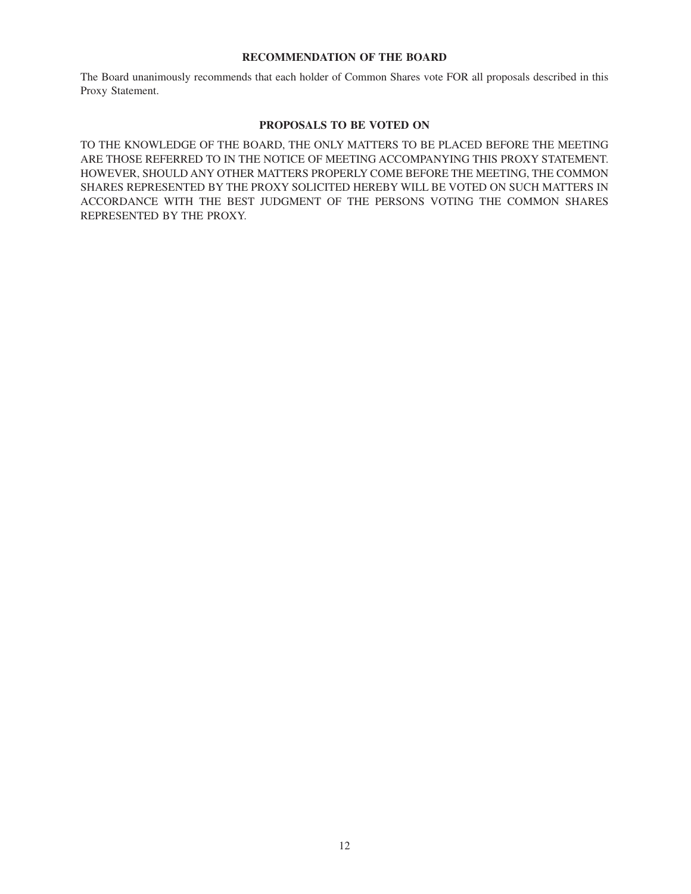## RECOMMENDATION OF THE BOARD

The Board unanimously recommends that each holder of Common Shares vote FOR all proposals described in this Proxy Statement.

## PROPOSALS TO BE VOTED ON

TO THE KNOWLEDGE OF THE BOARD, THE ONLY MATTERS TO BE PLACED BEFORE THE MEETING ARE THOSE REFERRED TO IN THE NOTICE OF MEETING ACCOMPANYING THIS PROXY STATEMENT. HOWEVER, SHOULD ANY OTHER MATTERS PROPERLY COME BEFORE THE MEETING, THE COMMON SHARES REPRESENTED BY THE PROXY SOLICITED HEREBY WILL BE VOTED ON SUCH MATTERS IN ACCORDANCE WITH THE BEST JUDGMENT OF THE PERSONS VOTING THE COMMON SHARES REPRESENTED BY THE PROXY.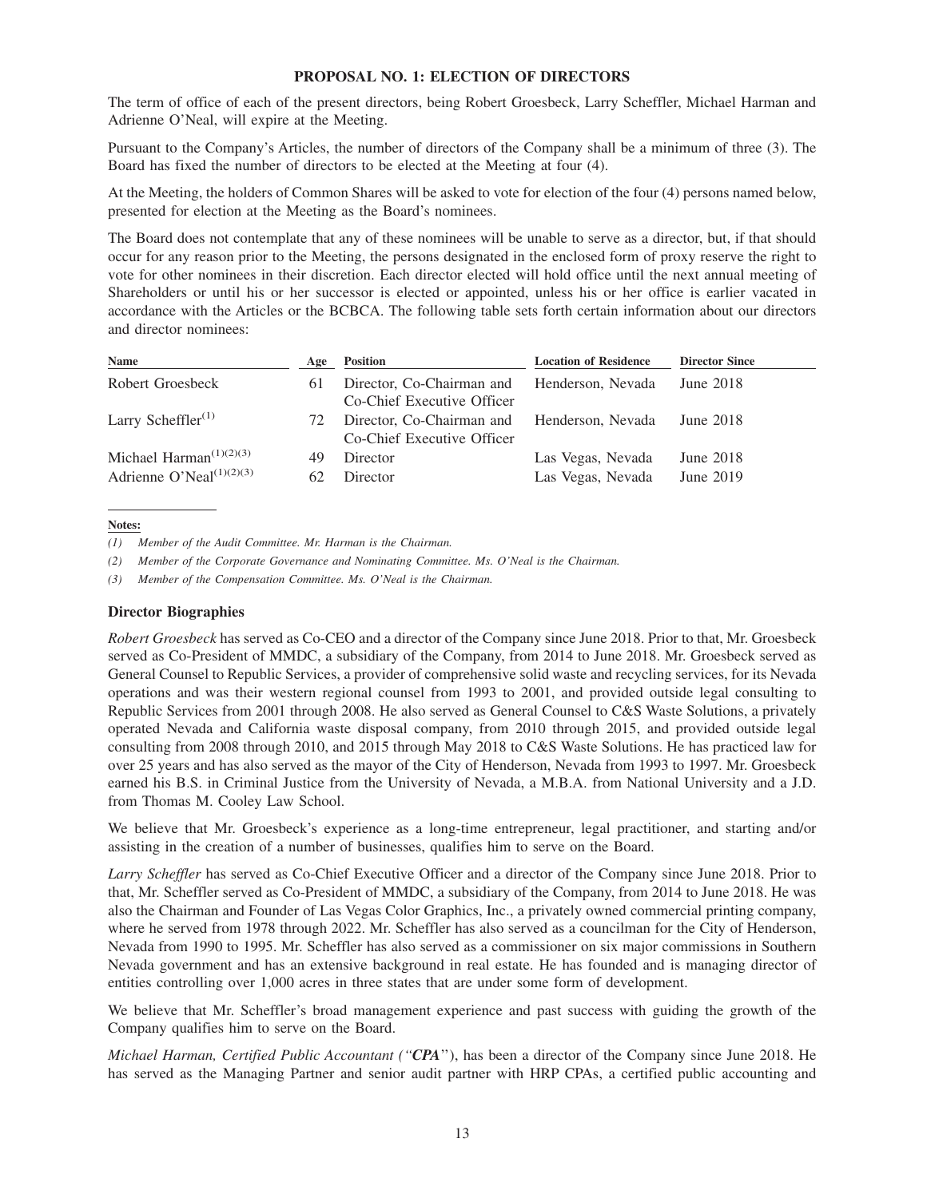## PROPOSAL NO. 1: ELECTION OF DIRECTORS

The term of office of each of the present directors, being Robert Groesbeck, Larry Scheffler, Michael Harman and Adrienne O'Neal, will expire at the Meeting.

Pursuant to the Company's Articles, the number of directors of the Company shall be a minimum of three (3). The Board has fixed the number of directors to be elected at the Meeting at four (4).

At the Meeting, the holders of Common Shares will be asked to vote for election of the four (4) persons named below, presented for election at the Meeting as the Board's nominees.

The Board does not contemplate that any of these nominees will be unable to serve as a director, but, if that should occur for any reason prior to the Meeting, the persons designated in the enclosed form of proxy reserve the right to vote for other nominees in their discretion. Each director elected will hold office until the next annual meeting of Shareholders or until his or her successor is elected or appointed, unless his or her office is earlier vacated in accordance with the Articles or the BCBCA. The following table sets forth certain information about our directors and director nominees:

| Name | Age | Position | Location of Residence | Director Since |
|---|---|---|---|---|
| Robert Groesbeck | 61 | Director, Co-Chairman and Co-Chief Executive Officer | Henderson, Nevada | June 2018 |
| Larry Scheffler(1) | 72 | Director, Co-Chairman and Co-Chief Executive Officer | Henderson, Nevada | June 2018 |
| Michael Harman(1)(2)(3) | 49 | Director | Las Vegas, Nevada | June 2018 |
| Adrienne O'Neal(1)(2)(3) | 62 | Director | Las Vegas, Nevada | June 2019 |

**Notes:**

*(1) Member of the Audit Committee. Mr. Harman is the Chairman.*

*(2) Member of the Corporate Governance and Nominating Committee. Ms. O'Neal is the Chairman.*

*(3) Member of the Compensation Committee. Ms. O'Neal is the Chairman.*

### Director Biographies

*Robert Groesbeck* has served as Co-CEO and a director of the Company since June 2018. Prior to that, Mr. Groesbeck served as Co-President of MMDC, a subsidiary of the Company, from 2014 to June 2018. Mr. Groesbeck served as General Counsel to Republic Services, a provider of comprehensive solid waste and recycling services, for its Nevada operations and was their western regional counsel from 1993 to 2001, and provided outside legal consulting to Republic Services from 2001 through 2008. He also served as General Counsel to C&S Waste Solutions, a privately operated Nevada and California waste disposal company, from 2010 through 2015, and provided outside legal consulting from 2008 through 2010, and 2015 through May 2018 to C&S Waste Solutions. He has practiced law for over 25 years and has also served as the mayor of the City of Henderson, Nevada from 1993 to 1997. Mr. Groesbeck earned his B.S. in Criminal Justice from the University of Nevada, a M.B.A. from National University and a J.D. from Thomas M. Cooley Law School.

We believe that Mr. Groesbeck's experience as a long-time entrepreneur, legal practitioner, and starting and/or assisting in the creation of a number of businesses, qualifies him to serve on the Board.

*Larry Scheffler* has served as Co-Chief Executive Officer and a director of the Company since June 2018. Prior to that, Mr. Scheffler served as Co-President of MMDC, a subsidiary of the Company, from 2014 to June 2018. He was also the Chairman and Founder of Las Vegas Color Graphics, Inc., a privately owned commercial printing company, where he served from 1978 through 2022. Mr. Scheffler has also served as a councilman for the City of Henderson, Nevada from 1990 to 1995. Mr. Scheffler has also served as a commissioner on six major commissions in Southern Nevada government and has an extensive background in real estate. He has founded and is managing director of entities controlling over 1,000 acres in three states that are under some form of development.

We believe that Mr. Scheffler's broad management experience and past success with guiding the growth of the Company qualifies him to serve on the Board.

*Michael Harman, Certified Public Accountant ("**CPA**")*, has been a director of the Company since June 2018. He has served as the Managing Partner and senior audit partner with HRP CPAs, a certified public accounting and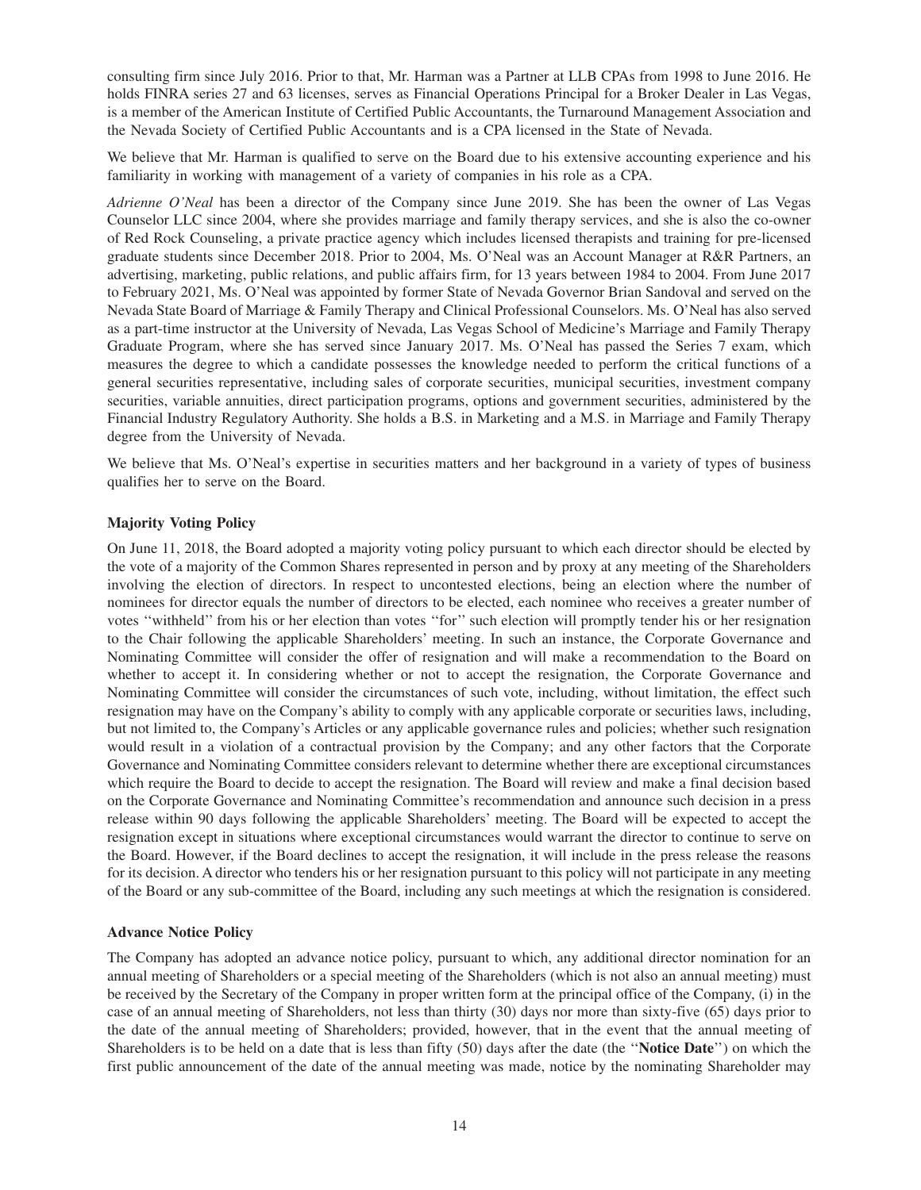consulting firm since July 2016. Prior to that, Mr. Harman was a Partner at LLB CPAs from 1998 to June 2016. He holds FINRA series 27 and 63 licenses, serves as Financial Operations Principal for a Broker Dealer in Las Vegas, is a member of the American Institute of Certified Public Accountants, the Turnaround Management Association and the Nevada Society of Certified Public Accountants and is a CPA licensed in the State of Nevada.

We believe that Mr. Harman is qualified to serve on the Board due to his extensive accounting experience and his familiarity in working with management of a variety of companies in his role as a CPA.

*Adrienne O'Neal* has been a director of the Company since June 2019. She has been the owner of Las Vegas Counselor LLC since 2004, where she provides marriage and family therapy services, and she is also the co-owner of Red Rock Counseling, a private practice agency which includes licensed therapists and training for pre-licensed graduate students since December 2018. Prior to 2004, Ms. O'Neal was an Account Manager at R&R Partners, an advertising, marketing, public relations, and public affairs firm, for 13 years between 1984 to 2004. From June 2017 to February 2021, Ms. O'Neal was appointed by former State of Nevada Governor Brian Sandoval and served on the Nevada State Board of Marriage & Family Therapy and Clinical Professional Counselors. Ms. O'Neal has also served as a part-time instructor at the University of Nevada, Las Vegas School of Medicine's Marriage and Family Therapy Graduate Program, where she has served since January 2017. Ms. O'Neal has passed the Series 7 exam, which measures the degree to which a candidate possesses the knowledge needed to perform the critical functions of a general securities representative, including sales of corporate securities, municipal securities, investment company securities, variable annuities, direct participation programs, options and government securities, administered by the Financial Industry Regulatory Authority. She holds a B.S. in Marketing and a M.S. in Marriage and Family Therapy degree from the University of Nevada.

We believe that Ms. O'Neal's expertise in securities matters and her background in a variety of types of business qualifies her to serve on the Board.

### Majority Voting Policy

On June 11, 2018, the Board adopted a majority voting policy pursuant to which each director should be elected by the vote of a majority of the Common Shares represented in person and by proxy at any meeting of the Shareholders involving the election of directors. In respect to uncontested elections, being an election where the number of nominees for director equals the number of directors to be elected, each nominee who receives a greater number of votes "withheld" from his or her election than votes "for" such election will promptly tender his or her resignation to the Chair following the applicable Shareholders' meeting. In such an instance, the Corporate Governance and Nominating Committee will consider the offer of resignation and will make a recommendation to the Board on whether to accept it. In considering whether or not to accept the resignation, the Corporate Governance and Nominating Committee will consider the circumstances of such vote, including, without limitation, the effect such resignation may have on the Company's ability to comply with any applicable corporate or securities laws, including, but not limited to, the Company's Articles or any applicable governance rules and policies; whether such resignation would result in a violation of a contractual provision by the Company; and any other factors that the Corporate Governance and Nominating Committee considers relevant to determine whether there are exceptional circumstances which require the Board to decide to accept the resignation. The Board will review and make a final decision based on the Corporate Governance and Nominating Committee's recommendation and announce such decision in a press release within 90 days following the applicable Shareholders' meeting. The Board will be expected to accept the resignation except in situations where exceptional circumstances would warrant the director to continue to serve on the Board. However, if the Board declines to accept the resignation, it will include in the press release the reasons for its decision. A director who tenders his or her resignation pursuant to this policy will not participate in any meeting of the Board or any sub-committee of the Board, including any such meetings at which the resignation is considered.

### Advance Notice Policy

The Company has adopted an advance notice policy, pursuant to which, any additional director nomination for an annual meeting of Shareholders or a special meeting of the Shareholders (which is not also an annual meeting) must be received by the Secretary of the Company in proper written form at the principal office of the Company, (i) in the case of an annual meeting of Shareholders, not less than thirty (30) days nor more than sixty-five (65) days prior to the date of the annual meeting of Shareholders; provided, however, that in the event that the annual meeting of Shareholders is to be held on a date that is less than fifty (50) days after the date (the "**Notice Date**") on which the first public announcement of the date of the annual meeting was made, notice by the nominating Shareholder may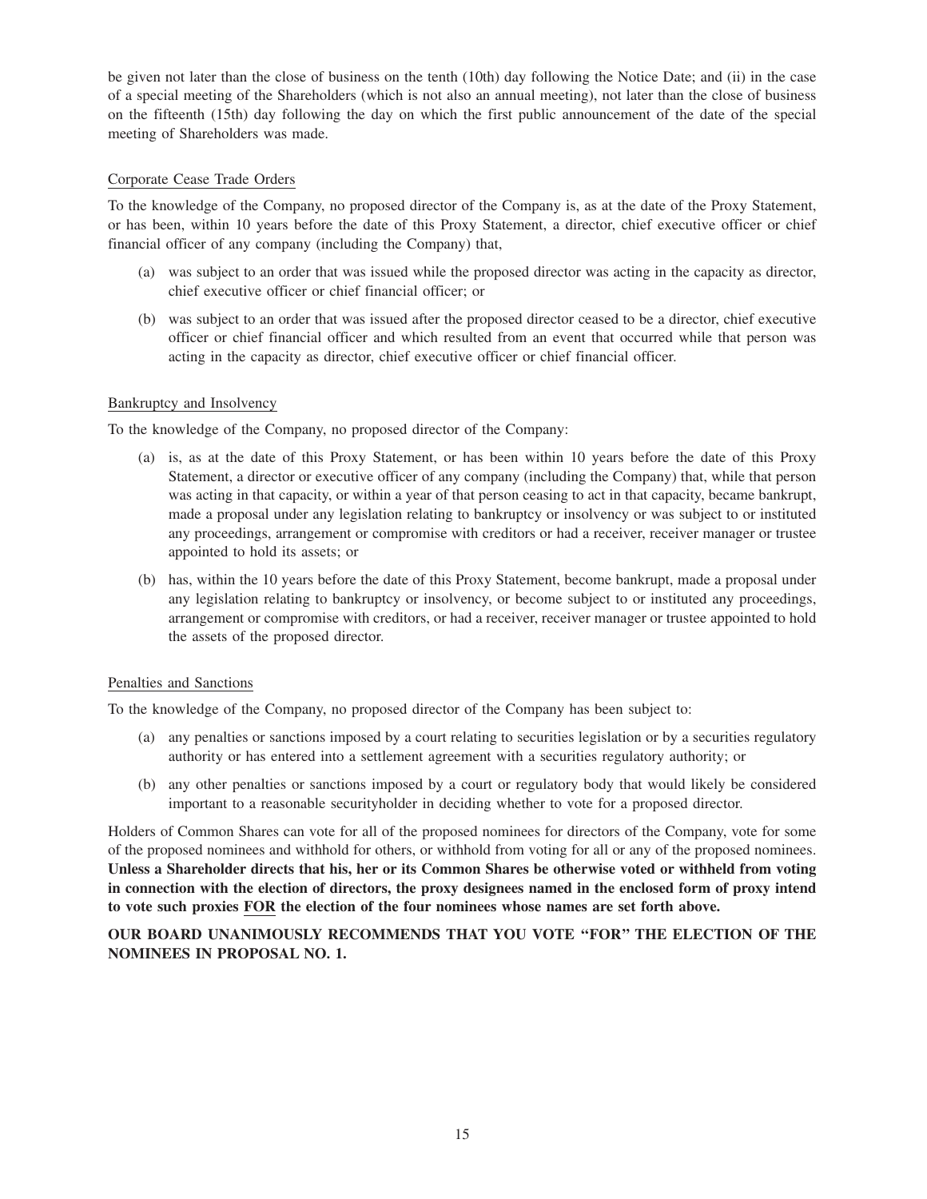be given not later than the close of business on the tenth (10th) day following the Notice Date; and (ii) in the case of a special meeting of the Shareholders (which is not also an annual meeting), not later than the close of business on the fifteenth (15th) day following the day on which the first public announcement of the date of the special meeting of Shareholders was made.

Corporate Cease Trade Orders

To the knowledge of the Company, no proposed director of the Company is, as at the date of the Proxy Statement, or has been, within 10 years before the date of this Proxy Statement, a director, chief executive officer or chief financial officer of any company (including the Company) that,

(a) was subject to an order that was issued while the proposed director was acting in the capacity as director, chief executive officer or chief financial officer; or

(b) was subject to an order that was issued after the proposed director ceased to be a director, chief executive officer or chief financial officer and which resulted from an event that occurred while that person was acting in the capacity as director, chief executive officer or chief financial officer.

Bankruptcy and Insolvency

To the knowledge of the Company, no proposed director of the Company:

(a) is, as at the date of this Proxy Statement, or has been within 10 years before the date of this Proxy Statement, a director or executive officer of any company (including the Company) that, while that person was acting in that capacity, or within a year of that person ceasing to act in that capacity, became bankrupt, made a proposal under any legislation relating to bankruptcy or insolvency or was subject to or instituted any proceedings, arrangement or compromise with creditors or had a receiver, receiver manager or trustee appointed to hold its assets; or

(b) has, within the 10 years before the date of this Proxy Statement, become bankrupt, made a proposal under any legislation relating to bankruptcy or insolvency, or become subject to or instituted any proceedings, arrangement or compromise with creditors, or had a receiver, receiver manager or trustee appointed to hold the assets of the proposed director.

Penalties and Sanctions

To the knowledge of the Company, no proposed director of the Company has been subject to:

(a) any penalties or sanctions imposed by a court relating to securities legislation or by a securities regulatory authority or has entered into a settlement agreement with a securities regulatory authority; or

(b) any other penalties or sanctions imposed by a court or regulatory body that would likely be considered important to a reasonable securityholder in deciding whether to vote for a proposed director.

Holders of Common Shares can vote for all of the proposed nominees for directors of the Company, vote for some of the proposed nominees and withhold for others, or withhold from voting for all or any of the proposed nominees. **Unless a Shareholder directs that his, her or its Common Shares be otherwise voted or withheld from voting in connection with the election of directors, the proxy designees named in the enclosed form of proxy intend to vote such proxies FOR the election of the four nominees whose names are set forth above.**

**OUR BOARD UNANIMOUSLY RECOMMENDS THAT YOU VOTE "FOR" THE ELECTION OF THE NOMINEES IN PROPOSAL NO. 1.**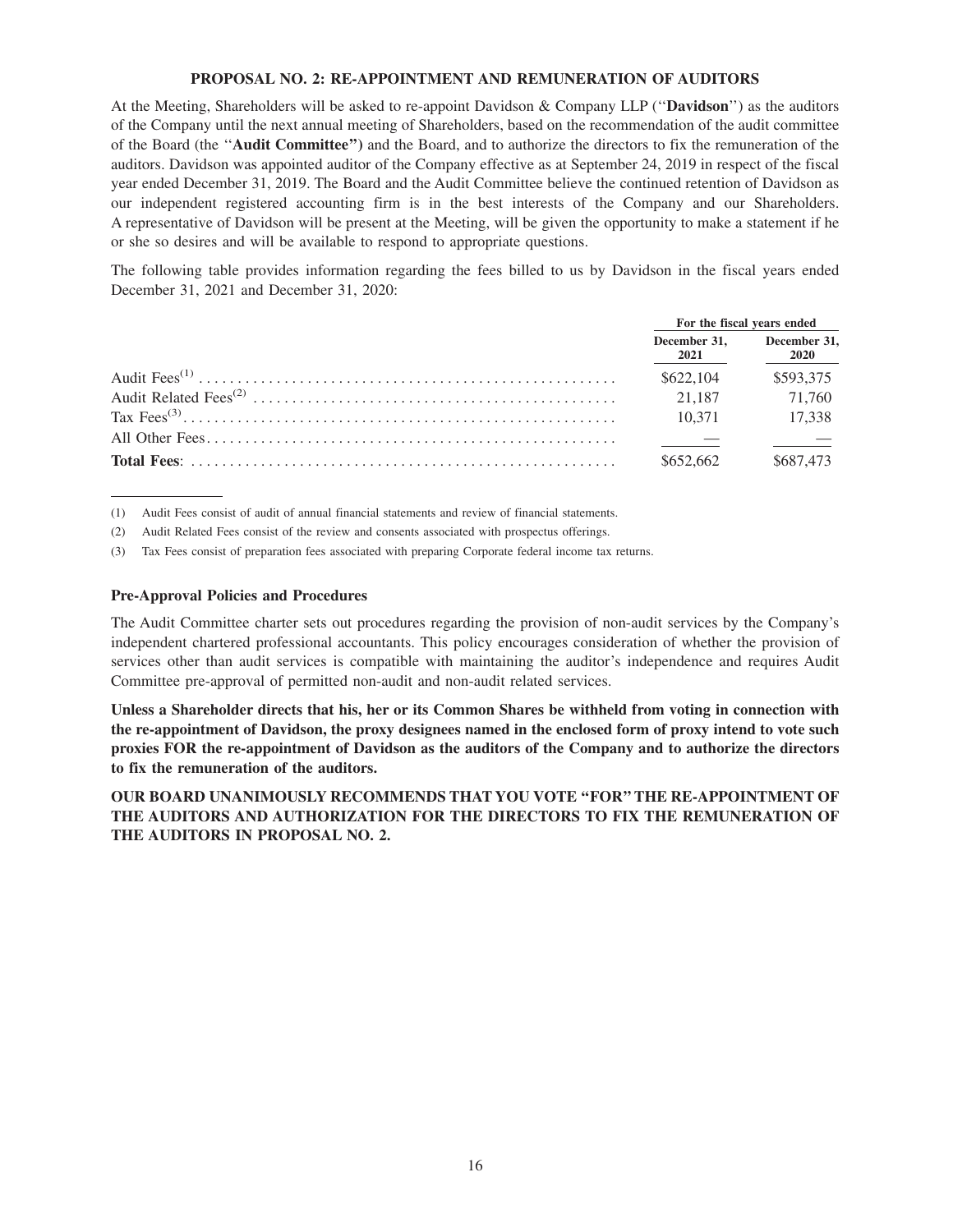## PROPOSAL NO. 2: RE-APPOINTMENT AND REMUNERATION OF AUDITORS

At the Meeting, Shareholders will be asked to re-appoint Davidson & Company LLP (''**Davidson**'') as the auditors of the Company until the next annual meeting of Shareholders, based on the recommendation of the audit committee of the Board (the ''**Audit Committee''**) and the Board, and to authorize the directors to fix the remuneration of the auditors. Davidson was appointed auditor of the Company effective as at September 24, 2019 in respect of the fiscal year ended December 31, 2019. The Board and the Audit Committee believe the continued retention of Davidson as our independent registered accounting firm is in the best interests of the Company and our Shareholders. A representative of Davidson will be present at the Meeting, will be given the opportunity to make a statement if he or she so desires and will be available to respond to appropriate questions.

The following table provides information regarding the fees billed to us by Davidson in the fiscal years ended December 31, 2021 and December 31, 2020:

| | For the fiscal years ended | |
|---|---|---|
| | December 31, 2021 | December 31, 2020 |
| Audit Fees[(1)] | $622,104 | $593,375 |
| Audit Related Fees[(2)] | 21,187 | 71,760 |
| Tax Fees[(3)] | 10,371 | 17,338 |
| All Other Fees | — | — |
| **Total Fees**: | $652,662 | $687,473 |

(1) Audit Fees consist of audit of annual financial statements and review of financial statements.

(2) Audit Related Fees consist of the review and consents associated with prospectus offerings.

(3) Tax Fees consist of preparation fees associated with preparing Corporate federal income tax returns.

### Pre-Approval Policies and Procedures

The Audit Committee charter sets out procedures regarding the provision of non-audit services by the Company's independent chartered professional accountants. This policy encourages consideration of whether the provision of services other than audit services is compatible with maintaining the auditor's independence and requires Audit Committee pre-approval of permitted non-audit and non-audit related services.

**Unless a Shareholder directs that his, her or its Common Shares be withheld from voting in connection with the re-appointment of Davidson, the proxy designees named in the enclosed form of proxy intend to vote such proxies FOR the re-appointment of Davidson as the auditors of the Company and to authorize the directors to fix the remuneration of the auditors.**

**OUR BOARD UNANIMOUSLY RECOMMENDS THAT YOU VOTE "FOR" THE RE-APPOINTMENT OF THE AUDITORS AND AUTHORIZATION FOR THE DIRECTORS TO FIX THE REMUNERATION OF THE AUDITORS IN PROPOSAL NO. 2.**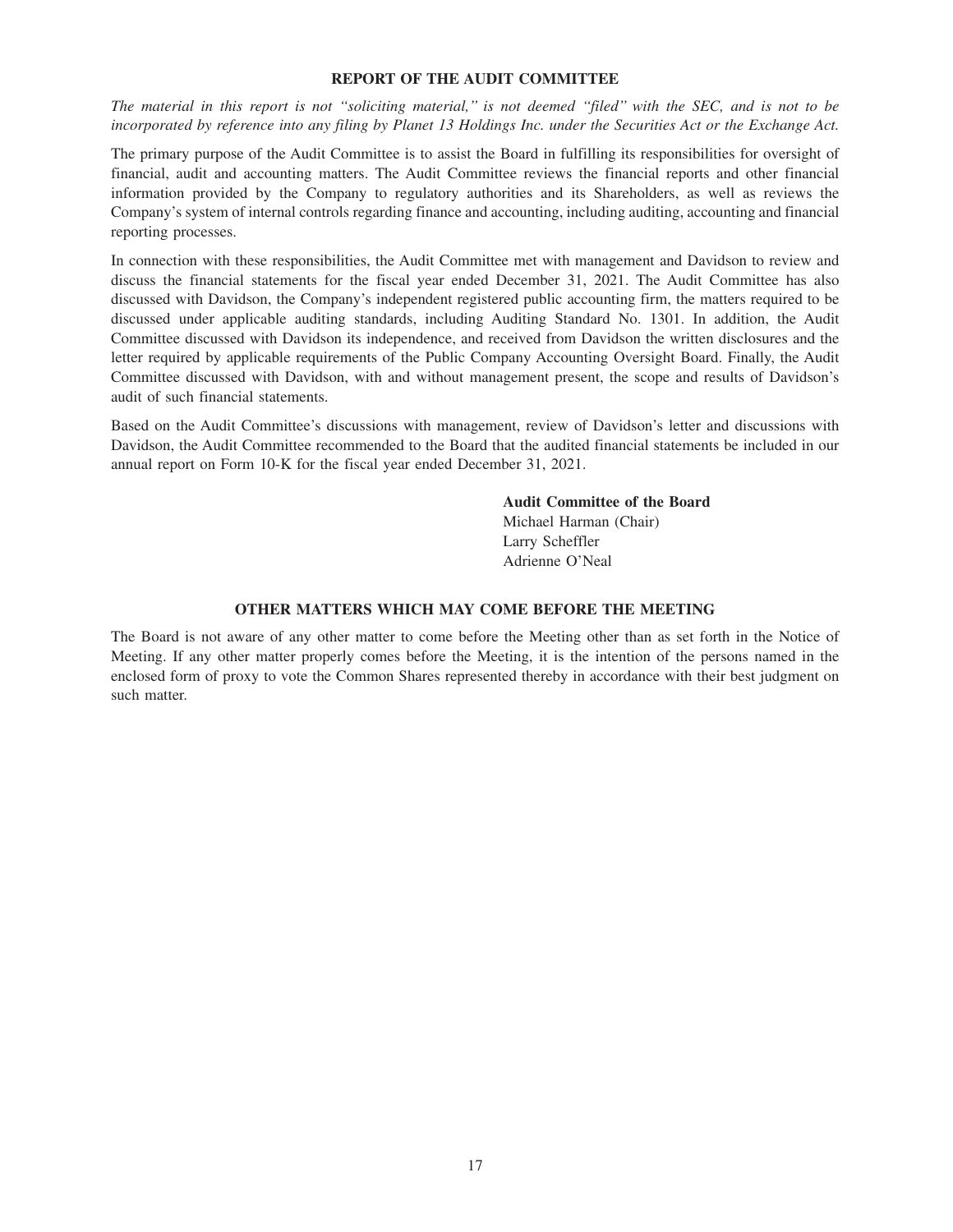## REPORT OF THE AUDIT COMMITTEE

*The material in this report is not "soliciting material," is not deemed "filed" with the SEC, and is not to be incorporated by reference into any filing by Planet 13 Holdings Inc. under the Securities Act or the Exchange Act.*

The primary purpose of the Audit Committee is to assist the Board in fulfilling its responsibilities for oversight of financial, audit and accounting matters. The Audit Committee reviews the financial reports and other financial information provided by the Company to regulatory authorities and its Shareholders, as well as reviews the Company's system of internal controls regarding finance and accounting, including auditing, accounting and financial reporting processes.

In connection with these responsibilities, the Audit Committee met with management and Davidson to review and discuss the financial statements for the fiscal year ended December 31, 2021. The Audit Committee has also discussed with Davidson, the Company's independent registered public accounting firm, the matters required to be discussed under applicable auditing standards, including Auditing Standard No. 1301. In addition, the Audit Committee discussed with Davidson its independence, and received from Davidson the written disclosures and the letter required by applicable requirements of the Public Company Accounting Oversight Board. Finally, the Audit Committee discussed with Davidson, with and without management present, the scope and results of Davidson's audit of such financial statements.

Based on the Audit Committee's discussions with management, review of Davidson's letter and discussions with Davidson, the Audit Committee recommended to the Board that the audited financial statements be included in our annual report on Form 10-K for the fiscal year ended December 31, 2021.

**Audit Committee of the Board**
Michael Harman (Chair)
Larry Scheffler
Adrienne O'Neal

## OTHER MATTERS WHICH MAY COME BEFORE THE MEETING

The Board is not aware of any other matter to come before the Meeting other than as set forth in the Notice of Meeting. If any other matter properly comes before the Meeting, it is the intention of the persons named in the enclosed form of proxy to vote the Common Shares represented thereby in accordance with their best judgment on such matter.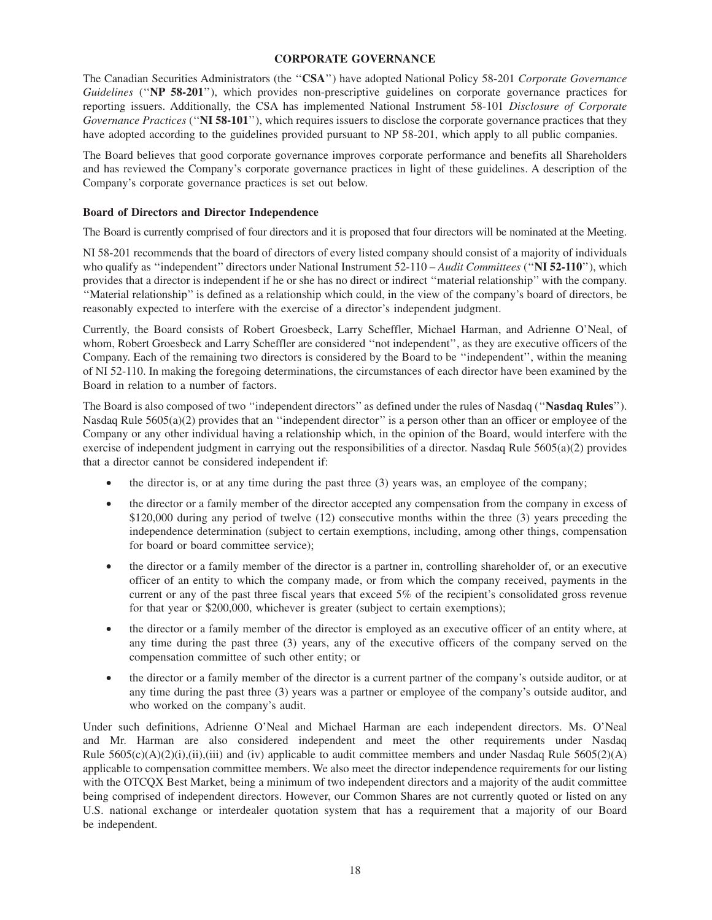## CORPORATE GOVERNANCE

The Canadian Securities Administrators (the ''**CSA**'') have adopted National Policy 58-201 *Corporate Governance Guidelines* (''**NP 58-201**''), which provides non-prescriptive guidelines on corporate governance practices for reporting issuers. Additionally, the CSA has implemented National Instrument 58-101 *Disclosure of Corporate Governance Practices* (''**NI 58-101**''), which requires issuers to disclose the corporate governance practices that they have adopted according to the guidelines provided pursuant to NP 58-201, which apply to all public companies.

The Board believes that good corporate governance improves corporate performance and benefits all Shareholders and has reviewed the Company's corporate governance practices in light of these guidelines. A description of the Company's corporate governance practices is set out below.

### Board of Directors and Director Independence

The Board is currently comprised of four directors and it is proposed that four directors will be nominated at the Meeting.

NI 58-201 recommends that the board of directors of every listed company should consist of a majority of individuals who qualify as ''independent'' directors under National Instrument 52-110 – *Audit Committees* (''**NI 52-110**''), which provides that a director is independent if he or she has no direct or indirect ''material relationship'' with the company. ''Material relationship'' is defined as a relationship which could, in the view of the company's board of directors, be reasonably expected to interfere with the exercise of a director's independent judgment.

Currently, the Board consists of Robert Groesbeck, Larry Scheffler, Michael Harman, and Adrienne O'Neal, of whom, Robert Groesbeck and Larry Scheffler are considered ''not independent'', as they are executive officers of the Company. Each of the remaining two directors is considered by the Board to be ''independent'', within the meaning of NI 52-110. In making the foregoing determinations, the circumstances of each director have been examined by the Board in relation to a number of factors.

The Board is also composed of two ''independent directors'' as defined under the rules of Nasdaq (''**Nasdaq Rules**''). Nasdaq Rule 5605(a)(2) provides that an ''independent director'' is a person other than an officer or employee of the Company or any other individual having a relationship which, in the opinion of the Board, would interfere with the exercise of independent judgment in carrying out the responsibilities of a director. Nasdaq Rule 5605(a)(2) provides that a director cannot be considered independent if:

- the director is, or at any time during the past three (3) years was, an employee of the company;
- the director or a family member of the director accepted any compensation from the company in excess of $120,000 during any period of twelve (12) consecutive months within the three (3) years preceding the independence determination (subject to certain exemptions, including, among other things, compensation for board or board committee service);
- the director or a family member of the director is a partner in, controlling shareholder of, or an executive officer of an entity to which the company made, or from which the company received, payments in the current or any of the past three fiscal years that exceed 5% of the recipient's consolidated gross revenue for that year or $200,000, whichever is greater (subject to certain exemptions);
- the director or a family member of the director is employed as an executive officer of an entity where, at any time during the past three (3) years, any of the executive officers of the company served on the compensation committee of such other entity; or
- the director or a family member of the director is a current partner of the company's outside auditor, or at any time during the past three (3) years was a partner or employee of the company's outside auditor, and who worked on the company's audit.

Under such definitions, Adrienne O'Neal and Michael Harman are each independent directors. Ms. O'Neal and Mr. Harman are also considered independent and meet the other requirements under Nasdaq Rule 5605(c)(A)(2)(i),(ii),(iii) and (iv) applicable to audit committee members and under Nasdaq Rule 5605(2)(A) applicable to compensation committee members. We also meet the director independence requirements for our listing with the OTCQX Best Market, being a minimum of two independent directors and a majority of the audit committee being comprised of independent directors. However, our Common Shares are not currently quoted or listed on any U.S. national exchange or interdealer quotation system that has a requirement that a majority of our Board be independent.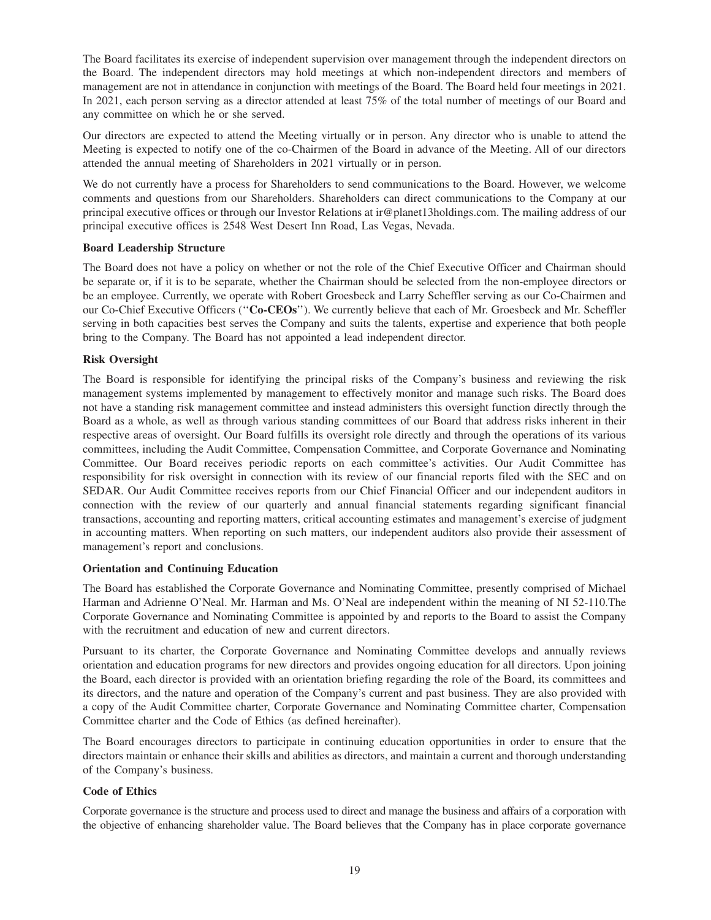The Board facilitates its exercise of independent supervision over management through the independent directors on the Board. The independent directors may hold meetings at which non-independent directors and members of management are not in attendance in conjunction with meetings of the Board. The Board held four meetings in 2021. In 2021, each person serving as a director attended at least 75% of the total number of meetings of our Board and any committee on which he or she served.

Our directors are expected to attend the Meeting virtually or in person. Any director who is unable to attend the Meeting is expected to notify one of the co-Chairmen of the Board in advance of the Meeting. All of our directors attended the annual meeting of Shareholders in 2021 virtually or in person.

We do not currently have a process for Shareholders to send communications to the Board. However, we welcome comments and questions from our Shareholders. Shareholders can direct communications to the Company at our principal executive offices or through our Investor Relations at ir@planet13holdings.com. The mailing address of our principal executive offices is 2548 West Desert Inn Road, Las Vegas, Nevada.

**Board Leadership Structure**

The Board does not have a policy on whether or not the role of the Chief Executive Officer and Chairman should be separate or, if it is to be separate, whether the Chairman should be selected from the non-employee directors or be an employee. Currently, we operate with Robert Groesbeck and Larry Scheffler serving as our Co-Chairmen and our Co-Chief Executive Officers (''**Co-CEOs**''). We currently believe that each of Mr. Groesbeck and Mr. Scheffler serving in both capacities best serves the Company and suits the talents, expertise and experience that both people bring to the Company. The Board has not appointed a lead independent director.

**Risk Oversight**

The Board is responsible for identifying the principal risks of the Company's business and reviewing the risk management systems implemented by management to effectively monitor and manage such risks. The Board does not have a standing risk management committee and instead administers this oversight function directly through the Board as a whole, as well as through various standing committees of our Board that address risks inherent in their respective areas of oversight. Our Board fulfills its oversight role directly and through the operations of its various committees, including the Audit Committee, Compensation Committee, and Corporate Governance and Nominating Committee. Our Board receives periodic reports on each committee's activities. Our Audit Committee has responsibility for risk oversight in connection with its review of our financial reports filed with the SEC and on SEDAR. Our Audit Committee receives reports from our Chief Financial Officer and our independent auditors in connection with the review of our quarterly and annual financial statements regarding significant financial transactions, accounting and reporting matters, critical accounting estimates and management's exercise of judgment in accounting matters. When reporting on such matters, our independent auditors also provide their assessment of management's report and conclusions.

**Orientation and Continuing Education**

The Board has established the Corporate Governance and Nominating Committee, presently comprised of Michael Harman and Adrienne O'Neal. Mr. Harman and Ms. O'Neal are independent within the meaning of NI 52-110.The Corporate Governance and Nominating Committee is appointed by and reports to the Board to assist the Company with the recruitment and education of new and current directors.

Pursuant to its charter, the Corporate Governance and Nominating Committee develops and annually reviews orientation and education programs for new directors and provides ongoing education for all directors. Upon joining the Board, each director is provided with an orientation briefing regarding the role of the Board, its committees and its directors, and the nature and operation of the Company's current and past business. They are also provided with a copy of the Audit Committee charter, Corporate Governance and Nominating Committee charter, Compensation Committee charter and the Code of Ethics (as defined hereinafter).

The Board encourages directors to participate in continuing education opportunities in order to ensure that the directors maintain or enhance their skills and abilities as directors, and maintain a current and thorough understanding of the Company's business.

**Code of Ethics**

Corporate governance is the structure and process used to direct and manage the business and affairs of a corporation with the objective of enhancing shareholder value. The Board believes that the Company has in place corporate governance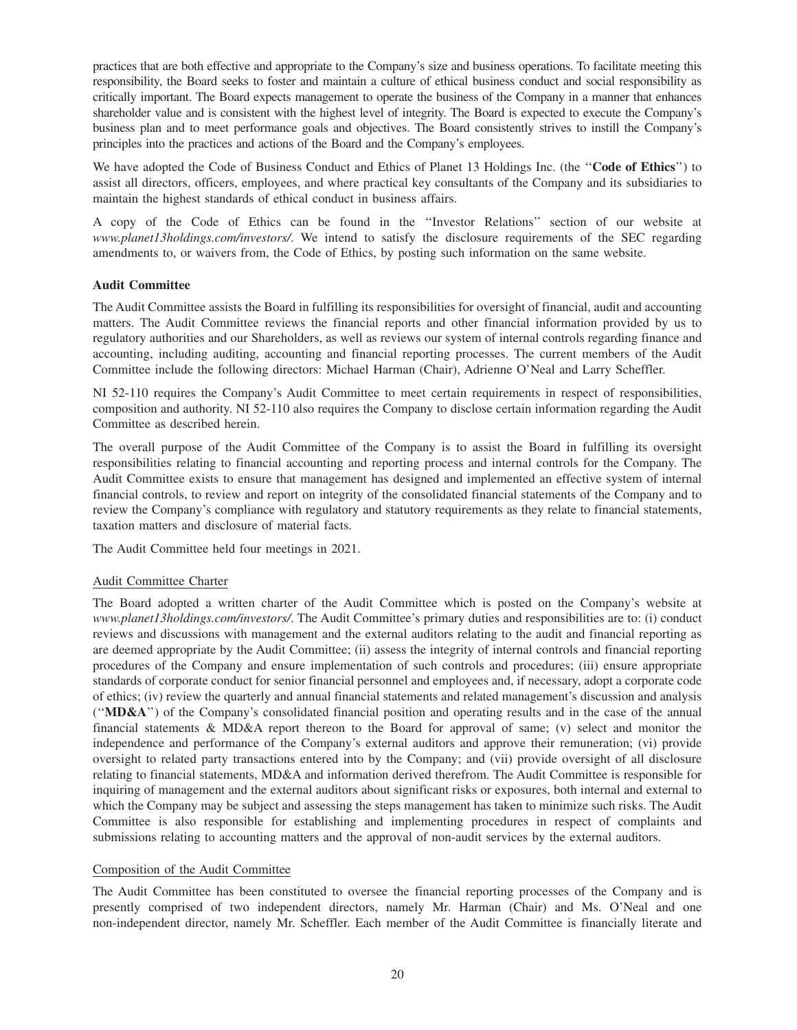practices that are both effective and appropriate to the Company's size and business operations. To facilitate meeting this responsibility, the Board seeks to foster and maintain a culture of ethical business conduct and social responsibility as critically important. The Board expects management to operate the business of the Company in a manner that enhances shareholder value and is consistent with the highest level of integrity. The Board is expected to execute the Company's business plan and to meet performance goals and objectives. The Board consistently strives to instill the Company's principles into the practices and actions of the Board and the Company's employees.

We have adopted the Code of Business Conduct and Ethics of Planet 13 Holdings Inc. (the "**Code of Ethics**") to assist all directors, officers, employees, and where practical key consultants of the Company and its subsidiaries to maintain the highest standards of ethical conduct in business affairs.

A copy of the Code of Ethics can be found in the "Investor Relations" section of our website at *www.planet13holdings.com/investors/*. We intend to satisfy the disclosure requirements of the SEC regarding amendments to, or waivers from, the Code of Ethics, by posting such information on the same website.

**Audit Committee**

The Audit Committee assists the Board in fulfilling its responsibilities for oversight of financial, audit and accounting matters. The Audit Committee reviews the financial reports and other financial information provided by us to regulatory authorities and our Shareholders, as well as reviews our system of internal controls regarding finance and accounting, including auditing, accounting and financial reporting processes. The current members of the Audit Committee include the following directors: Michael Harman (Chair), Adrienne O'Neal and Larry Scheffler.

NI 52-110 requires the Company's Audit Committee to meet certain requirements in respect of responsibilities, composition and authority. NI 52-110 also requires the Company to disclose certain information regarding the Audit Committee as described herein.

The overall purpose of the Audit Committee of the Company is to assist the Board in fulfilling its oversight responsibilities relating to financial accounting and reporting process and internal controls for the Company. The Audit Committee exists to ensure that management has designed and implemented an effective system of internal financial controls, to review and report on integrity of the consolidated financial statements of the Company and to review the Company's compliance with regulatory and statutory requirements as they relate to financial statements, taxation matters and disclosure of material facts.

The Audit Committee held four meetings in 2021.

Audit Committee Charter

The Board adopted a written charter of the Audit Committee which is posted on the Company's website at *www.planet13holdings.com/investors/*. The Audit Committee's primary duties and responsibilities are to: (i) conduct reviews and discussions with management and the external auditors relating to the audit and financial reporting as are deemed appropriate by the Audit Committee; (ii) assess the integrity of internal controls and financial reporting procedures of the Company and ensure implementation of such controls and procedures; (iii) ensure appropriate standards of corporate conduct for senior financial personnel and employees and, if necessary, adopt a corporate code of ethics; (iv) review the quarterly and annual financial statements and related management's discussion and analysis ("**MD&A**") of the Company's consolidated financial position and operating results and in the case of the annual financial statements & MD&A report thereon to the Board for approval of same; (v) select and monitor the independence and performance of the Company's external auditors and approve their remuneration; (vi) provide oversight to related party transactions entered into by the Company; and (vii) provide oversight of all disclosure relating to financial statements, MD&A and information derived therefrom. The Audit Committee is responsible for inquiring of management and the external auditors about significant risks or exposures, both internal and external to which the Company may be subject and assessing the steps management has taken to minimize such risks. The Audit Committee is also responsible for establishing and implementing procedures in respect of complaints and submissions relating to accounting matters and the approval of non-audit services by the external auditors.

Composition of the Audit Committee

The Audit Committee has been constituted to oversee the financial reporting processes of the Company and is presently comprised of two independent directors, namely Mr. Harman (Chair) and Ms. O'Neal and one non-independent director, namely Mr. Scheffler. Each member of the Audit Committee is financially literate and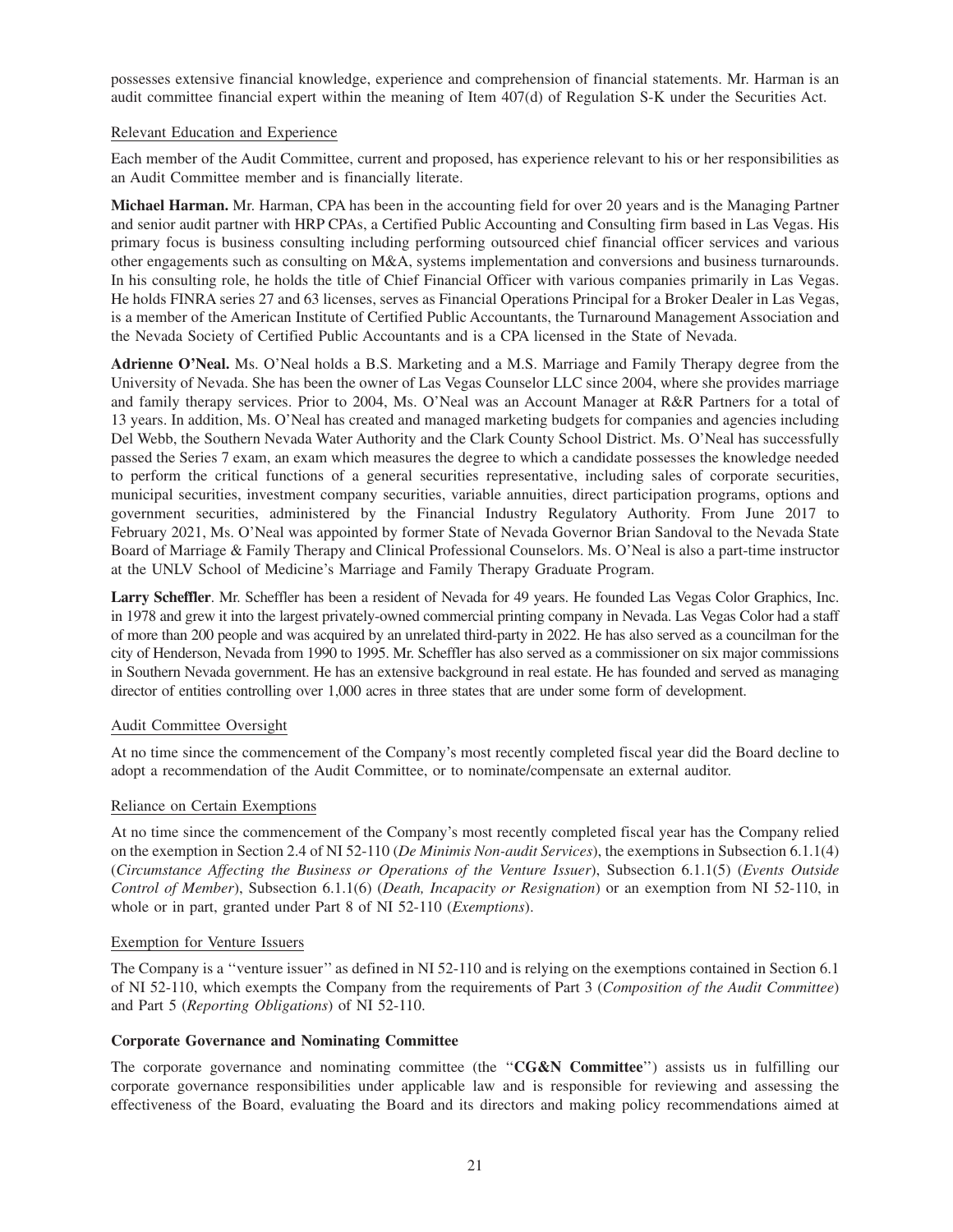possesses extensive financial knowledge, experience and comprehension of financial statements. Mr. Harman is an audit committee financial expert within the meaning of Item 407(d) of Regulation S-K under the Securities Act.

Relevant Education and Experience

Each member of the Audit Committee, current and proposed, has experience relevant to his or her responsibilities as an Audit Committee member and is financially literate.

**Michael Harman.** Mr. Harman, CPA has been in the accounting field for over 20 years and is the Managing Partner and senior audit partner with HRP CPAs, a Certified Public Accounting and Consulting firm based in Las Vegas. His primary focus is business consulting including performing outsourced chief financial officer services and various other engagements such as consulting on M&A, systems implementation and conversions and business turnarounds. In his consulting role, he holds the title of Chief Financial Officer with various companies primarily in Las Vegas. He holds FINRA series 27 and 63 licenses, serves as Financial Operations Principal for a Broker Dealer in Las Vegas, is a member of the American Institute of Certified Public Accountants, the Turnaround Management Association and the Nevada Society of Certified Public Accountants and is a CPA licensed in the State of Nevada.

**Adrienne O'Neal.** Ms. O'Neal holds a B.S. Marketing and a M.S. Marriage and Family Therapy degree from the University of Nevada. She has been the owner of Las Vegas Counselor LLC since 2004, where she provides marriage and family therapy services. Prior to 2004, Ms. O'Neal was an Account Manager at R&R Partners for a total of 13 years. In addition, Ms. O'Neal has created and managed marketing budgets for companies and agencies including Del Webb, the Southern Nevada Water Authority and the Clark County School District. Ms. O'Neal has successfully passed the Series 7 exam, an exam which measures the degree to which a candidate possesses the knowledge needed to perform the critical functions of a general securities representative, including sales of corporate securities, municipal securities, investment company securities, variable annuities, direct participation programs, options and government securities, administered by the Financial Industry Regulatory Authority. From June 2017 to February 2021, Ms. O'Neal was appointed by former State of Nevada Governor Brian Sandoval to the Nevada State Board of Marriage & Family Therapy and Clinical Professional Counselors. Ms. O'Neal is also a part-time instructor at the UNLV School of Medicine's Marriage and Family Therapy Graduate Program.

**Larry Scheffler**. Mr. Scheffler has been a resident of Nevada for 49 years. He founded Las Vegas Color Graphics, Inc. in 1978 and grew it into the largest privately-owned commercial printing company in Nevada. Las Vegas Color had a staff of more than 200 people and was acquired by an unrelated third-party in 2022. He has also served as a councilman for the city of Henderson, Nevada from 1990 to 1995. Mr. Scheffler has also served as a commissioner on six major commissions in Southern Nevada government. He has an extensive background in real estate. He has founded and served as managing director of entities controlling over 1,000 acres in three states that are under some form of development.

Audit Committee Oversight

At no time since the commencement of the Company's most recently completed fiscal year did the Board decline to adopt a recommendation of the Audit Committee, or to nominate/compensate an external auditor.

Reliance on Certain Exemptions

At no time since the commencement of the Company's most recently completed fiscal year has the Company relied on the exemption in Section 2.4 of NI 52-110 (*De Minimis Non-audit Services*), the exemptions in Subsection 6.1.1(4) (*Circumstance Affecting the Business or Operations of the Venture Issuer*), Subsection 6.1.1(5) (*Events Outside Control of Member*), Subsection 6.1.1(6) (*Death, Incapacity or Resignation*) or an exemption from NI 52-110, in whole or in part, granted under Part 8 of NI 52-110 (*Exemptions*).

Exemption for Venture Issuers

The Company is a "venture issuer" as defined in NI 52-110 and is relying on the exemptions contained in Section 6.1 of NI 52-110, which exempts the Company from the requirements of Part 3 (*Composition of the Audit Committee*) and Part 5 (*Reporting Obligations*) of NI 52-110.

**Corporate Governance and Nominating Committee**

The corporate governance and nominating committee (the "**CG&N Committee**") assists us in fulfilling our corporate governance responsibilities under applicable law and is responsible for reviewing and assessing the effectiveness of the Board, evaluating the Board and its directors and making policy recommendations aimed at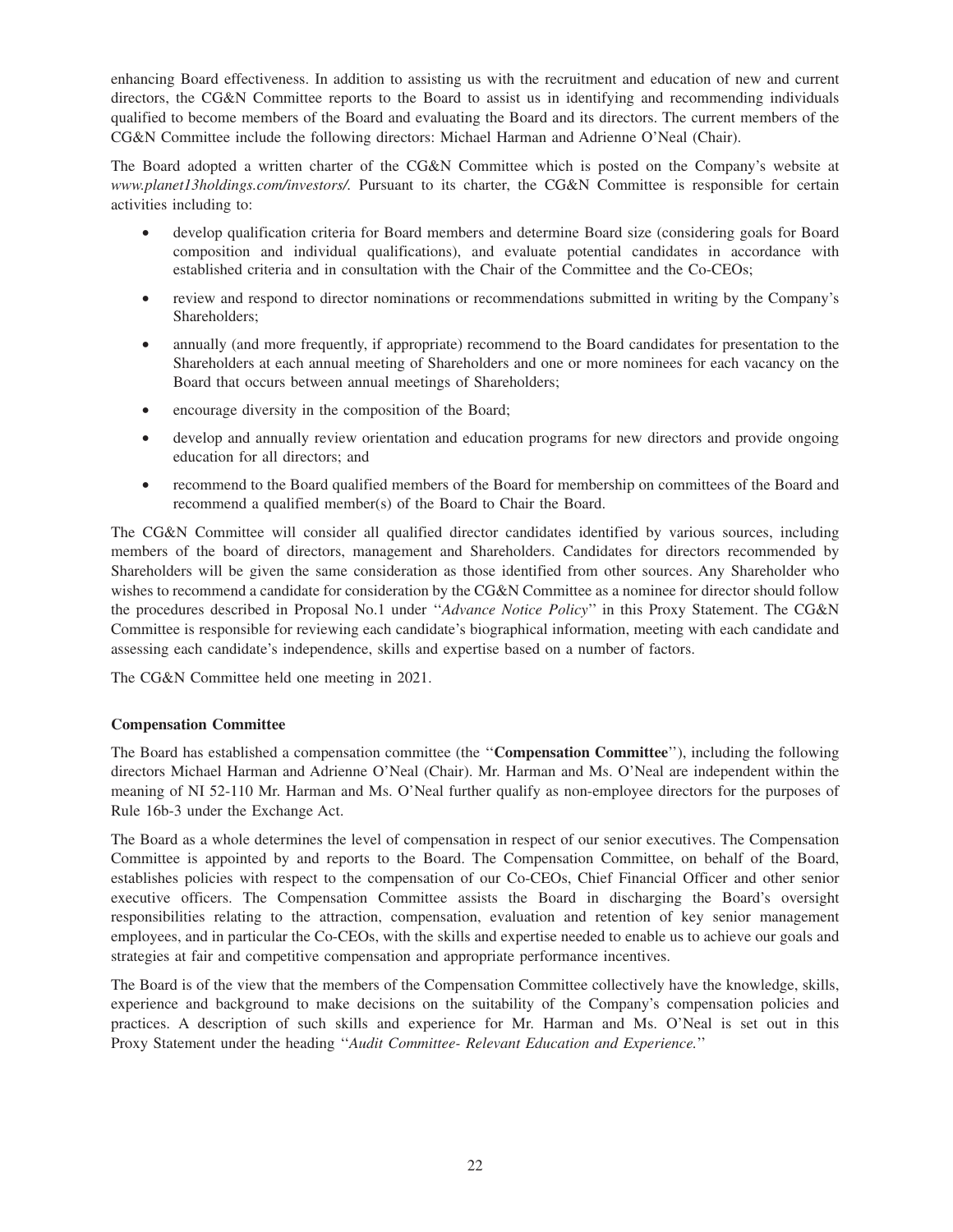enhancing Board effectiveness. In addition to assisting us with the recruitment and education of new and current directors, the CG&N Committee reports to the Board to assist us in identifying and recommending individuals qualified to become members of the Board and evaluating the Board and its directors. The current members of the CG&N Committee include the following directors: Michael Harman and Adrienne O'Neal (Chair).

The Board adopted a written charter of the CG&N Committee which is posted on the Company's website at *www.planet13holdings.com/investors/.* Pursuant to its charter, the CG&N Committee is responsible for certain activities including to:

- develop qualification criteria for Board members and determine Board size (considering goals for Board composition and individual qualifications), and evaluate potential candidates in accordance with established criteria and in consultation with the Chair of the Committee and the Co-CEOs;
- review and respond to director nominations or recommendations submitted in writing by the Company's Shareholders;
- annually (and more frequently, if appropriate) recommend to the Board candidates for presentation to the Shareholders at each annual meeting of Shareholders and one or more nominees for each vacancy on the Board that occurs between annual meetings of Shareholders;
- encourage diversity in the composition of the Board;
- develop and annually review orientation and education programs for new directors and provide ongoing education for all directors; and
- recommend to the Board qualified members of the Board for membership on committees of the Board and recommend a qualified member(s) of the Board to Chair the Board.

The CG&N Committee will consider all qualified director candidates identified by various sources, including members of the board of directors, management and Shareholders. Candidates for directors recommended by Shareholders will be given the same consideration as those identified from other sources. Any Shareholder who wishes to recommend a candidate for consideration by the CG&N Committee as a nominee for director should follow the procedures described in Proposal No.1 under "*Advance Notice Policy*" in this Proxy Statement. The CG&N Committee is responsible for reviewing each candidate's biographical information, meeting with each candidate and assessing each candidate's independence, skills and expertise based on a number of factors.

The CG&N Committee held one meeting in 2021.

**Compensation Committee**

The Board has established a compensation committee (the "**Compensation Committee**"), including the following directors Michael Harman and Adrienne O'Neal (Chair). Mr. Harman and Ms. O'Neal are independent within the meaning of NI 52-110 Mr. Harman and Ms. O'Neal further qualify as non-employee directors for the purposes of Rule 16b-3 under the Exchange Act.

The Board as a whole determines the level of compensation in respect of our senior executives. The Compensation Committee is appointed by and reports to the Board. The Compensation Committee, on behalf of the Board, establishes policies with respect to the compensation of our Co-CEOs, Chief Financial Officer and other senior executive officers. The Compensation Committee assists the Board in discharging the Board's oversight responsibilities relating to the attraction, compensation, evaluation and retention of key senior management employees, and in particular the Co-CEOs, with the skills and expertise needed to enable us to achieve our goals and strategies at fair and competitive compensation and appropriate performance incentives.

The Board is of the view that the members of the Compensation Committee collectively have the knowledge, skills, experience and background to make decisions on the suitability of the Company's compensation policies and practices. A description of such skills and experience for Mr. Harman and Ms. O'Neal is set out in this Proxy Statement under the heading "*Audit Committee- Relevant Education and Experience.*"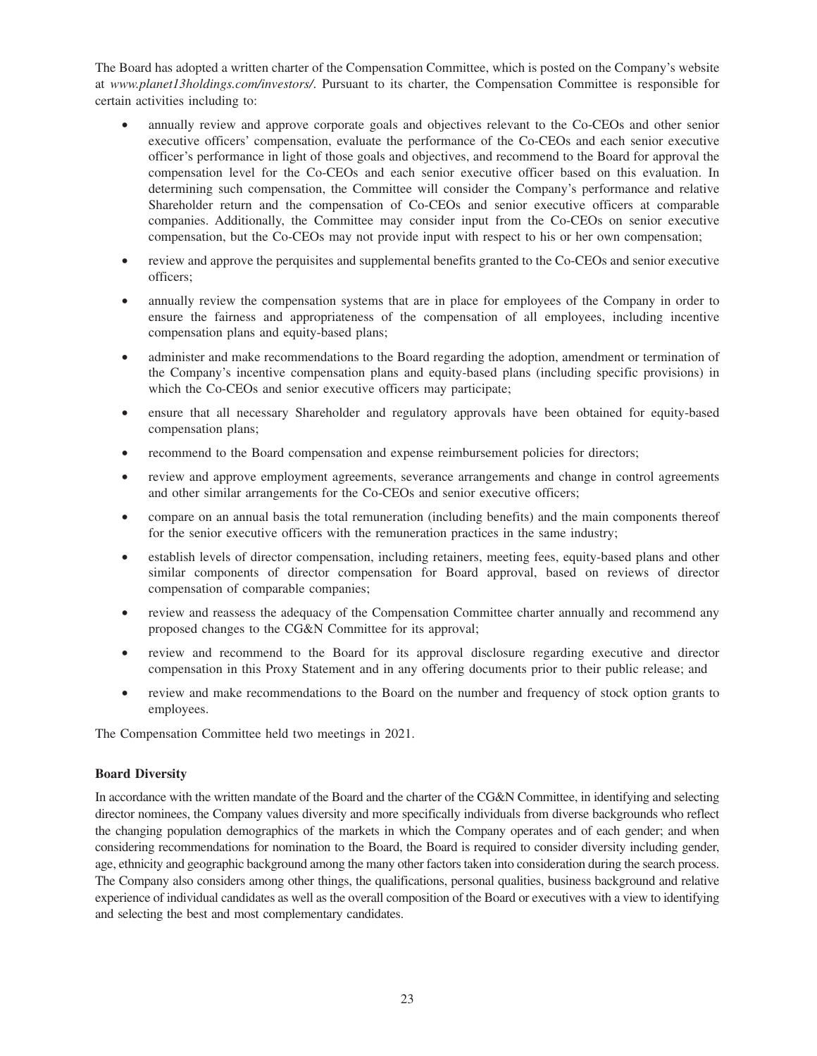The Board has adopted a written charter of the Compensation Committee, which is posted on the Company's website at *www.planet13holdings.com/investors/*. Pursuant to its charter, the Compensation Committee is responsible for certain activities including to:

- annually review and approve corporate goals and objectives relevant to the Co-CEOs and other senior executive officers' compensation, evaluate the performance of the Co-CEOs and each senior executive officer's performance in light of those goals and objectives, and recommend to the Board for approval the compensation level for the Co-CEOs and each senior executive officer based on this evaluation. In determining such compensation, the Committee will consider the Company's performance and relative Shareholder return and the compensation of Co-CEOs and senior executive officers at comparable companies. Additionally, the Committee may consider input from the Co-CEOs on senior executive compensation, but the Co-CEOs may not provide input with respect to his or her own compensation;
- review and approve the perquisites and supplemental benefits granted to the Co-CEOs and senior executive officers;
- annually review the compensation systems that are in place for employees of the Company in order to ensure the fairness and appropriateness of the compensation of all employees, including incentive compensation plans and equity-based plans;
- administer and make recommendations to the Board regarding the adoption, amendment or termination of the Company's incentive compensation plans and equity-based plans (including specific provisions) in which the Co-CEOs and senior executive officers may participate;
- ensure that all necessary Shareholder and regulatory approvals have been obtained for equity-based compensation plans;
- recommend to the Board compensation and expense reimbursement policies for directors;
- review and approve employment agreements, severance arrangements and change in control agreements and other similar arrangements for the Co-CEOs and senior executive officers;
- compare on an annual basis the total remuneration (including benefits) and the main components thereof for the senior executive officers with the remuneration practices in the same industry;
- establish levels of director compensation, including retainers, meeting fees, equity-based plans and other similar components of director compensation for Board approval, based on reviews of director compensation of comparable companies;
- review and reassess the adequacy of the Compensation Committee charter annually and recommend any proposed changes to the CG&N Committee for its approval;
- review and recommend to the Board for its approval disclosure regarding executive and director compensation in this Proxy Statement and in any offering documents prior to their public release; and
- review and make recommendations to the Board on the number and frequency of stock option grants to employees.

The Compensation Committee held two meetings in 2021.

**Board Diversity**

In accordance with the written mandate of the Board and the charter of the CG&N Committee, in identifying and selecting director nominees, the Company values diversity and more specifically individuals from diverse backgrounds who reflect the changing population demographics of the markets in which the Company operates and of each gender; and when considering recommendations for nomination to the Board, the Board is required to consider diversity including gender, age, ethnicity and geographic background among the many other factors taken into consideration during the search process. The Company also considers among other things, the qualifications, personal qualities, business background and relative experience of individual candidates as well as the overall composition of the Board or executives with a view to identifying and selecting the best and most complementary candidates.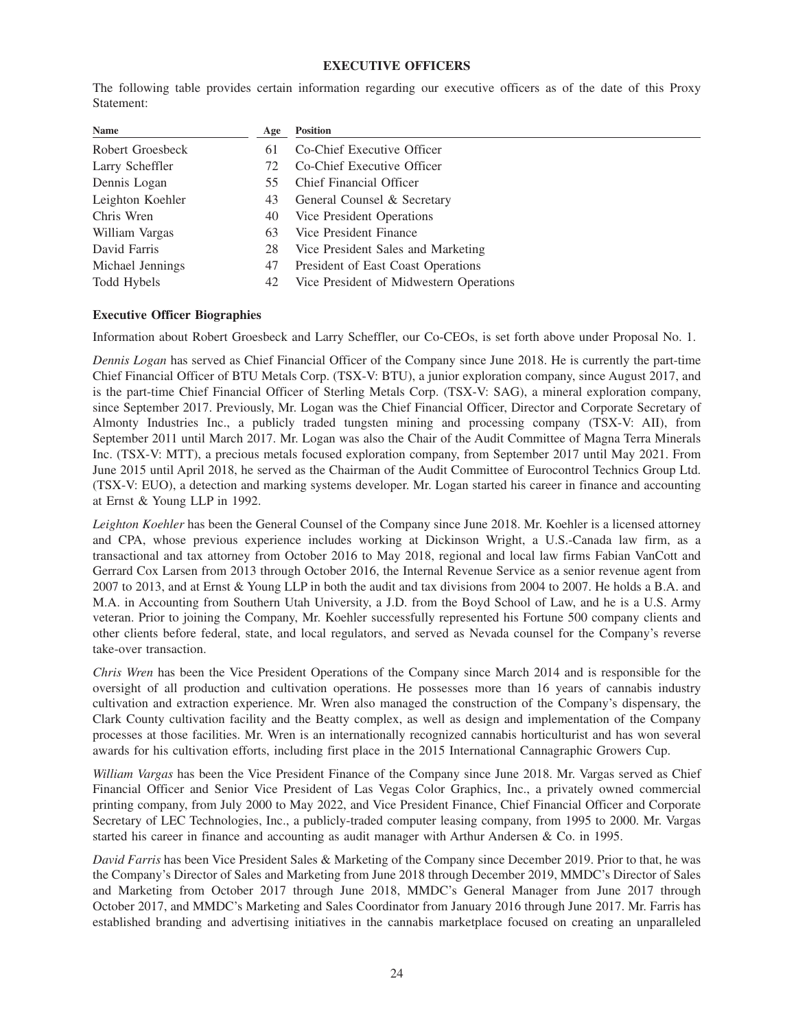## EXECUTIVE OFFICERS

The following table provides certain information regarding our executive officers as of the date of this Proxy Statement:

| Name | Age | Position |
|---|---|---|
| Robert Groesbeck | 61 | Co-Chief Executive Officer |
| Larry Scheffler | 72 | Co-Chief Executive Officer |
| Dennis Logan | 55 | Chief Financial Officer |
| Leighton Koehler | 43 | General Counsel & Secretary |
| Chris Wren | 40 | Vice President Operations |
| William Vargas | 63 | Vice President Finance |
| David Farris | 28 | Vice President Sales and Marketing |
| Michael Jennings | 47 | President of East Coast Operations |
| Todd Hybels | 42 | Vice President of Midwestern Operations |

### Executive Officer Biographies

Information about Robert Groesbeck and Larry Scheffler, our Co-CEOs, is set forth above under Proposal No. 1.

*Dennis Logan* has served as Chief Financial Officer of the Company since June 2018. He is currently the part-time Chief Financial Officer of BTU Metals Corp. (TSX-V: BTU), a junior exploration company, since August 2017, and is the part-time Chief Financial Officer of Sterling Metals Corp. (TSX-V: SAG), a mineral exploration company, since September 2017. Previously, Mr. Logan was the Chief Financial Officer, Director and Corporate Secretary of Almonty Industries Inc., a publicly traded tungsten mining and processing company (TSX-V: AII), from September 2011 until March 2017. Mr. Logan was also the Chair of the Audit Committee of Magna Terra Minerals Inc. (TSX-V: MTT), a precious metals focused exploration company, from September 2017 until May 2021. From June 2015 until April 2018, he served as the Chairman of the Audit Committee of Eurocontrol Technics Group Ltd. (TSX-V: EUO), a detection and marking systems developer. Mr. Logan started his career in finance and accounting at Ernst & Young LLP in 1992.

*Leighton Koehler* has been the General Counsel of the Company since June 2018. Mr. Koehler is a licensed attorney and CPA, whose previous experience includes working at Dickinson Wright, a U.S.-Canada law firm, as a transactional and tax attorney from October 2016 to May 2018, regional and local law firms Fabian VanCott and Gerrard Cox Larsen from 2013 through October 2016, the Internal Revenue Service as a senior revenue agent from 2007 to 2013, and at Ernst & Young LLP in both the audit and tax divisions from 2004 to 2007. He holds a B.A. and M.A. in Accounting from Southern Utah University, a J.D. from the Boyd School of Law, and he is a U.S. Army veteran. Prior to joining the Company, Mr. Koehler successfully represented his Fortune 500 company clients and other clients before federal, state, and local regulators, and served as Nevada counsel for the Company's reverse take-over transaction.

*Chris Wren* has been the Vice President Operations of the Company since March 2014 and is responsible for the oversight of all production and cultivation operations. He possesses more than 16 years of cannabis industry cultivation and extraction experience. Mr. Wren also managed the construction of the Company's dispensary, the Clark County cultivation facility and the Beatty complex, as well as design and implementation of the Company processes at those facilities. Mr. Wren is an internationally recognized cannabis horticulturist and has won several awards for his cultivation efforts, including first place in the 2015 International Cannagraphic Growers Cup.

*William Vargas* has been the Vice President Finance of the Company since June 2018. Mr. Vargas served as Chief Financial Officer and Senior Vice President of Las Vegas Color Graphics, Inc., a privately owned commercial printing company, from July 2000 to May 2022, and Vice President Finance, Chief Financial Officer and Corporate Secretary of LEC Technologies, Inc., a publicly-traded computer leasing company, from 1995 to 2000. Mr. Vargas started his career in finance and accounting as audit manager with Arthur Andersen & Co. in 1995.

*David Farris* has been Vice President Sales & Marketing of the Company since December 2019. Prior to that, he was the Company's Director of Sales and Marketing from June 2018 through December 2019, MMDC's Director of Sales and Marketing from October 2017 through June 2018, MMDC's General Manager from June 2017 through October 2017, and MMDC's Marketing and Sales Coordinator from January 2016 through June 2017. Mr. Farris has established branding and advertising initiatives in the cannabis marketplace focused on creating an unparalleled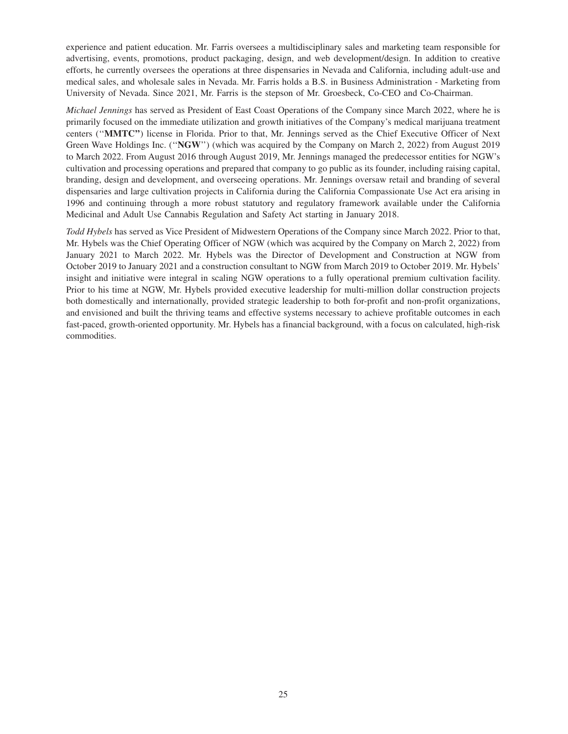experience and patient education. Mr. Farris oversees a multidisciplinary sales and marketing team responsible for advertising, events, promotions, product packaging, design, and web development/design. In addition to creative efforts, he currently oversees the operations at three dispensaries in Nevada and California, including adult-use and medical sales, and wholesale sales in Nevada. Mr. Farris holds a B.S. in Business Administration - Marketing from University of Nevada. Since 2021, Mr. Farris is the stepson of Mr. Groesbeck, Co-CEO and Co-Chairman.

*Michael Jennings* has served as President of East Coast Operations of the Company since March 2022, where he is primarily focused on the immediate utilization and growth initiatives of the Company's medical marijuana treatment centers (''**MMTC''**) license in Florida. Prior to that, Mr. Jennings served as the Chief Executive Officer of Next Green Wave Holdings Inc. (''**NGW**'') (which was acquired by the Company on March 2, 2022) from August 2019 to March 2022. From August 2016 through August 2019, Mr. Jennings managed the predecessor entities for NGW's cultivation and processing operations and prepared that company to go public as its founder, including raising capital, branding, design and development, and overseeing operations. Mr. Jennings oversaw retail and branding of several dispensaries and large cultivation projects in California during the California Compassionate Use Act era arising in 1996 and continuing through a more robust statutory and regulatory framework available under the California Medicinal and Adult Use Cannabis Regulation and Safety Act starting in January 2018.

*Todd Hybels* has served as Vice President of Midwestern Operations of the Company since March 2022. Prior to that, Mr. Hybels was the Chief Operating Officer of NGW (which was acquired by the Company on March 2, 2022) from January 2021 to March 2022. Mr. Hybels was the Director of Development and Construction at NGW from October 2019 to January 2021 and a construction consultant to NGW from March 2019 to October 2019. Mr. Hybels' insight and initiative were integral in scaling NGW operations to a fully operational premium cultivation facility. Prior to his time at NGW, Mr. Hybels provided executive leadership for multi-million dollar construction projects both domestically and internationally, provided strategic leadership to both for-profit and non-profit organizations, and envisioned and built the thriving teams and effective systems necessary to achieve profitable outcomes in each fast-paced, growth-oriented opportunity. Mr. Hybels has a financial background, with a focus on calculated, high-risk commodities.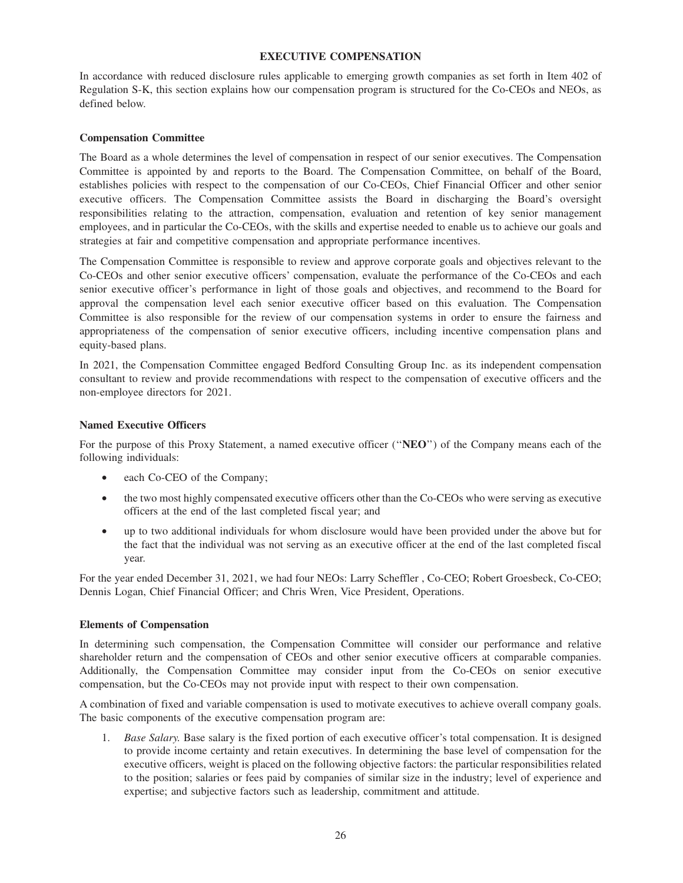## EXECUTIVE COMPENSATION

In accordance with reduced disclosure rules applicable to emerging growth companies as set forth in Item 402 of Regulation S-K, this section explains how our compensation program is structured for the Co-CEOs and NEOs, as defined below.

### Compensation Committee

The Board as a whole determines the level of compensation in respect of our senior executives. The Compensation Committee is appointed by and reports to the Board. The Compensation Committee, on behalf of the Board, establishes policies with respect to the compensation of our Co-CEOs, Chief Financial Officer and other senior executive officers. The Compensation Committee assists the Board in discharging the Board's oversight responsibilities relating to the attraction, compensation, evaluation and retention of key senior management employees, and in particular the Co-CEOs, with the skills and expertise needed to enable us to achieve our goals and strategies at fair and competitive compensation and appropriate performance incentives.

The Compensation Committee is responsible to review and approve corporate goals and objectives relevant to the Co-CEOs and other senior executive officers' compensation, evaluate the performance of the Co-CEOs and each senior executive officer's performance in light of those goals and objectives, and recommend to the Board for approval the compensation level each senior executive officer based on this evaluation. The Compensation Committee is also responsible for the review of our compensation systems in order to ensure the fairness and appropriateness of the compensation of senior executive officers, including incentive compensation plans and equity-based plans.

In 2021, the Compensation Committee engaged Bedford Consulting Group Inc. as its independent compensation consultant to review and provide recommendations with respect to the compensation of executive officers and the non-employee directors for 2021.

### Named Executive Officers

For the purpose of this Proxy Statement, a named executive officer ("**NEO**") of the Company means each of the following individuals:

- each Co-CEO of the Company;
- the two most highly compensated executive officers other than the Co-CEOs who were serving as executive officers at the end of the last completed fiscal year; and
- up to two additional individuals for whom disclosure would have been provided under the above but for the fact that the individual was not serving as an executive officer at the end of the last completed fiscal year.

For the year ended December 31, 2021, we had four NEOs: Larry Scheffler , Co-CEO; Robert Groesbeck, Co-CEO; Dennis Logan, Chief Financial Officer; and Chris Wren, Vice President, Operations.

### Elements of Compensation

In determining such compensation, the Compensation Committee will consider our performance and relative shareholder return and the compensation of CEOs and other senior executive officers at comparable companies. Additionally, the Compensation Committee may consider input from the Co-CEOs on senior executive compensation, but the Co-CEOs may not provide input with respect to their own compensation.

A combination of fixed and variable compensation is used to motivate executives to achieve overall company goals. The basic components of the executive compensation program are:

1. *Base Salary.* Base salary is the fixed portion of each executive officer's total compensation. It is designed to provide income certainty and retain executives. In determining the base level of compensation for the executive officers, weight is placed on the following objective factors: the particular responsibilities related to the position; salaries or fees paid by companies of similar size in the industry; level of experience and expertise; and subjective factors such as leadership, commitment and attitude.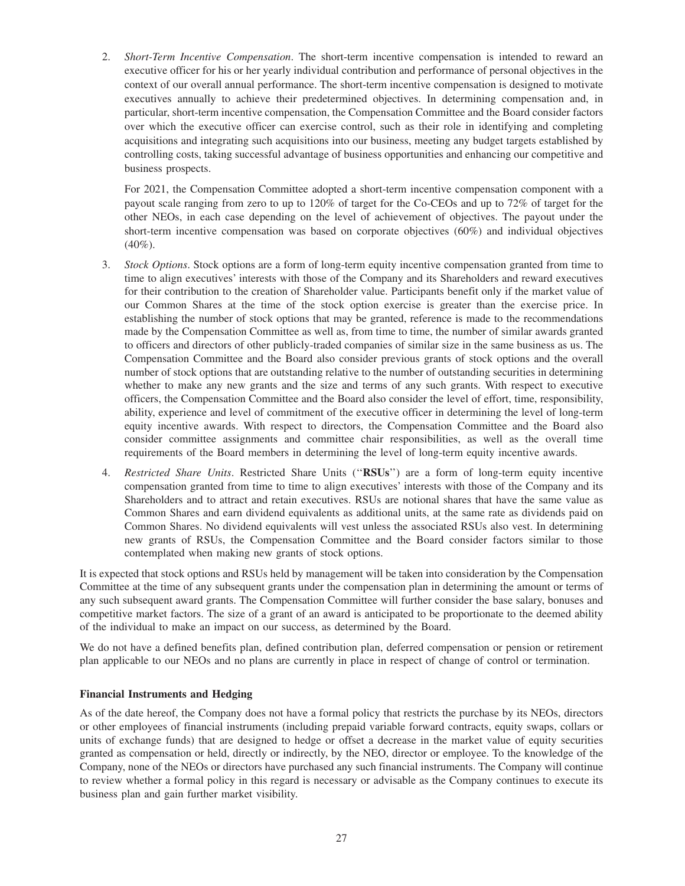2. *Short-Term Incentive Compensation*. The short-term incentive compensation is intended to reward an executive officer for his or her yearly individual contribution and performance of personal objectives in the context of our overall annual performance. The short-term incentive compensation is designed to motivate executives annually to achieve their predetermined objectives. In determining compensation and, in particular, short-term incentive compensation, the Compensation Committee and the Board consider factors over which the executive officer can exercise control, such as their role in identifying and completing acquisitions and integrating such acquisitions into our business, meeting any budget targets established by controlling costs, taking successful advantage of business opportunities and enhancing our competitive and business prospects.

   For 2021, the Compensation Committee adopted a short-term incentive compensation component with a payout scale ranging from zero to up to 120% of target for the Co-CEOs and up to 72% of target for the other NEOs, in each case depending on the level of achievement of objectives. The payout under the short-term incentive compensation was based on corporate objectives (60%) and individual objectives (40%).

3. *Stock Options*. Stock options are a form of long-term equity incentive compensation granted from time to time to align executives' interests with those of the Company and its Shareholders and reward executives for their contribution to the creation of Shareholder value. Participants benefit only if the market value of our Common Shares at the time of the stock option exercise is greater than the exercise price. In establishing the number of stock options that may be granted, reference is made to the recommendations made by the Compensation Committee as well as, from time to time, the number of similar awards granted to officers and directors of other publicly-traded companies of similar size in the same business as us. The Compensation Committee and the Board also consider previous grants of stock options and the overall number of stock options that are outstanding relative to the number of outstanding securities in determining whether to make any new grants and the size and terms of any such grants. With respect to executive officers, the Compensation Committee and the Board also consider the level of effort, time, responsibility, ability, experience and level of commitment of the executive officer in determining the level of long-term equity incentive awards. With respect to directors, the Compensation Committee and the Board also consider committee assignments and committee chair responsibilities, as well as the overall time requirements of the Board members in determining the level of long-term equity incentive awards.

4. *Restricted Share Units*. Restricted Share Units (''**RSUs**'') are a form of long-term equity incentive compensation granted from time to time to align executives' interests with those of the Company and its Shareholders and to attract and retain executives. RSUs are notional shares that have the same value as Common Shares and earn dividend equivalents as additional units, at the same rate as dividends paid on Common Shares. No dividend equivalents will vest unless the associated RSUs also vest. In determining new grants of RSUs, the Compensation Committee and the Board consider factors similar to those contemplated when making new grants of stock options.

It is expected that stock options and RSUs held by management will be taken into consideration by the Compensation Committee at the time of any subsequent grants under the compensation plan in determining the amount or terms of any such subsequent award grants. The Compensation Committee will further consider the base salary, bonuses and competitive market factors. The size of a grant of an award is anticipated to be proportionate to the deemed ability of the individual to make an impact on our success, as determined by the Board.

We do not have a defined benefits plan, defined contribution plan, deferred compensation or pension or retirement plan applicable to our NEOs and no plans are currently in place in respect of change of control or termination.

**Financial Instruments and Hedging**

As of the date hereof, the Company does not have a formal policy that restricts the purchase by its NEOs, directors or other employees of financial instruments (including prepaid variable forward contracts, equity swaps, collars or units of exchange funds) that are designed to hedge or offset a decrease in the market value of equity securities granted as compensation or held, directly or indirectly, by the NEO, director or employee. To the knowledge of the Company, none of the NEOs or directors have purchased any such financial instruments. The Company will continue to review whether a formal policy in this regard is necessary or advisable as the Company continues to execute its business plan and gain further market visibility.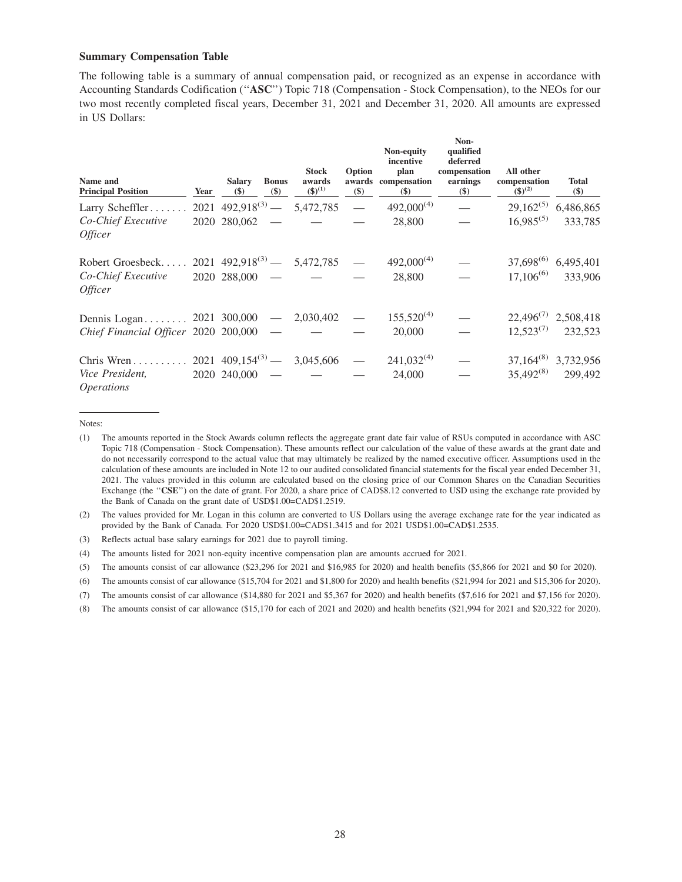**Summary Compensation Table**

The following table is a summary of annual compensation paid, or recognized as an expense in accordance with Accounting Standards Codification (''**ASC**'') Topic 718 (Compensation - Stock Compensation), to the NEOs for our two most recently completed fiscal years, December 31, 2021 and December 31, 2020. All amounts are expressed in US Dollars:

| Name and Principal Position | Year | Salary ($) | Bonus ($) | Stock awards ($)[(1)] | Option awards ($) | Non-equity incentive plan compensation ($) | Non-qualified deferred compensation earnings ($) | All other compensation ($)[(2)] | Total ($) |
|---|---|---|---|---|---|---|---|---|---|
| Larry Scheffler | 2021 | 492,918[(3)] | — | 5,472,785 | — | 492,000[(4)] | — | 29,162[(5)] | 6,486,865 |
| *Co-Chief Executive Officer* | 2020 | 280,062 | — | — | — | 28,800 | — | 16,985[(5)] | 333,785 |
| Robert Groesbeck | 2021 | 492,918[(3)] | — | 5,472,785 | — | 492,000[(4)] | — | 37,698[(6)] | 6,495,401 |
| *Co-Chief Executive Officer* | 2020 | 288,000 | — | — | — | 28,800 | — | 17,106[(6)] | 333,906 |
| Dennis Logan | 2021 | 300,000 | — | 2,030,402 | — | 155,520[(4)] | — | 22,496[(7)] | 2,508,418 |
| *Chief Financial Officer* | 2020 | 200,000 | — | — | — | 20,000 | — | 12,523[(7)] | 232,523 |
| Chris Wren | 2021 | 409,154[(3)] | — | 3,045,606 | — | 241,032[(4)] | — | 37,164[(8)] | 3,732,956 |
| *Vice President, Operations* | 2020 | 240,000 | — | — | — | 24,000 | — | 35,492[(8)] | 299,492 |

Notes:

(1) The amounts reported in the Stock Awards column reflects the aggregate grant date fair value of RSUs computed in accordance with ASC Topic 718 (Compensation - Stock Compensation). These amounts reflect our calculation of the value of these awards at the grant date and do not necessarily correspond to the actual value that may ultimately be realized by the named executive officer. Assumptions used in the calculation of these amounts are included in Note 12 to our audited consolidated financial statements for the fiscal year ended December 31, 2021. The values provided in this column are calculated based on the closing price of our Common Shares on the Canadian Securities Exchange (the ''**CSE**'') on the date of grant. For 2020, a share price of CAD$8.12 converted to USD using the exchange rate provided by the Bank of Canada on the grant date of USD$1.00=CAD$1.2519.

(2) The values provided for Mr. Logan in this column are converted to US Dollars using the average exchange rate for the year indicated as provided by the Bank of Canada. For 2020 USD$1.00=CAD$1.3415 and for 2021 USD$1.00=CAD$1.2535.

(3) Reflects actual base salary earnings for 2021 due to payroll timing.

(4) The amounts listed for 2021 non-equity incentive compensation plan are amounts accrued for 2021.

(5) The amounts consist of car allowance ($23,296 for 2021 and $16,985 for 2020) and health benefits ($5,866 for 2021 and $0 for 2020).

(6) The amounts consist of car allowance ($15,704 for 2021 and $1,800 for 2020) and health benefits ($21,994 for 2021 and $15,306 for 2020).

(7) The amounts consist of car allowance ($14,880 for 2021 and $5,367 for 2020) and health benefits ($7,616 for 2021 and $7,156 for 2020).

(8) The amounts consist of car allowance ($15,170 for each of 2021 and 2020) and health benefits ($21,994 for 2021 and $20,322 for 2020).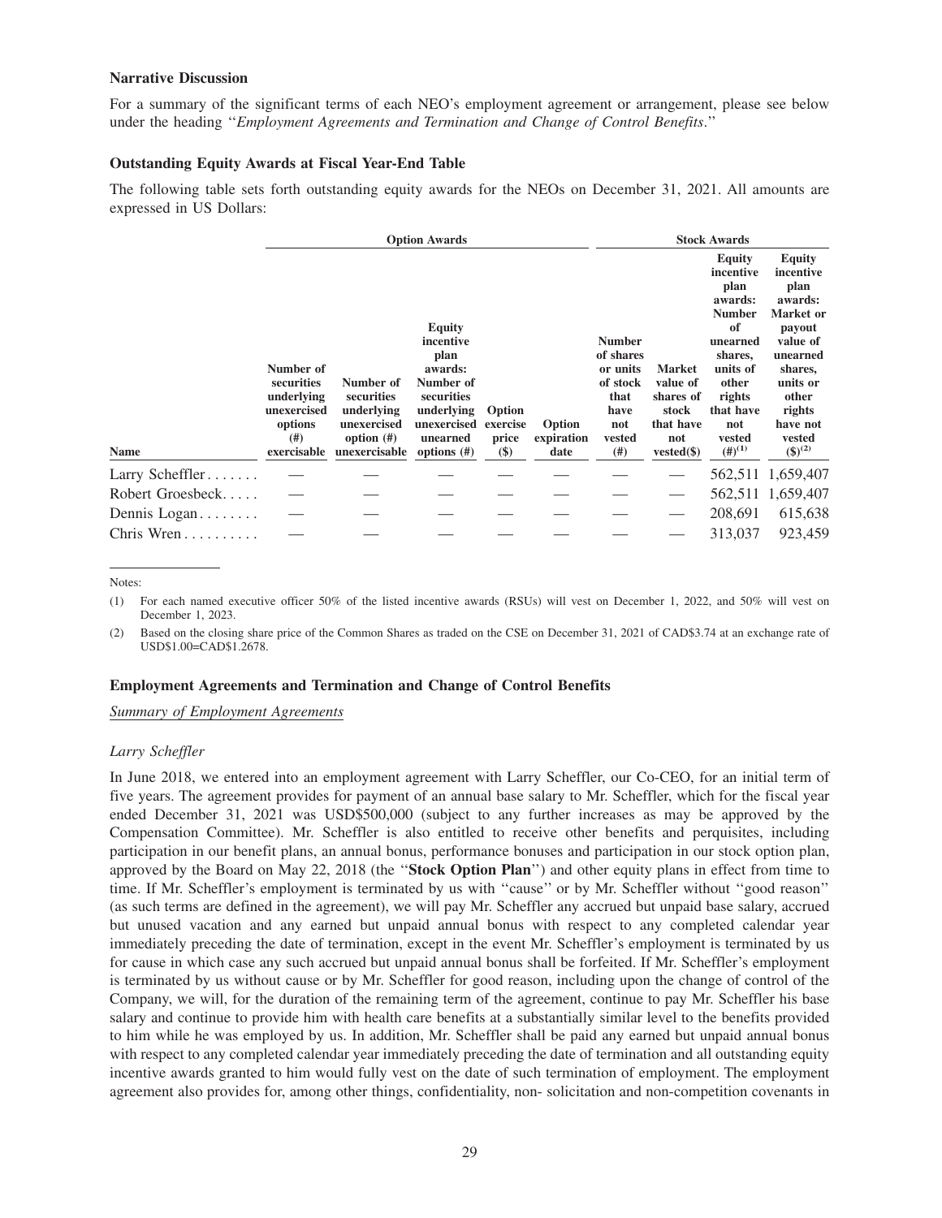**Narrative Discussion**

For a summary of the significant terms of each NEO's employment agreement or arrangement, please see below under the heading ''*Employment Agreements and Termination and Change of Control Benefits*.''

**Outstanding Equity Awards at Fiscal Year-End Table**

The following table sets forth outstanding equity awards for the NEOs on December 31, 2021. All amounts are expressed in US Dollars:

| | Option Awards | | | | | Stock Awards | | | |
|---|---|---|---|---|---|---|---|---|---|
| Name | Number of securities underlying unexercised options (#) exercisable | Number of securities underlying unexercised option (#) unexercisable | Equity incentive plan awards: Number of securities underlying unexercised unearned options (#) | Option exercise price ($) | Option expiration date | Number of shares or units of stock that have not vested (#) | Market value of shares of stock that have not vested($) | Equity incentive plan awards: Number of unearned shares, units of other rights that have not vested (#)[(1)] | Equity incentive plan awards: Market or payout value of unearned shares, units or other rights have not vested ($)[(2)] |
| Larry Scheffler | — | — | — | — | — | — | — | 562,511 | 1,659,407 |
| Robert Groesbeck | — | — | — | — | — | — | — | 562,511 | 1,659,407 |
| Dennis Logan | — | — | — | — | — | — | — | 208,691 | 615,638 |
| Chris Wren | — | — | — | — | — | — | — | 313,037 | 923,459 |

Notes:

(1) For each named executive officer 50% of the listed incentive awards (RSUs) will vest on December 1, 2022, and 50% will vest on December 1, 2023.

(2) Based on the closing share price of the Common Shares as traded on the CSE on December 31, 2021 of CAD$3.74 at an exchange rate of USD$1.00=CAD$1.2678.

**Employment Agreements and Termination and Change of Control Benefits**

*Summary of Employment Agreements*

*Larry Scheffler*

In June 2018, we entered into an employment agreement with Larry Scheffler, our Co-CEO, for an initial term of five years. The agreement provides for payment of an annual base salary to Mr. Scheffler, which for the fiscal year ended December 31, 2021 was USD$500,000 (subject to any further increases as may be approved by the Compensation Committee). Mr. Scheffler is also entitled to receive other benefits and perquisites, including participation in our benefit plans, an annual bonus, performance bonuses and participation in our stock option plan, approved by the Board on May 22, 2018 (the ''**Stock Option Plan**'') and other equity plans in effect from time to time. If Mr. Scheffler's employment is terminated by us with ''cause'' or by Mr. Scheffler without ''good reason'' (as such terms are defined in the agreement), we will pay Mr. Scheffler any accrued but unpaid base salary, accrued but unused vacation and any earned but unpaid annual bonus with respect to any completed calendar year immediately preceding the date of termination, except in the event Mr. Scheffler's employment is terminated by us for cause in which case any such accrued but unpaid annual bonus shall be forfeited. If Mr. Scheffler's employment is terminated by us without cause or by Mr. Scheffler for good reason, including upon the change of control of the Company, we will, for the duration of the remaining term of the agreement, continue to pay Mr. Scheffler his base salary and continue to provide him with health care benefits at a substantially similar level to the benefits provided to him while he was employed by us. In addition, Mr. Scheffler shall be paid any earned but unpaid annual bonus with respect to any completed calendar year immediately preceding the date of termination and all outstanding equity incentive awards granted to him would fully vest on the date of such termination of employment. The employment agreement also provides for, among other things, confidentiality, non- solicitation and non-competition covenants in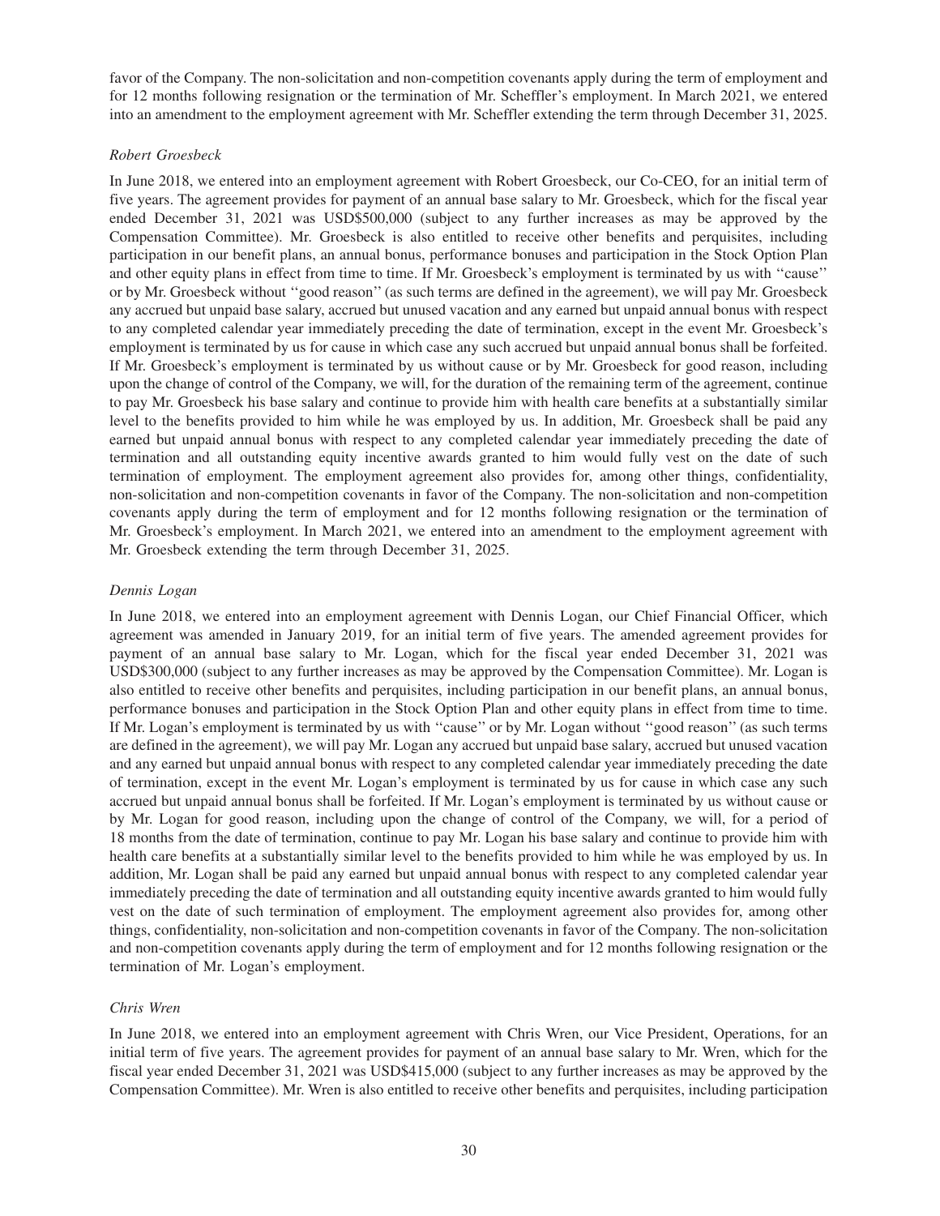favor of the Company. The non-solicitation and non-competition covenants apply during the term of employment and for 12 months following resignation or the termination of Mr. Scheffler's employment. In March 2021, we entered into an amendment to the employment agreement with Mr. Scheffler extending the term through December 31, 2025.

*Robert Groesbeck*

In June 2018, we entered into an employment agreement with Robert Groesbeck, our Co-CEO, for an initial term of five years. The agreement provides for payment of an annual base salary to Mr. Groesbeck, which for the fiscal year ended December 31, 2021 was USD$500,000 (subject to any further increases as may be approved by the Compensation Committee). Mr. Groesbeck is also entitled to receive other benefits and perquisites, including participation in our benefit plans, an annual bonus, performance bonuses and participation in the Stock Option Plan and other equity plans in effect from time to time. If Mr. Groesbeck's employment is terminated by us with ''cause'' or by Mr. Groesbeck without ''good reason'' (as such terms are defined in the agreement), we will pay Mr. Groesbeck any accrued but unpaid base salary, accrued but unused vacation and any earned but unpaid annual bonus with respect to any completed calendar year immediately preceding the date of termination, except in the event Mr. Groesbeck's employment is terminated by us for cause in which case any such accrued but unpaid annual bonus shall be forfeited. If Mr. Groesbeck's employment is terminated by us without cause or by Mr. Groesbeck for good reason, including upon the change of control of the Company, we will, for the duration of the remaining term of the agreement, continue to pay Mr. Groesbeck his base salary and continue to provide him with health care benefits at a substantially similar level to the benefits provided to him while he was employed by us. In addition, Mr. Groesbeck shall be paid any earned but unpaid annual bonus with respect to any completed calendar year immediately preceding the date of termination and all outstanding equity incentive awards granted to him would fully vest on the date of such termination of employment. The employment agreement also provides for, among other things, confidentiality, non-solicitation and non-competition covenants in favor of the Company. The non-solicitation and non-competition covenants apply during the term of employment and for 12 months following resignation or the termination of Mr. Groesbeck's employment. In March 2021, we entered into an amendment to the employment agreement with Mr. Groesbeck extending the term through December 31, 2025.

*Dennis Logan*

In June 2018, we entered into an employment agreement with Dennis Logan, our Chief Financial Officer, which agreement was amended in January 2019, for an initial term of five years. The amended agreement provides for payment of an annual base salary to Mr. Logan, which for the fiscal year ended December 31, 2021 was USD$300,000 (subject to any further increases as may be approved by the Compensation Committee). Mr. Logan is also entitled to receive other benefits and perquisites, including participation in our benefit plans, an annual bonus, performance bonuses and participation in the Stock Option Plan and other equity plans in effect from time to time. If Mr. Logan's employment is terminated by us with ''cause'' or by Mr. Logan without ''good reason'' (as such terms are defined in the agreement), we will pay Mr. Logan any accrued but unpaid base salary, accrued but unused vacation and any earned but unpaid annual bonus with respect to any completed calendar year immediately preceding the date of termination, except in the event Mr. Logan's employment is terminated by us for cause in which case any such accrued but unpaid annual bonus shall be forfeited. If Mr. Logan's employment is terminated by us without cause or by Mr. Logan for good reason, including upon the change of control of the Company, we will, for a period of 18 months from the date of termination, continue to pay Mr. Logan his base salary and continue to provide him with health care benefits at a substantially similar level to the benefits provided to him while he was employed by us. In addition, Mr. Logan shall be paid any earned but unpaid annual bonus with respect to any completed calendar year immediately preceding the date of termination and all outstanding equity incentive awards granted to him would fully vest on the date of such termination of employment. The employment agreement also provides for, among other things, confidentiality, non-solicitation and non-competition covenants in favor of the Company. The non-solicitation and non-competition covenants apply during the term of employment and for 12 months following resignation or the termination of Mr. Logan's employment.

*Chris Wren*

In June 2018, we entered into an employment agreement with Chris Wren, our Vice President, Operations, for an initial term of five years. The agreement provides for payment of an annual base salary to Mr. Wren, which for the fiscal year ended December 31, 2021 was USD$415,000 (subject to any further increases as may be approved by the Compensation Committee). Mr. Wren is also entitled to receive other benefits and perquisites, including participation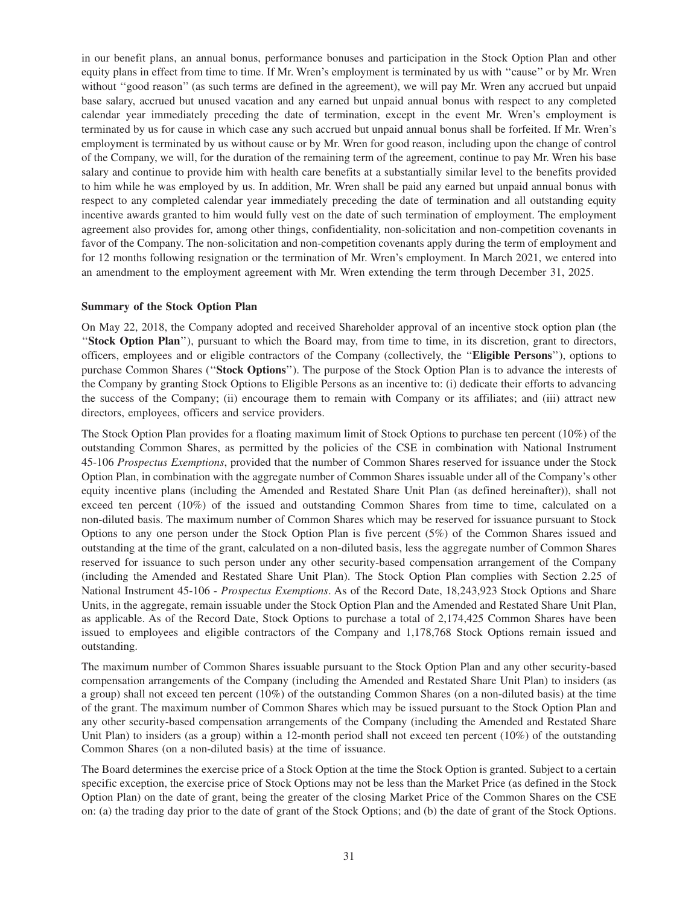in our benefit plans, an annual bonus, performance bonuses and participation in the Stock Option Plan and other equity plans in effect from time to time. If Mr. Wren's employment is terminated by us with ''cause'' or by Mr. Wren without ''good reason'' (as such terms are defined in the agreement), we will pay Mr. Wren any accrued but unpaid base salary, accrued but unused vacation and any earned but unpaid annual bonus with respect to any completed calendar year immediately preceding the date of termination, except in the event Mr. Wren's employment is terminated by us for cause in which case any such accrued but unpaid annual bonus shall be forfeited. If Mr. Wren's employment is terminated by us without cause or by Mr. Wren for good reason, including upon the change of control of the Company, we will, for the duration of the remaining term of the agreement, continue to pay Mr. Wren his base salary and continue to provide him with health care benefits at a substantially similar level to the benefits provided to him while he was employed by us. In addition, Mr. Wren shall be paid any earned but unpaid annual bonus with respect to any completed calendar year immediately preceding the date of termination and all outstanding equity incentive awards granted to him would fully vest on the date of such termination of employment. The employment agreement also provides for, among other things, confidentiality, non-solicitation and non-competition covenants in favor of the Company. The non-solicitation and non-competition covenants apply during the term of employment and for 12 months following resignation or the termination of Mr. Wren's employment. In March 2021, we entered into an amendment to the employment agreement with Mr. Wren extending the term through December 31, 2025.

**Summary of the Stock Option Plan**

On May 22, 2018, the Company adopted and received Shareholder approval of an incentive stock option plan (the ''**Stock Option Plan**''), pursuant to which the Board may, from time to time, in its discretion, grant to directors, officers, employees and or eligible contractors of the Company (collectively, the ''**Eligible Persons**''), options to purchase Common Shares (''**Stock Options**''). The purpose of the Stock Option Plan is to advance the interests of the Company by granting Stock Options to Eligible Persons as an incentive to: (i) dedicate their efforts to advancing the success of the Company; (ii) encourage them to remain with Company or its affiliates; and (iii) attract new directors, employees, officers and service providers.

The Stock Option Plan provides for a floating maximum limit of Stock Options to purchase ten percent (10%) of the outstanding Common Shares, as permitted by the policies of the CSE in combination with National Instrument 45-106 *Prospectus Exemptions*, provided that the number of Common Shares reserved for issuance under the Stock Option Plan, in combination with the aggregate number of Common Shares issuable under all of the Company's other equity incentive plans (including the Amended and Restated Share Unit Plan (as defined hereinafter)), shall not exceed ten percent (10%) of the issued and outstanding Common Shares from time to time, calculated on a non-diluted basis. The maximum number of Common Shares which may be reserved for issuance pursuant to Stock Options to any one person under the Stock Option Plan is five percent (5%) of the Common Shares issued and outstanding at the time of the grant, calculated on a non-diluted basis, less the aggregate number of Common Shares reserved for issuance to such person under any other security-based compensation arrangement of the Company (including the Amended and Restated Share Unit Plan). The Stock Option Plan complies with Section 2.25 of National Instrument 45-106 - *Prospectus Exemptions*. As of the Record Date, 18,243,923 Stock Options and Share Units, in the aggregate, remain issuable under the Stock Option Plan and the Amended and Restated Share Unit Plan, as applicable. As of the Record Date, Stock Options to purchase a total of 2,174,425 Common Shares have been issued to employees and eligible contractors of the Company and 1,178,768 Stock Options remain issued and outstanding.

The maximum number of Common Shares issuable pursuant to the Stock Option Plan and any other security-based compensation arrangements of the Company (including the Amended and Restated Share Unit Plan) to insiders (as a group) shall not exceed ten percent (10%) of the outstanding Common Shares (on a non-diluted basis) at the time of the grant. The maximum number of Common Shares which may be issued pursuant to the Stock Option Plan and any other security-based compensation arrangements of the Company (including the Amended and Restated Share Unit Plan) to insiders (as a group) within a 12-month period shall not exceed ten percent (10%) of the outstanding Common Shares (on a non-diluted basis) at the time of issuance.

The Board determines the exercise price of a Stock Option at the time the Stock Option is granted. Subject to a certain specific exception, the exercise price of Stock Options may not be less than the Market Price (as defined in the Stock Option Plan) on the date of grant, being the greater of the closing Market Price of the Common Shares on the CSE on: (a) the trading day prior to the date of grant of the Stock Options; and (b) the date of grant of the Stock Options.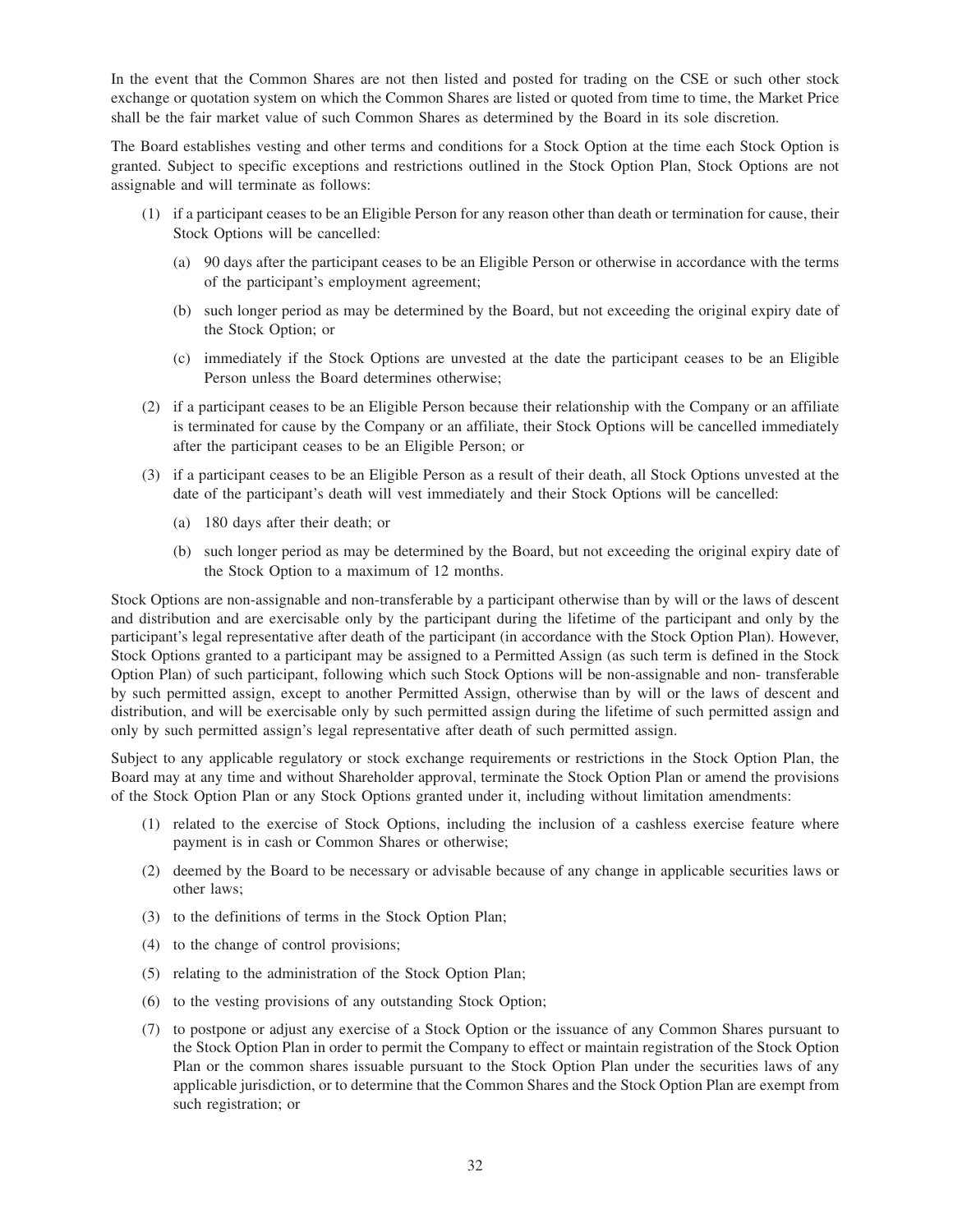In the event that the Common Shares are not then listed and posted for trading on the CSE or such other stock exchange or quotation system on which the Common Shares are listed or quoted from time to time, the Market Price shall be the fair market value of such Common Shares as determined by the Board in its sole discretion.

The Board establishes vesting and other terms and conditions for a Stock Option at the time each Stock Option is granted. Subject to specific exceptions and restrictions outlined in the Stock Option Plan, Stock Options are not assignable and will terminate as follows:

(1) if a participant ceases to be an Eligible Person for any reason other than death or termination for cause, their Stock Options will be cancelled:

   (a) 90 days after the participant ceases to be an Eligible Person or otherwise in accordance with the terms of the participant's employment agreement;

   (b) such longer period as may be determined by the Board, but not exceeding the original expiry date of the Stock Option; or

   (c) immediately if the Stock Options are unvested at the date the participant ceases to be an Eligible Person unless the Board determines otherwise;

(2) if a participant ceases to be an Eligible Person because their relationship with the Company or an affiliate is terminated for cause by the Company or an affiliate, their Stock Options will be cancelled immediately after the participant ceases to be an Eligible Person; or

(3) if a participant ceases to be an Eligible Person as a result of their death, all Stock Options unvested at the date of the participant's death will vest immediately and their Stock Options will be cancelled:

   (a) 180 days after their death; or

   (b) such longer period as may be determined by the Board, but not exceeding the original expiry date of the Stock Option to a maximum of 12 months.

Stock Options are non-assignable and non-transferable by a participant otherwise than by will or the laws of descent and distribution and are exercisable only by the participant during the lifetime of the participant and only by the participant's legal representative after death of the participant (in accordance with the Stock Option Plan). However, Stock Options granted to a participant may be assigned to a Permitted Assign (as such term is defined in the Stock Option Plan) of such participant, following which such Stock Options will be non-assignable and non- transferable by such permitted assign, except to another Permitted Assign, otherwise than by will or the laws of descent and distribution, and will be exercisable only by such permitted assign during the lifetime of such permitted assign and only by such permitted assign's legal representative after death of such permitted assign.

Subject to any applicable regulatory or stock exchange requirements or restrictions in the Stock Option Plan, the Board may at any time and without Shareholder approval, terminate the Stock Option Plan or amend the provisions of the Stock Option Plan or any Stock Options granted under it, including without limitation amendments:

(1) related to the exercise of Stock Options, including the inclusion of a cashless exercise feature where payment is in cash or Common Shares or otherwise;

(2) deemed by the Board to be necessary or advisable because of any change in applicable securities laws or other laws;

(3) to the definitions of terms in the Stock Option Plan;

(4) to the change of control provisions;

(5) relating to the administration of the Stock Option Plan;

(6) to the vesting provisions of any outstanding Stock Option;

(7) to postpone or adjust any exercise of a Stock Option or the issuance of any Common Shares pursuant to the Stock Option Plan in order to permit the Company to effect or maintain registration of the Stock Option Plan or the common shares issuable pursuant to the Stock Option Plan under the securities laws of any applicable jurisdiction, or to determine that the Common Shares and the Stock Option Plan are exempt from such registration; or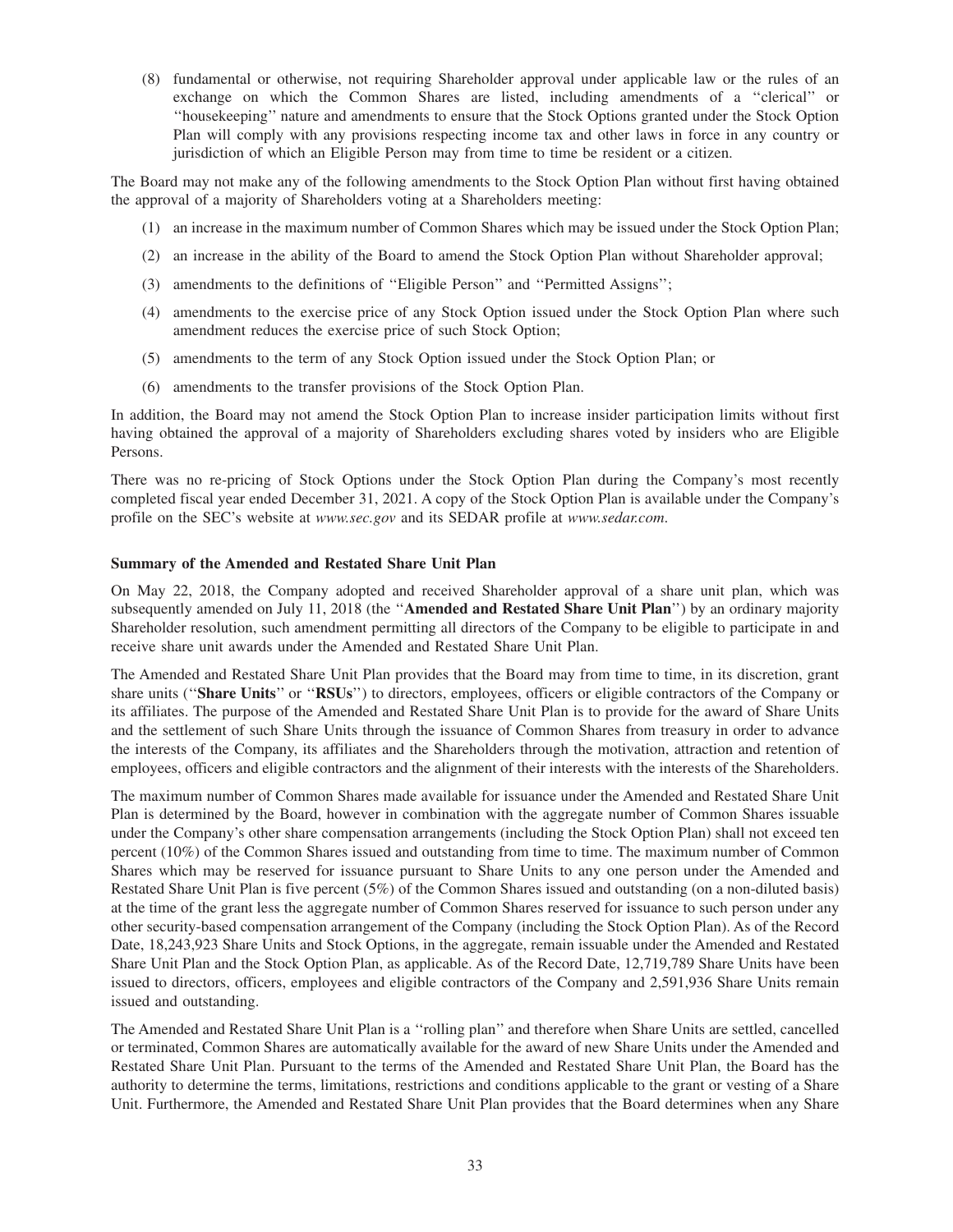(8) fundamental or otherwise, not requiring Shareholder approval under applicable law or the rules of an exchange on which the Common Shares are listed, including amendments of a ''clerical'' or ''housekeeping'' nature and amendments to ensure that the Stock Options granted under the Stock Option Plan will comply with any provisions respecting income tax and other laws in force in any country or jurisdiction of which an Eligible Person may from time to time be resident or a citizen.

The Board may not make any of the following amendments to the Stock Option Plan without first having obtained the approval of a majority of Shareholders voting at a Shareholders meeting:

(1) an increase in the maximum number of Common Shares which may be issued under the Stock Option Plan;

(2) an increase in the ability of the Board to amend the Stock Option Plan without Shareholder approval;

(3) amendments to the definitions of ''Eligible Person'' and ''Permitted Assigns'';

(4) amendments to the exercise price of any Stock Option issued under the Stock Option Plan where such amendment reduces the exercise price of such Stock Option;

(5) amendments to the term of any Stock Option issued under the Stock Option Plan; or

(6) amendments to the transfer provisions of the Stock Option Plan.

In addition, the Board may not amend the Stock Option Plan to increase insider participation limits without first having obtained the approval of a majority of Shareholders excluding shares voted by insiders who are Eligible Persons.

There was no re-pricing of Stock Options under the Stock Option Plan during the Company's most recently completed fiscal year ended December 31, 2021. A copy of the Stock Option Plan is available under the Company's profile on the SEC's website at *www.sec.gov* and its SEDAR profile at *www.sedar.com*.

**Summary of the Amended and Restated Share Unit Plan**

On May 22, 2018, the Company adopted and received Shareholder approval of a share unit plan, which was subsequently amended on July 11, 2018 (the ''**Amended and Restated Share Unit Plan**'') by an ordinary majority Shareholder resolution, such amendment permitting all directors of the Company to be eligible to participate in and receive share unit awards under the Amended and Restated Share Unit Plan.

The Amended and Restated Share Unit Plan provides that the Board may from time to time, in its discretion, grant share units (''**Share Units**'' or ''**RSUs**'') to directors, employees, officers or eligible contractors of the Company or its affiliates. The purpose of the Amended and Restated Share Unit Plan is to provide for the award of Share Units and the settlement of such Share Units through the issuance of Common Shares from treasury in order to advance the interests of the Company, its affiliates and the Shareholders through the motivation, attraction and retention of employees, officers and eligible contractors and the alignment of their interests with the interests of the Shareholders.

The maximum number of Common Shares made available for issuance under the Amended and Restated Share Unit Plan is determined by the Board, however in combination with the aggregate number of Common Shares issuable under the Company's other share compensation arrangements (including the Stock Option Plan) shall not exceed ten percent (10%) of the Common Shares issued and outstanding from time to time. The maximum number of Common Shares which may be reserved for issuance pursuant to Share Units to any one person under the Amended and Restated Share Unit Plan is five percent (5%) of the Common Shares issued and outstanding (on a non-diluted basis) at the time of the grant less the aggregate number of Common Shares reserved for issuance to such person under any other security-based compensation arrangement of the Company (including the Stock Option Plan). As of the Record Date, 18,243,923 Share Units and Stock Options, in the aggregate, remain issuable under the Amended and Restated Share Unit Plan and the Stock Option Plan, as applicable. As of the Record Date, 12,719,789 Share Units have been issued to directors, officers, employees and eligible contractors of the Company and 2,591,936 Share Units remain issued and outstanding.

The Amended and Restated Share Unit Plan is a ''rolling plan'' and therefore when Share Units are settled, cancelled or terminated, Common Shares are automatically available for the award of new Share Units under the Amended and Restated Share Unit Plan. Pursuant to the terms of the Amended and Restated Share Unit Plan, the Board has the authority to determine the terms, limitations, restrictions and conditions applicable to the grant or vesting of a Share Unit. Furthermore, the Amended and Restated Share Unit Plan provides that the Board determines when any Share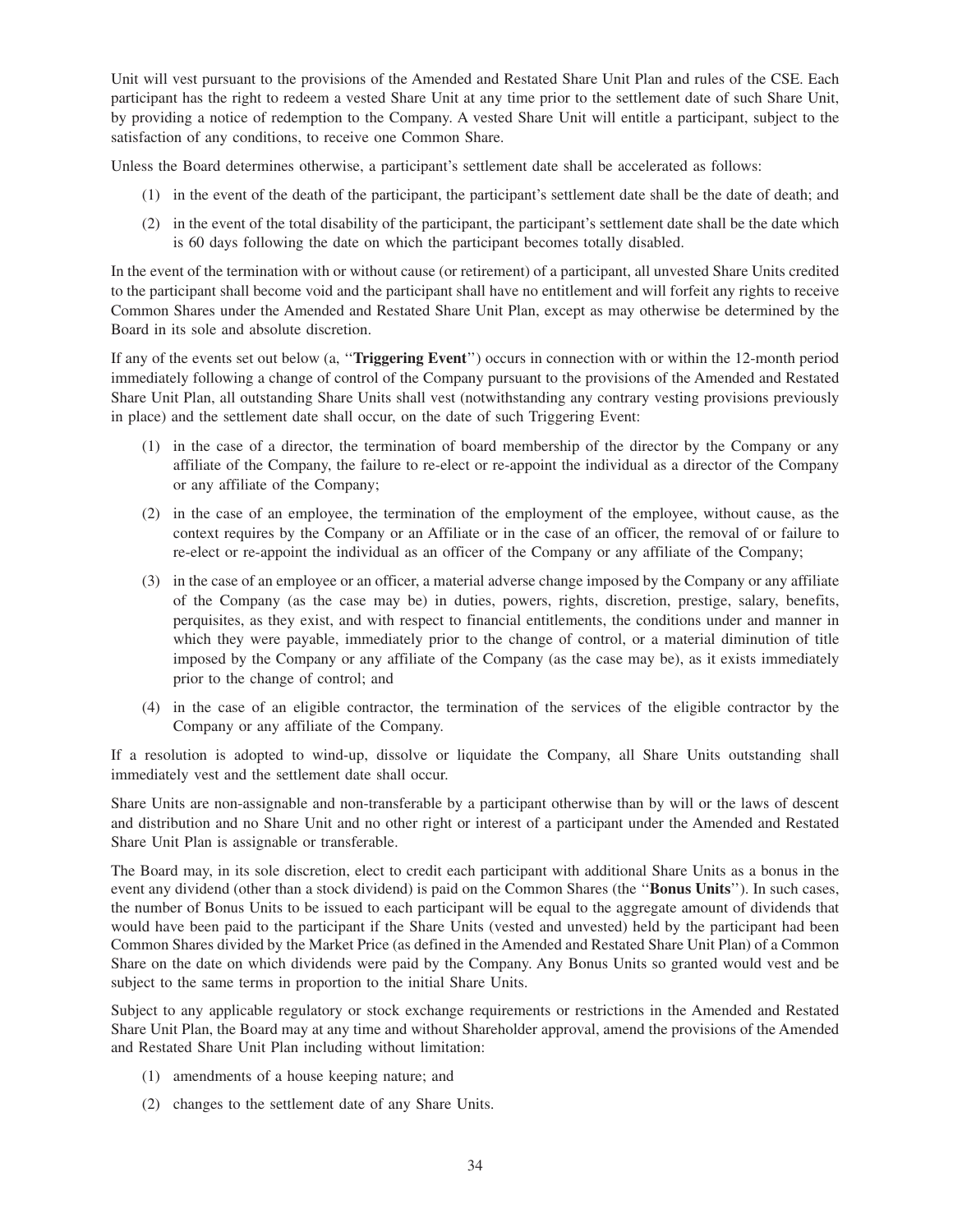Unit will vest pursuant to the provisions of the Amended and Restated Share Unit Plan and rules of the CSE. Each participant has the right to redeem a vested Share Unit at any time prior to the settlement date of such Share Unit, by providing a notice of redemption to the Company. A vested Share Unit will entitle a participant, subject to the satisfaction of any conditions, to receive one Common Share.

Unless the Board determines otherwise, a participant's settlement date shall be accelerated as follows:

(1) in the event of the death of the participant, the participant's settlement date shall be the date of death; and

(2) in the event of the total disability of the participant, the participant's settlement date shall be the date which is 60 days following the date on which the participant becomes totally disabled.

In the event of the termination with or without cause (or retirement) of a participant, all unvested Share Units credited to the participant shall become void and the participant shall have no entitlement and will forfeit any rights to receive Common Shares under the Amended and Restated Share Unit Plan, except as may otherwise be determined by the Board in its sole and absolute discretion.

If any of the events set out below (a, "**Triggering Event**") occurs in connection with or within the 12-month period immediately following a change of control of the Company pursuant to the provisions of the Amended and Restated Share Unit Plan, all outstanding Share Units shall vest (notwithstanding any contrary vesting provisions previously in place) and the settlement date shall occur, on the date of such Triggering Event:

(1) in the case of a director, the termination of board membership of the director by the Company or any affiliate of the Company, the failure to re-elect or re-appoint the individual as a director of the Company or any affiliate of the Company;

(2) in the case of an employee, the termination of the employment of the employee, without cause, as the context requires by the Company or an Affiliate or in the case of an officer, the removal of or failure to re-elect or re-appoint the individual as an officer of the Company or any affiliate of the Company;

(3) in the case of an employee or an officer, a material adverse change imposed by the Company or any affiliate of the Company (as the case may be) in duties, powers, rights, discretion, prestige, salary, benefits, perquisites, as they exist, and with respect to financial entitlements, the conditions under and manner in which they were payable, immediately prior to the change of control, or a material diminution of title imposed by the Company or any affiliate of the Company (as the case may be), as it exists immediately prior to the change of control; and

(4) in the case of an eligible contractor, the termination of the services of the eligible contractor by the Company or any affiliate of the Company.

If a resolution is adopted to wind-up, dissolve or liquidate the Company, all Share Units outstanding shall immediately vest and the settlement date shall occur.

Share Units are non-assignable and non-transferable by a participant otherwise than by will or the laws of descent and distribution and no Share Unit and no other right or interest of a participant under the Amended and Restated Share Unit Plan is assignable or transferable.

The Board may, in its sole discretion, elect to credit each participant with additional Share Units as a bonus in the event any dividend (other than a stock dividend) is paid on the Common Shares (the "**Bonus Units**"). In such cases, the number of Bonus Units to be issued to each participant will be equal to the aggregate amount of dividends that would have been paid to the participant if the Share Units (vested and unvested) held by the participant had been Common Shares divided by the Market Price (as defined in the Amended and Restated Share Unit Plan) of a Common Share on the date on which dividends were paid by the Company. Any Bonus Units so granted would vest and be subject to the same terms in proportion to the initial Share Units.

Subject to any applicable regulatory or stock exchange requirements or restrictions in the Amended and Restated Share Unit Plan, the Board may at any time and without Shareholder approval, amend the provisions of the Amended and Restated Share Unit Plan including without limitation:

(1) amendments of a house keeping nature; and

(2) changes to the settlement date of any Share Units.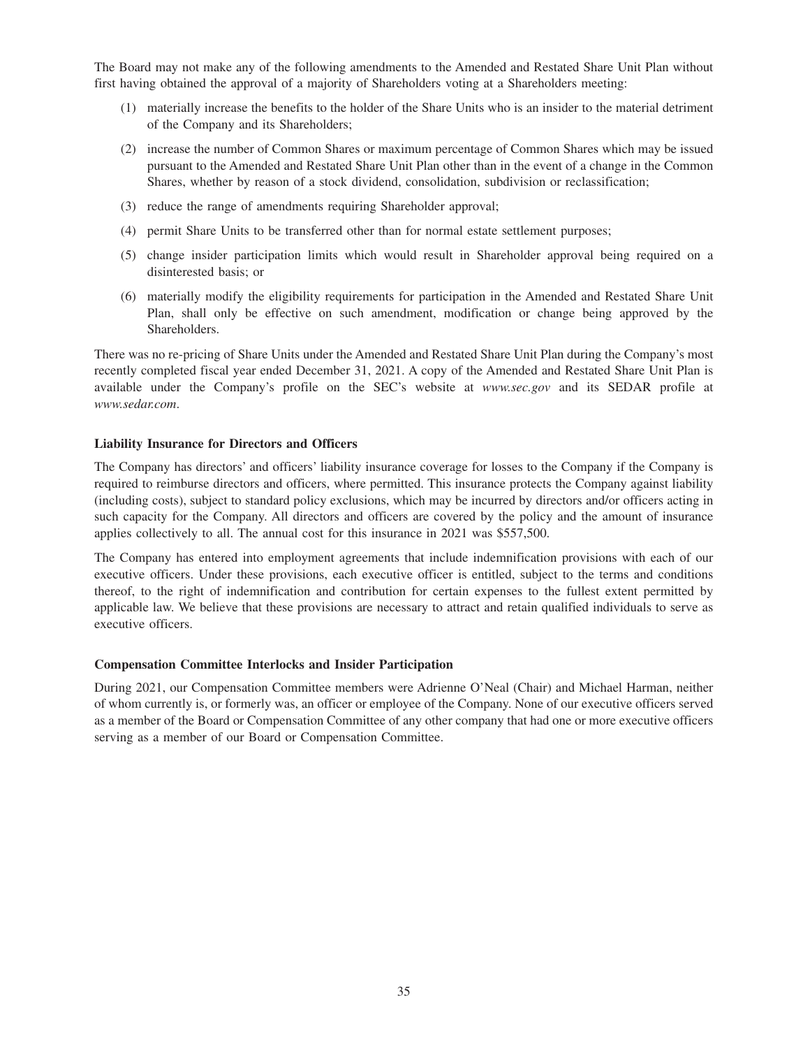The Board may not make any of the following amendments to the Amended and Restated Share Unit Plan without first having obtained the approval of a majority of Shareholders voting at a Shareholders meeting:

(1) materially increase the benefits to the holder of the Share Units who is an insider to the material detriment of the Company and its Shareholders;

(2) increase the number of Common Shares or maximum percentage of Common Shares which may be issued pursuant to the Amended and Restated Share Unit Plan other than in the event of a change in the Common Shares, whether by reason of a stock dividend, consolidation, subdivision or reclassification;

(3) reduce the range of amendments requiring Shareholder approval;

(4) permit Share Units to be transferred other than for normal estate settlement purposes;

(5) change insider participation limits which would result in Shareholder approval being required on a disinterested basis; or

(6) materially modify the eligibility requirements for participation in the Amended and Restated Share Unit Plan, shall only be effective on such amendment, modification or change being approved by the Shareholders.

There was no re-pricing of Share Units under the Amended and Restated Share Unit Plan during the Company's most recently completed fiscal year ended December 31, 2021. A copy of the Amended and Restated Share Unit Plan is available under the Company's profile on the SEC's website at *www.sec.gov* and its SEDAR profile at *www.sedar.com*.

**Liability Insurance for Directors and Officers**

The Company has directors' and officers' liability insurance coverage for losses to the Company if the Company is required to reimburse directors and officers, where permitted. This insurance protects the Company against liability (including costs), subject to standard policy exclusions, which may be incurred by directors and/or officers acting in such capacity for the Company. All directors and officers are covered by the policy and the amount of insurance applies collectively to all. The annual cost for this insurance in 2021 was $557,500.

The Company has entered into employment agreements that include indemnification provisions with each of our executive officers. Under these provisions, each executive officer is entitled, subject to the terms and conditions thereof, to the right of indemnification and contribution for certain expenses to the fullest extent permitted by applicable law. We believe that these provisions are necessary to attract and retain qualified individuals to serve as executive officers.

**Compensation Committee Interlocks and Insider Participation**

During 2021, our Compensation Committee members were Adrienne O'Neal (Chair) and Michael Harman, neither of whom currently is, or formerly was, an officer or employee of the Company. None of our executive officers served as a member of the Board or Compensation Committee of any other company that had one or more executive officers serving as a member of our Board or Compensation Committee.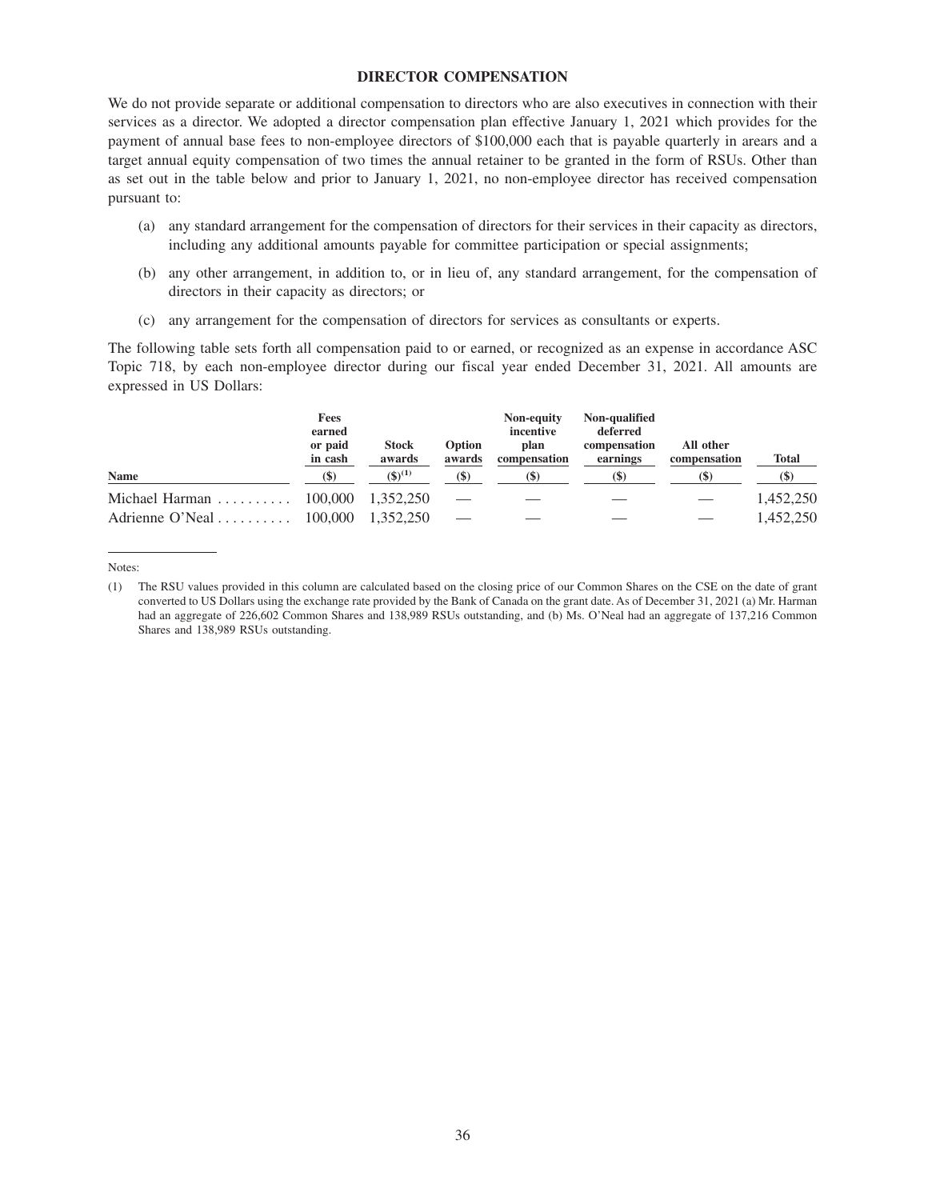## DIRECTOR COMPENSATION

We do not provide separate or additional compensation to directors who are also executives in connection with their services as a director. We adopted a director compensation plan effective January 1, 2021 which provides for the payment of annual base fees to non-employee directors of $100,000 each that is payable quarterly in arears and a target annual equity compensation of two times the annual retainer to be granted in the form of RSUs. Other than as set out in the table below and prior to January 1, 2021, no non-employee director has received compensation pursuant to:

(a) any standard arrangement for the compensation of directors for their services in their capacity as directors, including any additional amounts payable for committee participation or special assignments;

(b) any other arrangement, in addition to, or in lieu of, any standard arrangement, for the compensation of directors in their capacity as directors; or

(c) any arrangement for the compensation of directors for services as consultants or experts.

The following table sets forth all compensation paid to or earned, or recognized as an expense in accordance ASC Topic 718, by each non-employee director during our fiscal year ended December 31, 2021. All amounts are expressed in US Dollars:

| Name | Fees earned or paid in cash ($) | Stock awards ($)(1) | Option awards ($) | Non-equity incentive plan compensation ($) | Non-qualified deferred compensation earnings ($) | All other compensation ($) | Total ($) |
|---|---|---|---|---|---|---|---|
| Michael Harman | 100,000 | 1,352,250 | — | — | — | — | 1,452,250 |
| Adrienne O'Neal | 100,000 | 1,352,250 | — | — | — | — | 1,452,250 |

Notes:

(1) The RSU values provided in this column are calculated based on the closing price of our Common Shares on the CSE on the date of grant converted to US Dollars using the exchange rate provided by the Bank of Canada on the grant date. As of December 31, 2021 (a) Mr. Harman had an aggregate of 226,602 Common Shares and 138,989 RSUs outstanding, and (b) Ms. O'Neal had an aggregate of 137,216 Common Shares and 138,989 RSUs outstanding.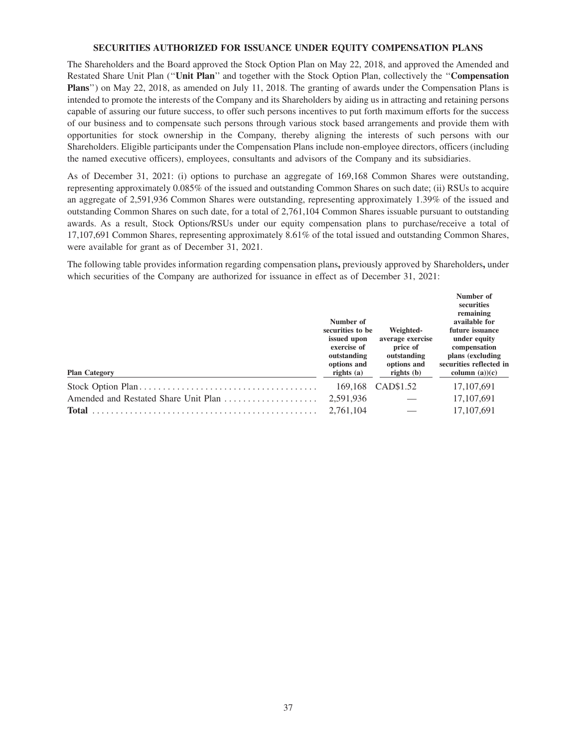## SECURITIES AUTHORIZED FOR ISSUANCE UNDER EQUITY COMPENSATION PLANS

The Shareholders and the Board approved the Stock Option Plan on May 22, 2018, and approved the Amended and Restated Share Unit Plan (''**Unit Plan**'' and together with the Stock Option Plan, collectively the ''**Compensation Plans**'') on May 22, 2018, as amended on July 11, 2018. The granting of awards under the Compensation Plans is intended to promote the interests of the Company and its Shareholders by aiding us in attracting and retaining persons capable of assuring our future success, to offer such persons incentives to put forth maximum efforts for the success of our business and to compensate such persons through various stock based arrangements and provide them with opportunities for stock ownership in the Company, thereby aligning the interests of such persons with our Shareholders. Eligible participants under the Compensation Plans include non-employee directors, officers (including the named executive officers), employees, consultants and advisors of the Company and its subsidiaries.

As of December 31, 2021: (i) options to purchase an aggregate of 169,168 Common Shares were outstanding, representing approximately 0.085% of the issued and outstanding Common Shares on such date; (ii) RSUs to acquire an aggregate of 2,591,936 Common Shares were outstanding, representing approximately 1.39% of the issued and outstanding Common Shares on such date, for a total of 2,761,104 Common Shares issuable pursuant to outstanding awards. As a result, Stock Options/RSUs under our equity compensation plans to purchase/receive a total of 17,107,691 Common Shares, representing approximately 8.61% of the total issued and outstanding Common Shares, were available for grant as of December 31, 2021.

The following table provides information regarding compensation plans**,** previously approved by Shareholders**,** under which securities of the Company are authorized for issuance in effect as of December 31, 2021:

| Plan Category | Number of securities to be issued upon exercise of outstanding options and rights (a) | Weighted-average exercise price of outstanding options and rights (b) | Number of securities remaining available for future issuance under equity compensation plans (excluding securities reflected in column (a))(c) |
|---|---|---|---|
| Stock Option Plan | 169,168 | CAD$1.52 | 17,107,691 |
| Amended and Restated Share Unit Plan | 2,591,936 | — | 17,107,691 |
| **Total** | 2,761,104 | — | 17,107,691 |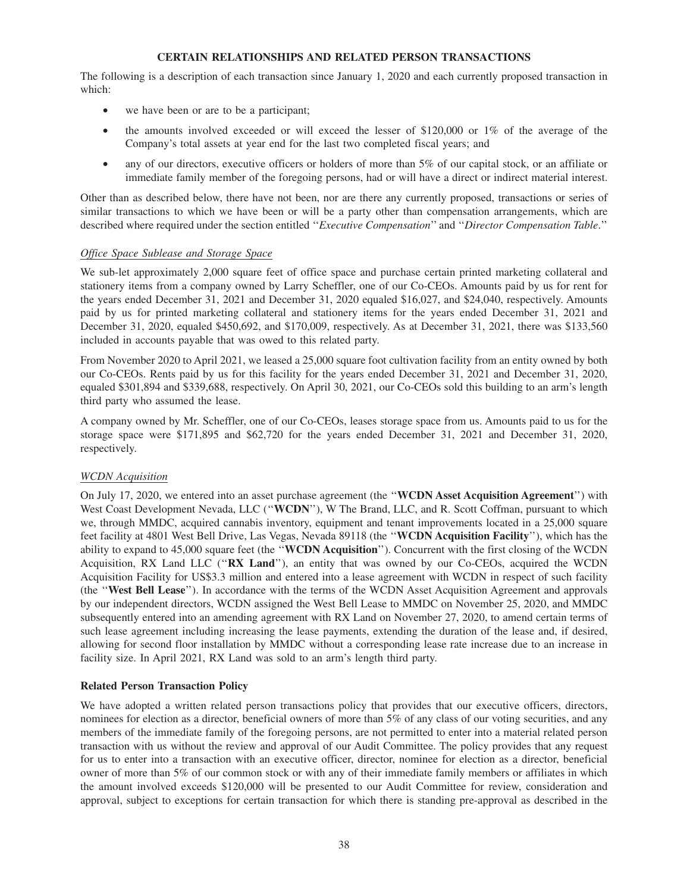## CERTAIN RELATIONSHIPS AND RELATED PERSON TRANSACTIONS

The following is a description of each transaction since January 1, 2020 and each currently proposed transaction in which:

- we have been or are to be a participant;
- the amounts involved exceeded or will exceed the lesser of \$120,000 or 1% of the average of the Company's total assets at year end for the last two completed fiscal years; and
- any of our directors, executive officers or holders of more than 5% of our capital stock, or an affiliate or immediate family member of the foregoing persons, had or will have a direct or indirect material interest.

Other than as described below, there have not been, nor are there any currently proposed, transactions or series of similar transactions to which we have been or will be a party other than compensation arrangements, which are described where required under the section entitled "*Executive Compensation*" and "*Director Compensation Table*."

### *Office Space Sublease and Storage Space*

We sub-let approximately 2,000 square feet of office space and purchase certain printed marketing collateral and stationery items from a company owned by Larry Scheffler, one of our Co-CEOs. Amounts paid by us for rent for the years ended December 31, 2021 and December 31, 2020 equaled \$16,027, and \$24,040, respectively. Amounts paid by us for printed marketing collateral and stationery items for the years ended December 31, 2021 and December 31, 2020, equaled \$450,692, and \$170,009, respectively. As at December 31, 2021, there was \$133,560 included in accounts payable that was owed to this related party.

From November 2020 to April 2021, we leased a 25,000 square foot cultivation facility from an entity owned by both our Co-CEOs. Rents paid by us for this facility for the years ended December 31, 2021 and December 31, 2020, equaled \$301,894 and \$339,688, respectively. On April 30, 2021, our Co-CEOs sold this building to an arm's length third party who assumed the lease.

A company owned by Mr. Scheffler, one of our Co-CEOs, leases storage space from us. Amounts paid to us for the storage space were \$171,895 and \$62,720 for the years ended December 31, 2021 and December 31, 2020, respectively.

### *WCDN Acquisition*

On July 17, 2020, we entered into an asset purchase agreement (the "**WCDN Asset Acquisition Agreement**") with West Coast Development Nevada, LLC ("**WCDN**"), W The Brand, LLC, and R. Scott Coffman, pursuant to which we, through MMDC, acquired cannabis inventory, equipment and tenant improvements located in a 25,000 square feet facility at 4801 West Bell Drive, Las Vegas, Nevada 89118 (the "**WCDN Acquisition Facility**"), which has the ability to expand to 45,000 square feet (the "**WCDN Acquisition**"). Concurrent with the first closing of the WCDN Acquisition, RX Land LLC ("**RX Land**"), an entity that was owned by our Co-CEOs, acquired the WCDN Acquisition Facility for US\$3.3 million and entered into a lease agreement with WCDN in respect of such facility (the "**West Bell Lease**"). In accordance with the terms of the WCDN Asset Acquisition Agreement and approvals by our independent directors, WCDN assigned the West Bell Lease to MMDC on November 25, 2020, and MMDC subsequently entered into an amending agreement with RX Land on November 27, 2020, to amend certain terms of such lease agreement including increasing the lease payments, extending the duration of the lease and, if desired, allowing for second floor installation by MMDC without a corresponding lease rate increase due to an increase in facility size. In April 2021, RX Land was sold to an arm's length third party.

### Related Person Transaction Policy

We have adopted a written related person transactions policy that provides that our executive officers, directors, nominees for election as a director, beneficial owners of more than 5% of any class of our voting securities, and any members of the immediate family of the foregoing persons, are not permitted to enter into a material related person transaction with us without the review and approval of our Audit Committee. The policy provides that any request for us to enter into a transaction with an executive officer, director, nominee for election as a director, beneficial owner of more than 5% of our common stock or with any of their immediate family members or affiliates in which the amount involved exceeds \$120,000 will be presented to our Audit Committee for review, consideration and approval, subject to exceptions for certain transaction for which there is standing pre-approval as described in the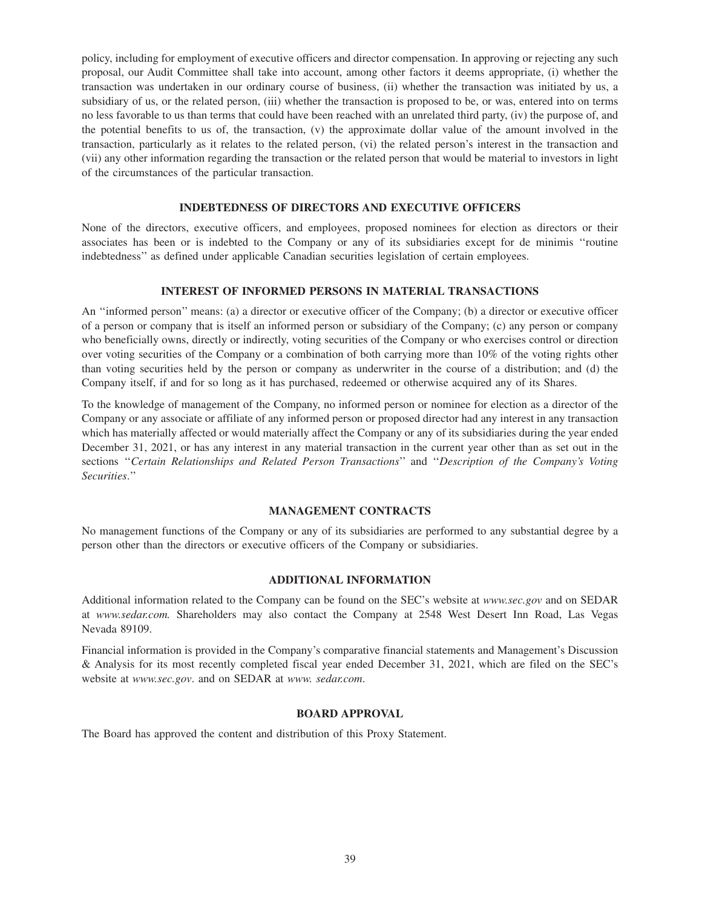policy, including for employment of executive officers and director compensation. In approving or rejecting any such proposal, our Audit Committee shall take into account, among other factors it deems appropriate, (i) whether the transaction was undertaken in our ordinary course of business, (ii) whether the transaction was initiated by us, a subsidiary of us, or the related person, (iii) whether the transaction is proposed to be, or was, entered into on terms no less favorable to us than terms that could have been reached with an unrelated third party, (iv) the purpose of, and the potential benefits to us of, the transaction, (v) the approximate dollar value of the amount involved in the transaction, particularly as it relates to the related person, (vi) the related person's interest in the transaction and (vii) any other information regarding the transaction or the related person that would be material to investors in light of the circumstances of the particular transaction.

## INDEBTEDNESS OF DIRECTORS AND EXECUTIVE OFFICERS

None of the directors, executive officers, and employees, proposed nominees for election as directors or their associates has been or is indebted to the Company or any of its subsidiaries except for de minimis ''routine indebtedness'' as defined under applicable Canadian securities legislation of certain employees.

## INTEREST OF INFORMED PERSONS IN MATERIAL TRANSACTIONS

An ''informed person'' means: (a) a director or executive officer of the Company; (b) a director or executive officer of a person or company that is itself an informed person or subsidiary of the Company; (c) any person or company who beneficially owns, directly or indirectly, voting securities of the Company or who exercises control or direction over voting securities of the Company or a combination of both carrying more than 10% of the voting rights other than voting securities held by the person or company as underwriter in the course of a distribution; and (d) the Company itself, if and for so long as it has purchased, redeemed or otherwise acquired any of its Shares.

To the knowledge of management of the Company, no informed person or nominee for election as a director of the Company or any associate or affiliate of any informed person or proposed director had any interest in any transaction which has materially affected or would materially affect the Company or any of its subsidiaries during the year ended December 31, 2021, or has any interest in any material transaction in the current year other than as set out in the sections ''*Certain Relationships and Related Person Transactions*'' and ''*Description of the Company's Voting Securities*.''

## MANAGEMENT CONTRACTS

No management functions of the Company or any of its subsidiaries are performed to any substantial degree by a person other than the directors or executive officers of the Company or subsidiaries.

## ADDITIONAL INFORMATION

Additional information related to the Company can be found on the SEC's website at *www.sec.gov* and on SEDAR at *www.sedar.com.* Shareholders may also contact the Company at 2548 West Desert Inn Road, Las Vegas Nevada 89109.

Financial information is provided in the Company's comparative financial statements and Management's Discussion & Analysis for its most recently completed fiscal year ended December 31, 2021, which are filed on the SEC's website at *www.sec.gov*. and on SEDAR at *www. sedar.com*.

## BOARD APPROVAL

The Board has approved the content and distribution of this Proxy Statement.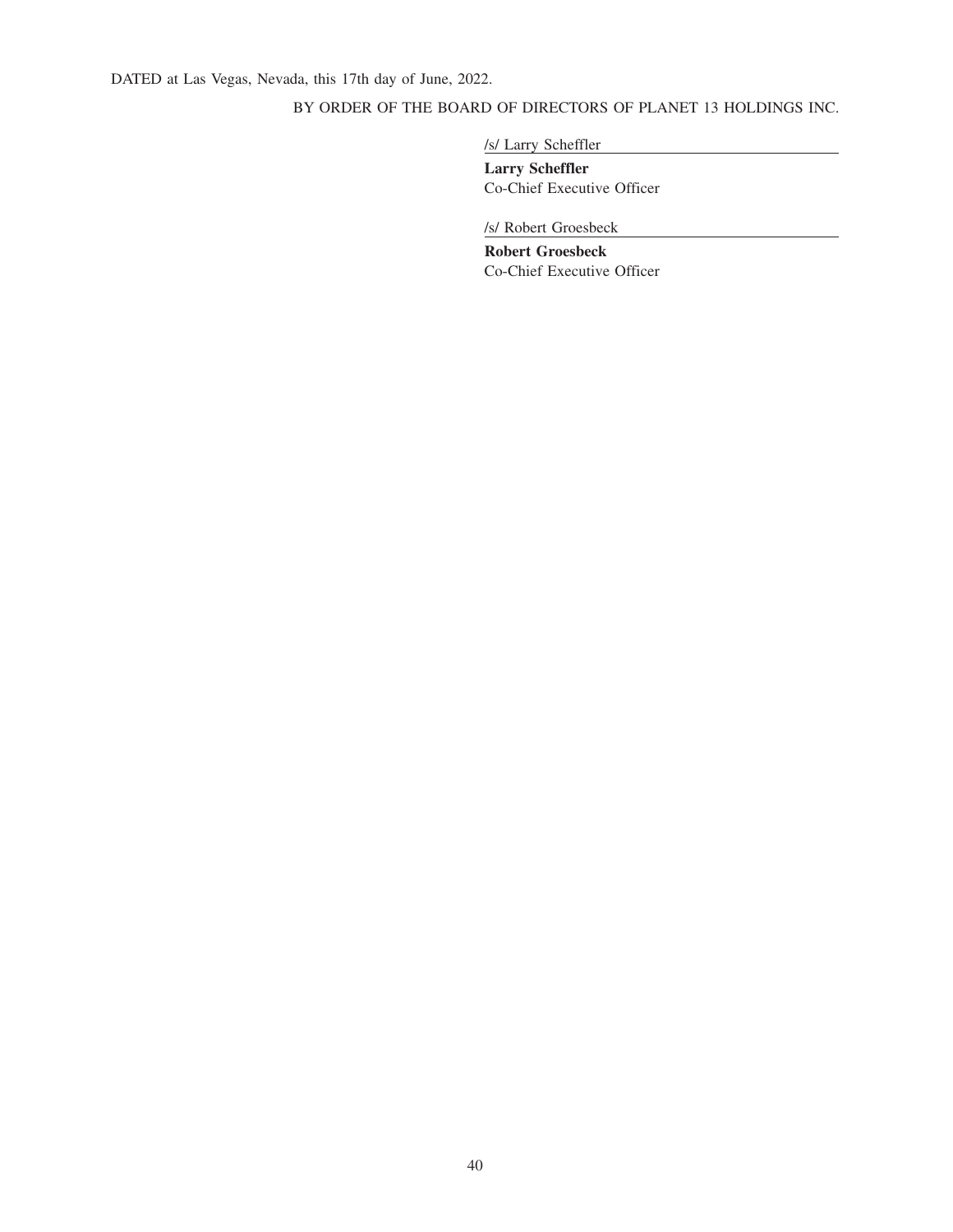DATED at Las Vegas, Nevada, this 17th day of June, 2022.

BY ORDER OF THE BOARD OF DIRECTORS OF PLANET 13 HOLDINGS INC.

/s/ Larry Scheffler

**Larry Scheffler**
Co-Chief Executive Officer

/s/ Robert Groesbeck

**Robert Groesbeck**
Co-Chief Executive Officer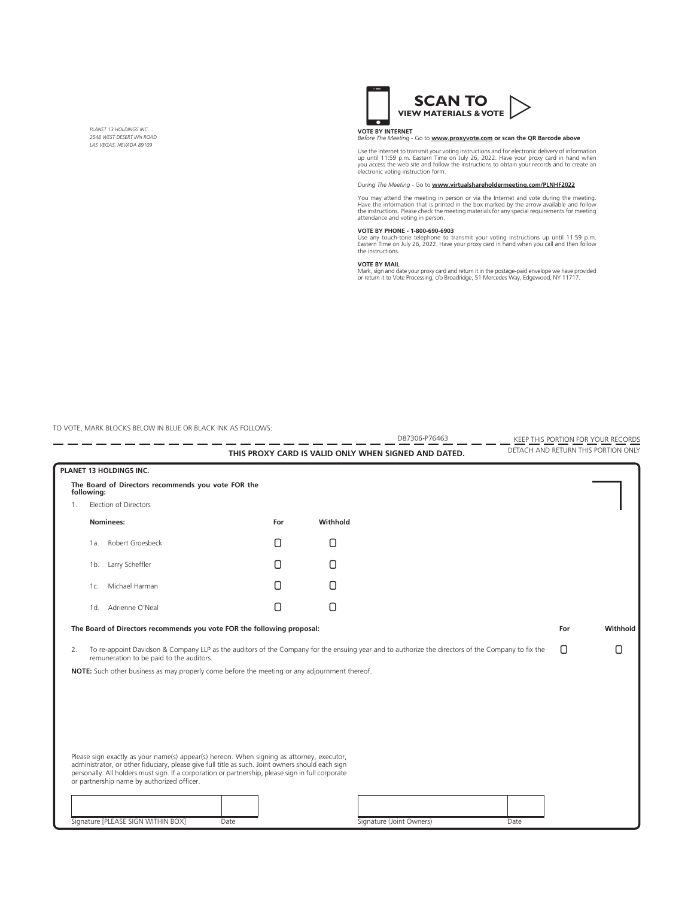*PLANET 13 HOLDINGS INC.*
*2548 WEST DESERT INN ROAD*
*LAS VEGAS, NEVADA 89109*

**SCAN TO VIEW MATERIALS & VOTE**

**VOTE BY INTERNET**
*Before The Meeting* - Go to **www.proxyvote.com** or scan the QR Barcode above

Use the Internet to transmit your voting instructions and for electronic delivery of information up until 11:59 p.m. Eastern Time on July 26, 2022. Have your proxy card in hand when you access the web site and follow the instructions to obtain your records and to create an electronic voting instruction form.

*During The Meeting* - Go to **www.virtualshareholdermeeting.com/PLNHF2022**

You may attend the meeting in person or via the Internet and vote during the meeting. Have the information that is printed in the box marked by the arrow available and follow the instructions. Please check the meeting materials for any special requirements for meeting attendance and voting in person.

**VOTE BY PHONE - 1-800-690-6903**
Use any touch-tone telephone to transmit your voting instructions up until 11:59 p.m. Eastern Time on July 26, 2022. Have your proxy card in hand when you call and then follow the instructions.

**VOTE BY MAIL**
Mark, sign and date your proxy card and return it in the postage-paid envelope we have provided or return it to Vote Processing, c/o Broadridge, 51 Mercedes Way, Edgewood, NY 11717.

TO VOTE, MARK BLOCKS BELOW IN BLUE OR BLACK INK AS FOLLOWS:

D87306-P76463 KEEP THIS PORTION FOR YOUR RECORDS

**THIS PROXY CARD IS VALID ONLY WHEN SIGNED AND DATED.** DETACH AND RETURN THIS PORTION ONLY

**PLANET 13 HOLDINGS INC.**

**The Board of Directors recommends you vote FOR the following:**

1. Election of Directors

| **Nominees:** | **For** | **Withhold** |
|---|---|---|
| 1a. Robert Groesbeck | ☐ | ☐ |
| 1b. Larry Scheffler | ☐ | ☐ |
| 1c. Michael Harman | ☐ | ☐ |
| 1d. Adrienne O'Neal | ☐ | ☐ |

**The Board of Directors recommends you vote FOR the following proposal:**

| | **For** | **Withhold** |
|---|---|---|
| 2. To re-appoint Davidson & Company LLP as the auditors of the Company for the ensuing year and to authorize the directors of the Company to fix the remuneration to be paid to the auditors. | ☐ | ☐ |

**NOTE:** Such other business as may properly come before the meeting or any adjournment thereof.

Please sign exactly as your name(s) appear(s) hereon. When signing as attorney, executor, administrator, or other fiduciary, please give full title as such. Joint owners should each sign personally. All holders must sign. If a corporation or partnership, please sign in full corporate or partnership name by authorized officer.

| Signature [PLEASE SIGN WITHIN BOX] | Date | Signature (Joint Owners) | Date |
|---|---|---|---|
| | | | |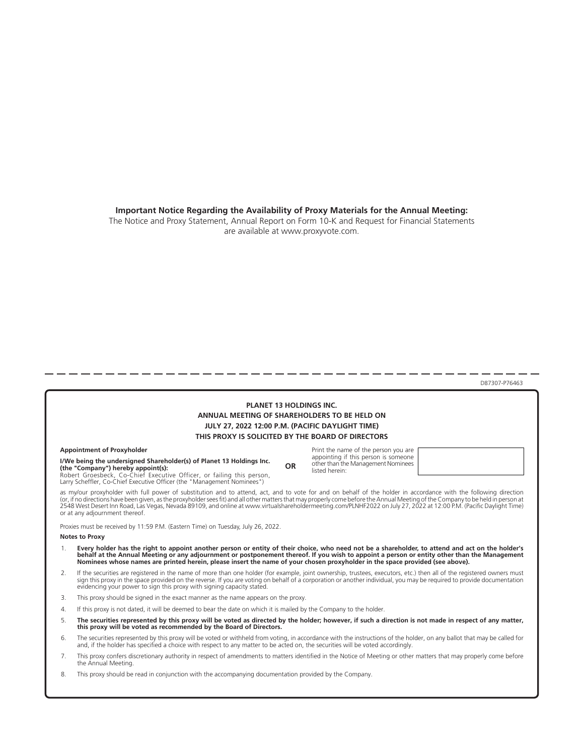**Important Notice Regarding the Availability of Proxy Materials for the Annual Meeting:**
The Notice and Proxy Statement, Annual Report on Form 10-K and Request for Financial Statements are available at www.proxyvote.com.

D87307-P76463

**PLANET 13 HOLDINGS INC.**
**ANNUAL MEETING OF SHAREHOLDERS TO BE HELD ON**
**JULY 27, 2022 12:00 P.M. (PACIFIC DAYLIGHT TIME)**
**THIS PROXY IS SOLICITED BY THE BOARD OF DIRECTORS**

**Appointment of Proxyholder**

**I/We being the undersigned Shareholder(s) of Planet 13 Holdings Inc. (the "Company") hereby appoint(s):**
Robert Groesbeck, Co-Chief Executive Officer, or failing this person, Larry Scheffler, Co-Chief Executive Officer (the "Management Nominees")

**OR**

Print the name of the person you are appointing if this person is someone other than the Management Nominees listed herein:

as my/our proxyholder with full power of substitution and to attend, act, and to vote for and on behalf of the holder in accordance with the following direction (or, if no directions have been given, as the proxyholder sees fit) and all other matters that may properly come before the Annual Meeting of the Company to be held in person at 2548 West Desert Inn Road, Las Vegas, Nevada 89109, and online at www.virtualshareholdermeeting.com/PLNHF2022 on July 27, 2022 at 12:00 P.M. (Pacific Daylight Time) or at any adjournment thereof.

Proxies must be received by 11:59 P.M. (Eastern Time) on Tuesday, July 26, 2022.

**Notes to Proxy**

1. **Every holder has the right to appoint another person or entity of their choice, who need not be a shareholder, to attend and act on the holder's behalf at the Annual Meeting or any adjournment or postponement thereof. If you wish to appoint a person or entity other than the Management Nominees whose names are printed herein, please insert the name of your chosen proxyholder in the space provided (see above).**
2. If the securities are registered in the name of more than one holder (for example, joint ownership, trustees, executors, etc.) then all of the registered owners must sign this proxy in the space provided on the reverse. If you are voting on behalf of a corporation or another individual, you may be required to provide documentation evidencing your power to sign this proxy with signing capacity stated.
3. This proxy should be signed in the exact manner as the name appears on the proxy.
4. If this proxy is not dated, it will be deemed to bear the date on which it is mailed by the Company to the holder.
5. **The securities represented by this proxy will be voted as directed by the holder; however, if such a direction is not made in respect of any matter, this proxy will be voted as recommended by the Board of Directors.**
6. The securities represented by this proxy will be voted or withheld from voting, in accordance with the instructions of the holder, on any ballot that may be called for and, if the holder has specified a choice with respect to any matter to be acted on, the securities will be voted accordingly.
7. This proxy confers discretionary authority in respect of amendments to matters identified in the Notice of Meeting or other matters that may properly come before the Annual Meeting.
8. This proxy should be read in conjunction with the accompanying documentation provided by the Company.